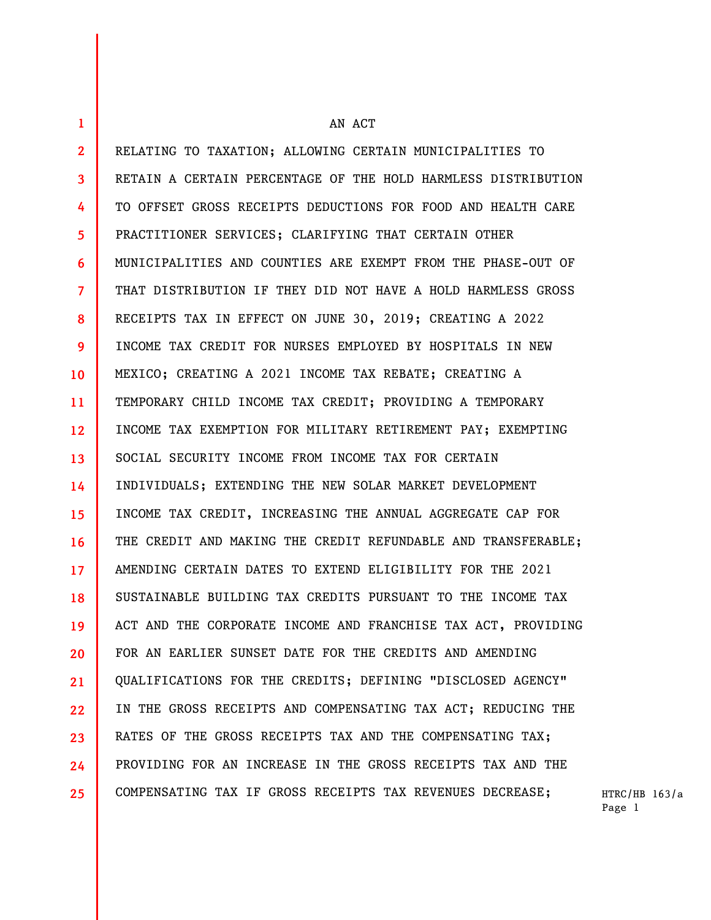AN ACT

RELATING TO TAXATION; ALLOWING CERTAIN MUNICIPALITIES TO RETAIN A CERTAIN PERCENTAGE OF THE HOLD HARMLESS DISTRIBUTION TO OFFSET GROSS RECEIPTS DEDUCTIONS FOR FOOD AND HEALTH CARE PRACTITIONER SERVICES; CLARIFYING THAT CERTAIN OTHER MUNICIPALITIES AND COUNTIES ARE EXEMPT FROM THE PHASE-OUT OF THAT DISTRIBUTION IF THEY DID NOT HAVE A HOLD HARMLESS GROSS RECEIPTS TAX IN EFFECT ON JUNE 30, 2019; CREATING A 2022 INCOME TAX CREDIT FOR NURSES EMPLOYED BY HOSPITALS IN NEW MEXICO; CREATING A 2021 INCOME TAX REBATE; CREATING A TEMPORARY CHILD INCOME TAX CREDIT; PROVIDING A TEMPORARY INCOME TAX EXEMPTION FOR MILITARY RETIREMENT PAY; EXEMPTING SOCIAL SECURITY INCOME FROM INCOME TAX FOR CERTAIN INDIVIDUALS; EXTENDING THE NEW SOLAR MARKET DEVELOPMENT INCOME TAX CREDIT, INCREASING THE ANNUAL AGGREGATE CAP FOR THE CREDIT AND MAKING THE CREDIT REFUNDABLE AND TRANSFERABLE; AMENDING CERTAIN DATES TO EXTEND ELIGIBILITY FOR THE 2021 SUSTAINABLE BUILDING TAX CREDITS PURSUANT TO THE INCOME TAX ACT AND THE CORPORATE INCOME AND FRANCHISE TAX ACT, PROVIDING FOR AN EARLIER SUNSET DATE FOR THE CREDITS AND AMENDING QUALIFICATIONS FOR THE CREDITS; DEFINING "DISCLOSED AGENCY" IN THE GROSS RECEIPTS AND COMPENSATING TAX ACT; REDUCING THE RATES OF THE GROSS RECEIPTS TAX AND THE COMPENSATING TAX; PROVIDING FOR AN INCREASE IN THE GROSS RECEIPTS TAX AND THE COMPENSATING TAX IF GROSS RECEIPTS TAX REVENUES DECREASE;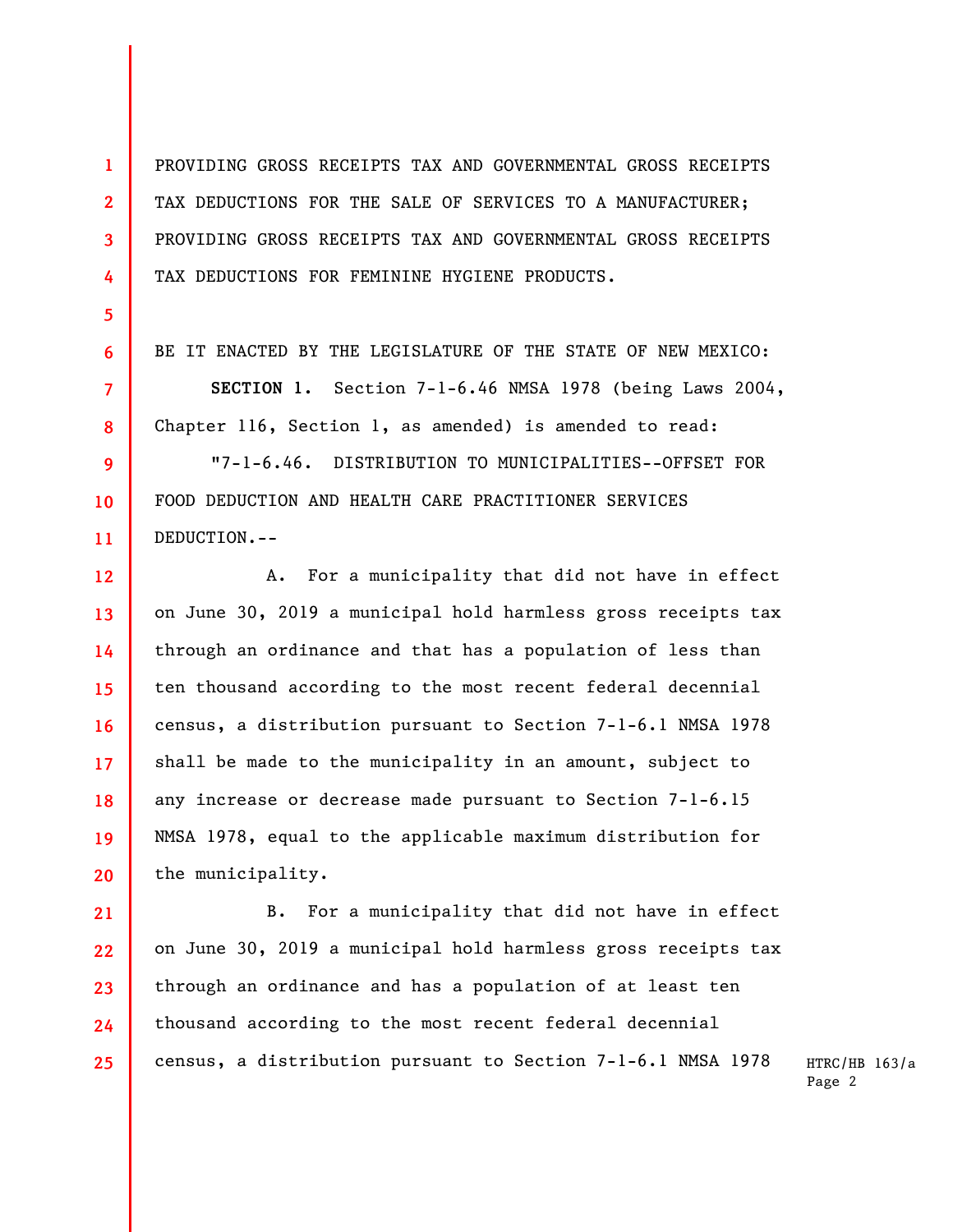PROVIDING GROSS RECEIPTS TAX AND GOVERNMENTAL GROSS RECEIPTS TAX DEDUCTIONS FOR THE SALE OF SERVICES TO A MANUFACTURER; PROVIDING GROSS RECEIPTS TAX AND GOVERNMENTAL GROSS RECEIPTS TAX DEDUCTIONS FOR FEMININE HYGIENE PRODUCTS.

BE IT ENACTED BY THE LEGISLATURE OF THE STATE OF NEW MEXICO:

**SECTION 1.** Section 7-1-6.46 NMSA 1978 (being Laws 2004, Chapter 116, Section 1, as amended) is amended to read:

"7-1-6.46. DISTRIBUTION TO MUNICIPALITIES--OFFSET FOR FOOD DEDUCTION AND HEALTH CARE PRACTITIONER SERVICES DEDUCTION.--

A. For a municipality that did not have in effect on June 30, 2019 a municipal hold harmless gross receipts tax through an ordinance and that has a population of less than ten thousand according to the most recent federal decennial census, a distribution pursuant to Section 7-1-6.1 NMSA 1978 shall be made to the municipality in an amount, subject to any increase or decrease made pursuant to Section 7-1-6.15 NMSA 1978, equal to the applicable maximum distribution for the municipality.

B. For a municipality that did not have in effect on June 30, 2019 a municipal hold harmless gross receipts tax through an ordinance and has a population of at least ten thousand according to the most recent federal decennial census, a distribution pursuant to Section 7-1-6.1 NMSA 1978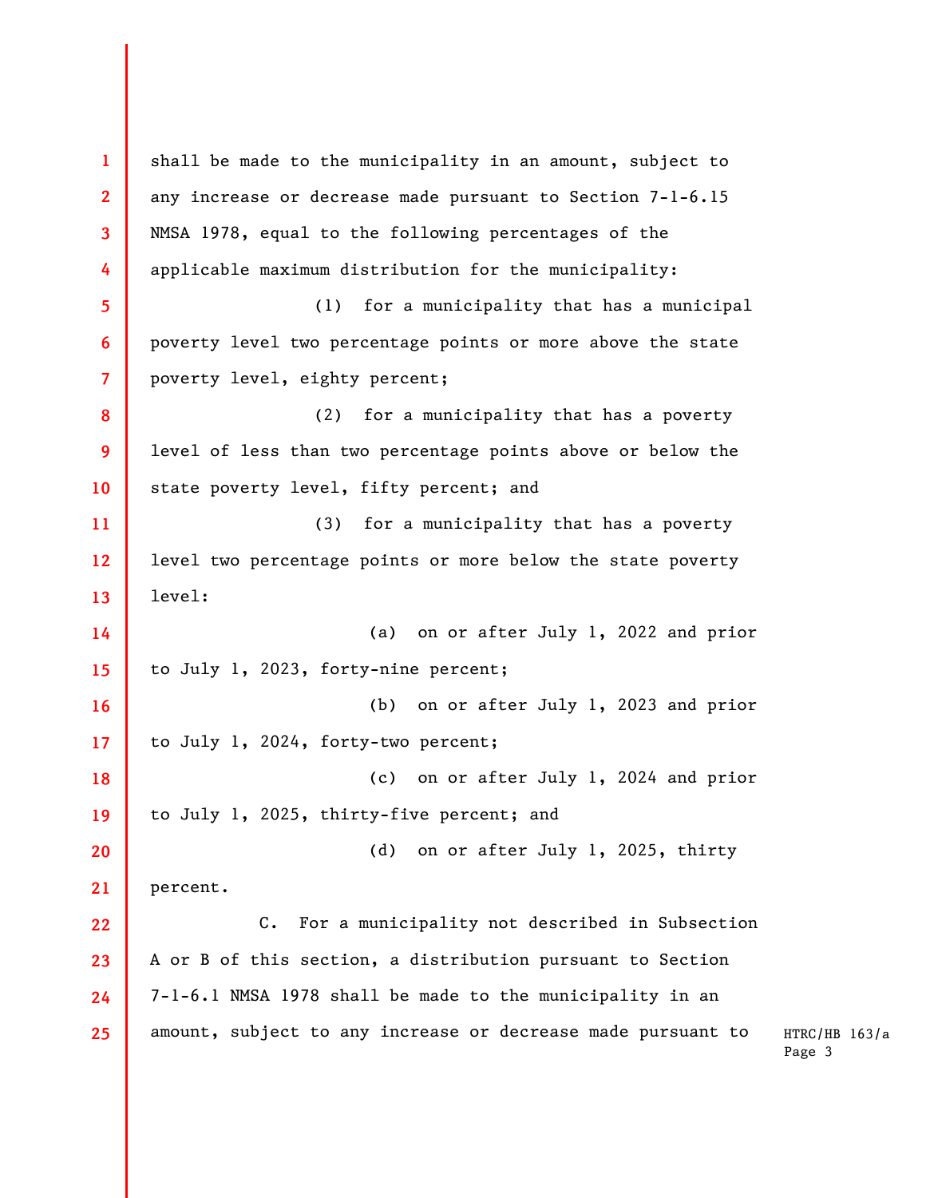shall be made to the municipality in an amount, subject to any increase or decrease made pursuant to Section 7-1-6.15 NMSA 1978, equal to the following percentages of the applicable maximum distribution for the municipality:

(1) for a municipality that has a municipal poverty level two percentage points or more above the state poverty level, eighty percent;

(2) for a municipality that has a poverty level of less than two percentage points above or below the state poverty level, fifty percent; and

(3) for a municipality that has a poverty level two percentage points or more below the state poverty level:

(a) on or after July 1, 2022 and prior to July 1, 2023, forty-nine percent;

(b) on or after July 1, 2023 and prior to July 1, 2024, forty-two percent;

(c) on or after July 1, 2024 and prior to July 1, 2025, thirty-five percent; and

(d) on or after July 1, 2025, thirty percent.

C. For a municipality not described in Subsection A or B of this section, a distribution pursuant to Section 7-1-6.1 NMSA 1978 shall be made to the municipality in an amount, subject to any increase or decrease made pursuant to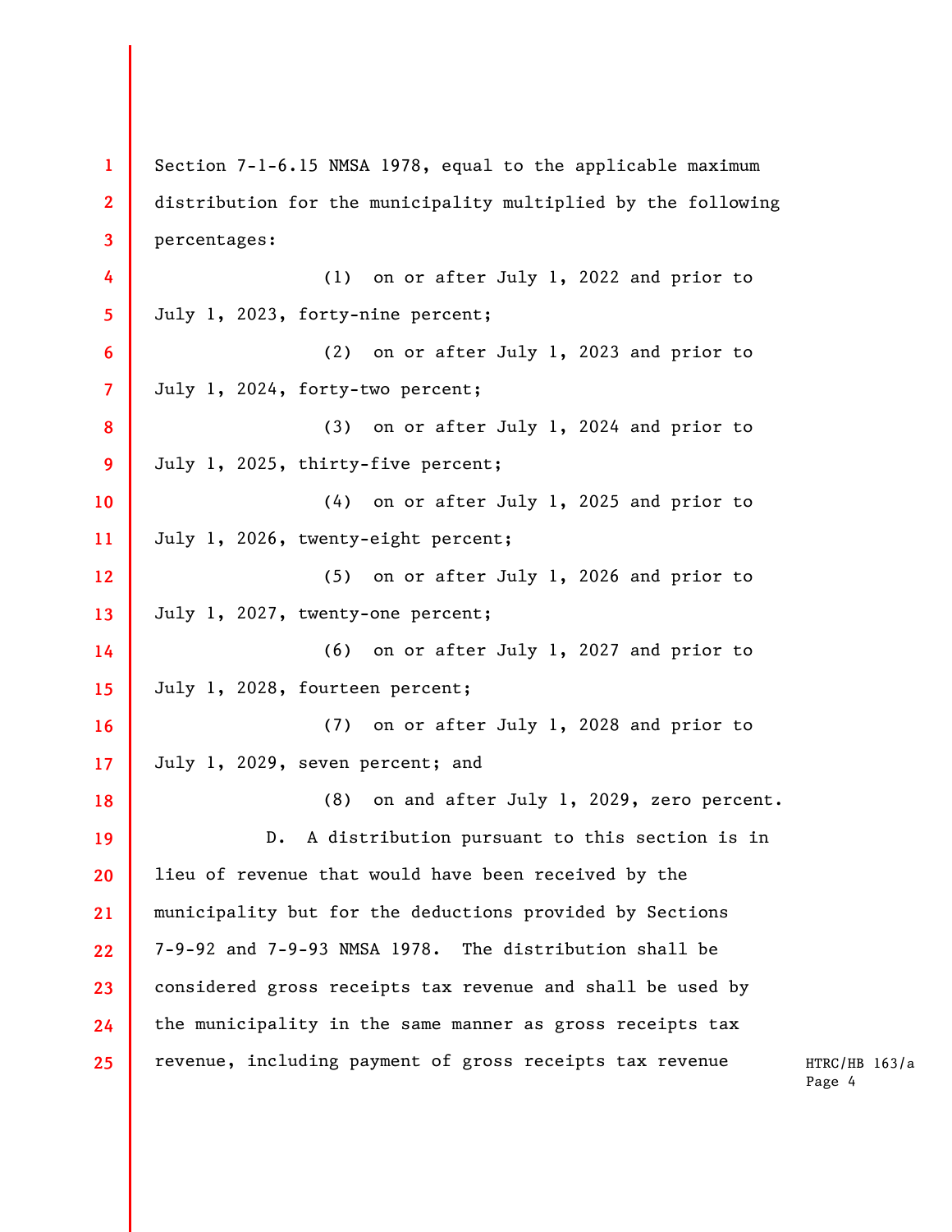Section 7-1-6.15 NMSA 1978, equal to the applicable maximum distribution for the municipality multiplied by the following percentages:

(1) on or after July 1, 2022 and prior to July 1, 2023, forty-nine percent;

(2) on or after July 1, 2023 and prior to July 1, 2024, forty-two percent;

(3) on or after July 1, 2024 and prior to July 1, 2025, thirty-five percent;

(4) on or after July 1, 2025 and prior to July 1, 2026, twenty-eight percent;

(5) on or after July 1, 2026 and prior to July 1, 2027, twenty-one percent;

(6) on or after July 1, 2027 and prior to July 1, 2028, fourteen percent;

(7) on or after July 1, 2028 and prior to July 1, 2029, seven percent; and

(8) on and after July 1, 2029, zero percent.

D. A distribution pursuant to this section is in lieu of revenue that would have been received by the municipality but for the deductions provided by Sections 7-9-92 and 7-9-93 NMSA 1978. The distribution shall be considered gross receipts tax revenue and shall be used by the municipality in the same manner as gross receipts tax revenue, including payment of gross receipts tax revenue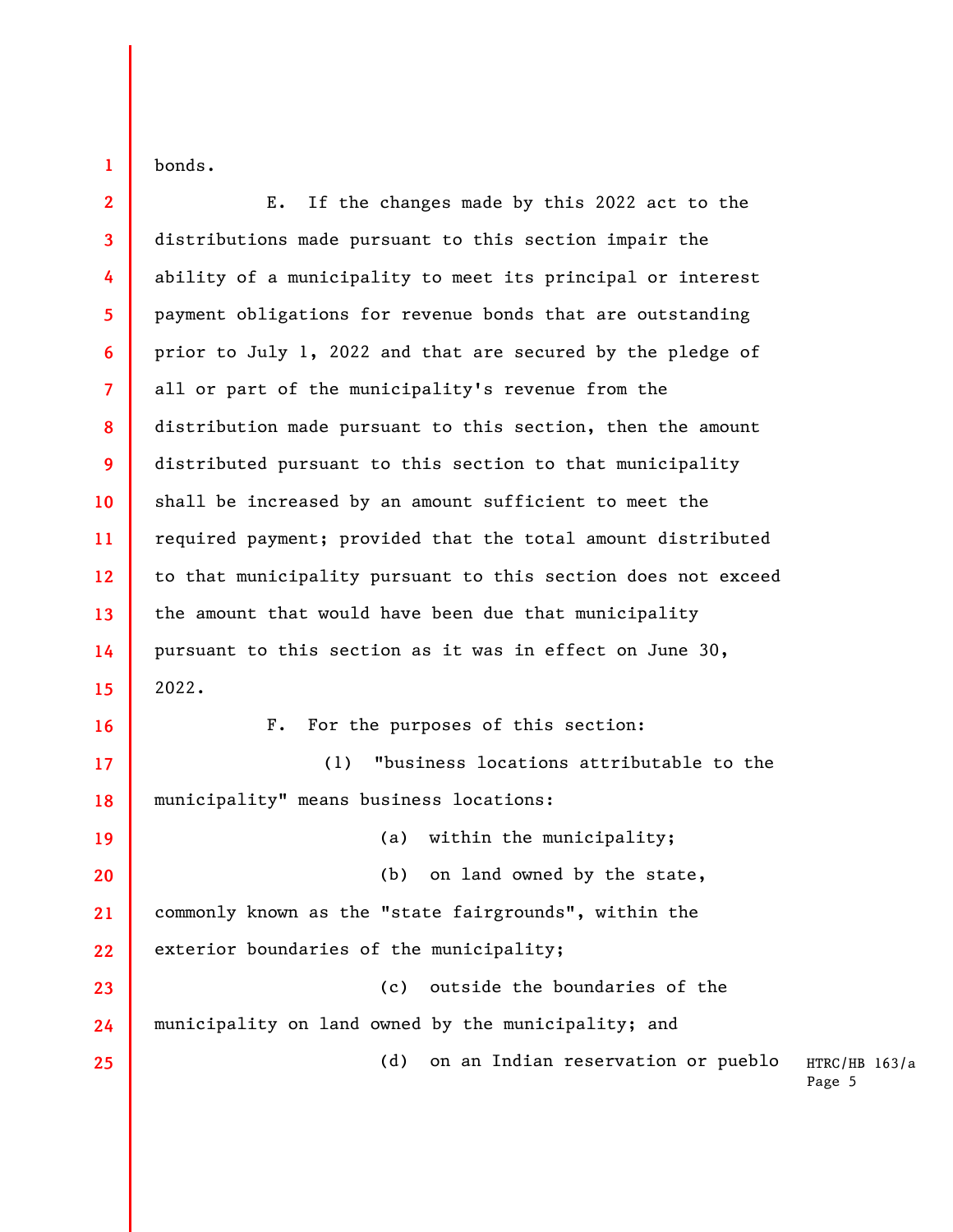bonds.

E. If the changes made by this 2022 act to the distributions made pursuant to this section impair the ability of a municipality to meet its principal or interest payment obligations for revenue bonds that are outstanding prior to July 1, 2022 and that are secured by the pledge of all or part of the municipality's revenue from the distribution made pursuant to this section, then the amount distributed pursuant to this section to that municipality shall be increased by an amount sufficient to meet the required payment; provided that the total amount distributed to that municipality pursuant to this section does not exceed the amount that would have been due that municipality pursuant to this section as it was in effect on June 30, 2022.

F. For the purposes of this section:

(1) "business locations attributable to the municipality" means business locations:

(a) within the municipality;

(b) on land owned by the state, commonly known as the "state fairgrounds", within the exterior boundaries of the municipality;

(c) outside the boundaries of the municipality on land owned by the municipality; and

(d) on an Indian reservation or pueblo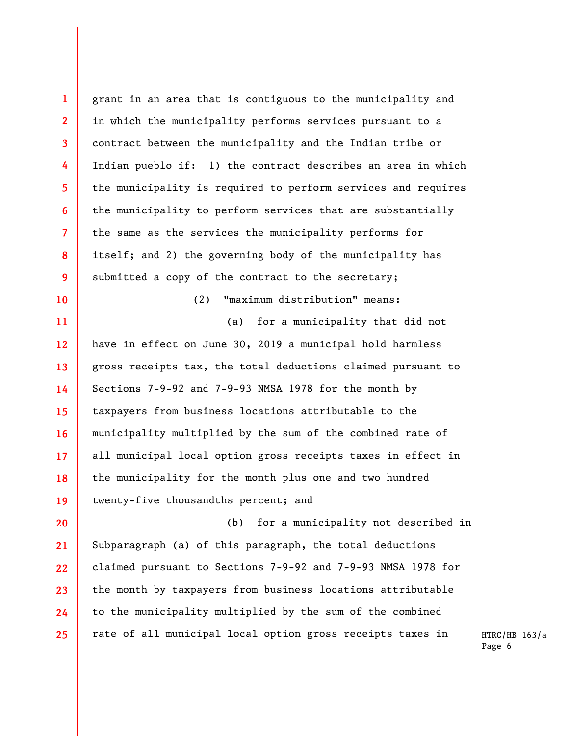grant in an area that is contiguous to the municipality and in which the municipality performs services pursuant to a contract between the municipality and the Indian tribe or Indian pueblo if: 1) the contract describes an area in which the municipality is required to perform services and requires the municipality to perform services that are substantially the same as the services the municipality performs for itself; and 2) the governing body of the municipality has submitted a copy of the contract to the secretary;

(2) "maximum distribution" means:

(a) for a municipality that did not have in effect on June 30, 2019 a municipal hold harmless gross receipts tax, the total deductions claimed pursuant to Sections 7-9-92 and 7-9-93 NMSA 1978 for the month by taxpayers from business locations attributable to the municipality multiplied by the sum of the combined rate of all municipal local option gross receipts taxes in effect in the municipality for the month plus one and two hundred twenty-five thousandths percent; and

(b) for a municipality not described in Subparagraph (a) of this paragraph, the total deductions claimed pursuant to Sections 7-9-92 and 7-9-93 NMSA 1978 for the month by taxpayers from business locations attributable to the municipality multiplied by the sum of the combined rate of all municipal local option gross receipts taxes in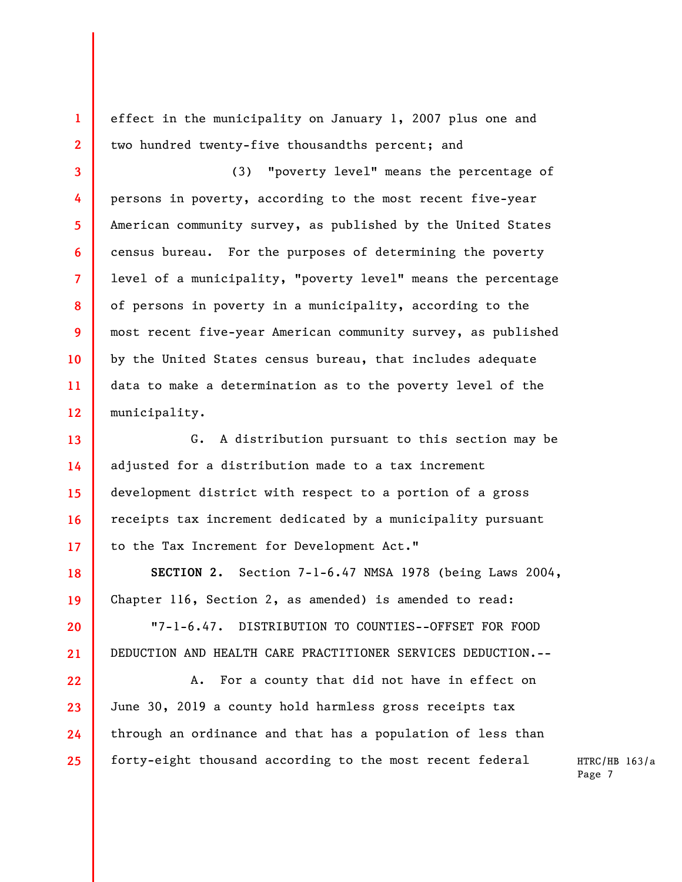effect in the municipality on January 1, 2007 plus one and two hundred twenty-five thousandths percent; and

(3) "poverty level" means the percentage of persons in poverty, according to the most recent five-year American community survey, as published by the United States census bureau. For the purposes of determining the poverty level of a municipality, "poverty level" means the percentage of persons in poverty in a municipality, according to the most recent five-year American community survey, as published by the United States census bureau, that includes adequate data to make a determination as to the poverty level of the municipality.

G. A distribution pursuant to this section may be adjusted for a distribution made to a tax increment development district with respect to a portion of a gross receipts tax increment dedicated by a municipality pursuant to the Tax Increment for Development Act."

**SECTION 2.** Section 7-1-6.47 NMSA 1978 (being Laws 2004, Chapter 116, Section 2, as amended) is amended to read:

"7-1-6.47. DISTRIBUTION TO COUNTIES--OFFSET FOR FOOD DEDUCTION AND HEALTH CARE PRACTITIONER SERVICES DEDUCTION.--

A. For a county that did not have in effect on June 30, 2019 a county hold harmless gross receipts tax through an ordinance and that has a population of less than forty-eight thousand according to the most recent federal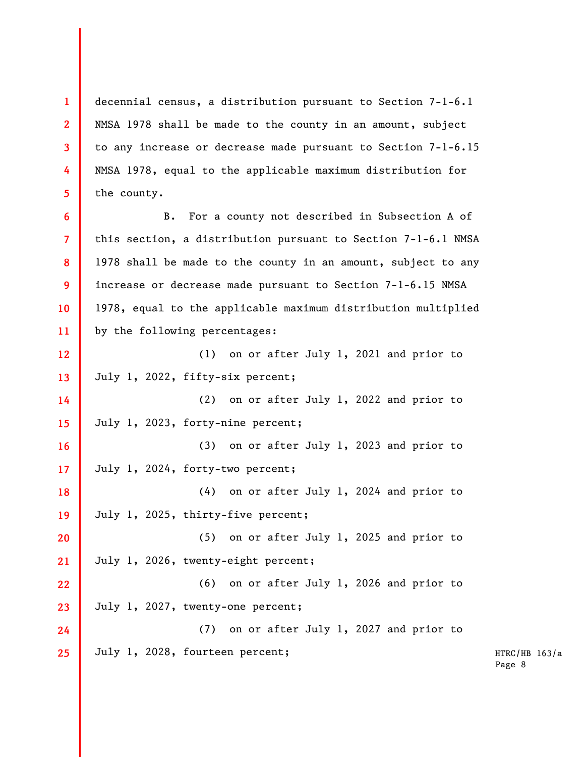decennial census, a distribution pursuant to Section 7-1-6.1 NMSA 1978 shall be made to the county in an amount, subject to any increase or decrease made pursuant to Section 7-1-6.15 NMSA 1978, equal to the applicable maximum distribution for the county.

B. For a county not described in Subsection A of this section, a distribution pursuant to Section 7-1-6.1 NMSA 1978 shall be made to the county in an amount, subject to any increase or decrease made pursuant to Section 7-1-6.15 NMSA 1978, equal to the applicable maximum distribution multiplied by the following percentages:

(1) on or after July 1, 2021 and prior to July 1, 2022, fifty-six percent;

(2) on or after July 1, 2022 and prior to July 1, 2023, forty-nine percent;

(3) on or after July 1, 2023 and prior to July 1, 2024, forty-two percent;

(4) on or after July 1, 2024 and prior to July 1, 2025, thirty-five percent;

(5) on or after July 1, 2025 and prior to July 1, 2026, twenty-eight percent;

(6) on or after July 1, 2026 and prior to July 1, 2027, twenty-one percent;

(7) on or after July 1, 2027 and prior to July 1, 2028, fourteen percent;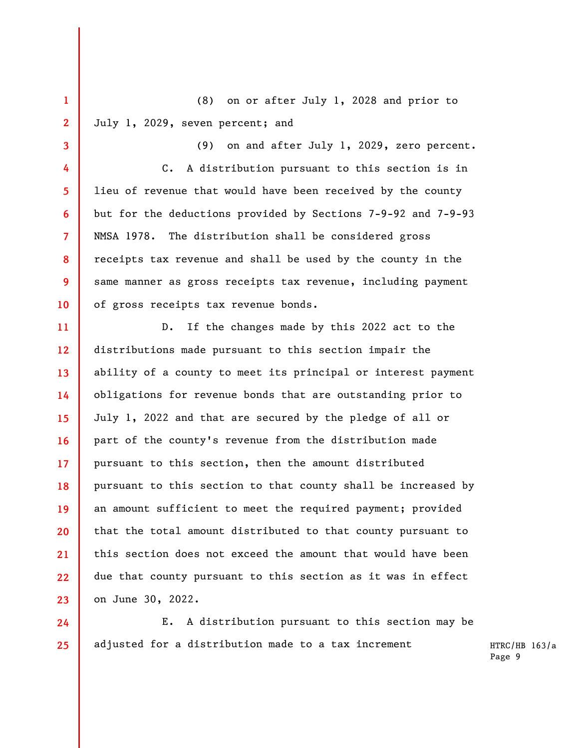(8) on or after July 1, 2028 and prior to July 1, 2029, seven percent; and

(9) on and after July 1, 2029, zero percent.

C. A distribution pursuant to this section is in lieu of revenue that would have been received by the county but for the deductions provided by Sections 7-9-92 and 7-9-93 NMSA 1978. The distribution shall be considered gross receipts tax revenue and shall be used by the county in the same manner as gross receipts tax revenue, including payment of gross receipts tax revenue bonds.

D. If the changes made by this 2022 act to the distributions made pursuant to this section impair the ability of a county to meet its principal or interest payment obligations for revenue bonds that are outstanding prior to July 1, 2022 and that are secured by the pledge of all or part of the county's revenue from the distribution made pursuant to this section, then the amount distributed pursuant to this section to that county shall be increased by an amount sufficient to meet the required payment; provided that the total amount distributed to that county pursuant to this section does not exceed the amount that would have been due that county pursuant to this section as it was in effect on June 30, 2022.

E. A distribution pursuant to this section may be adjusted for a distribution made to a tax increment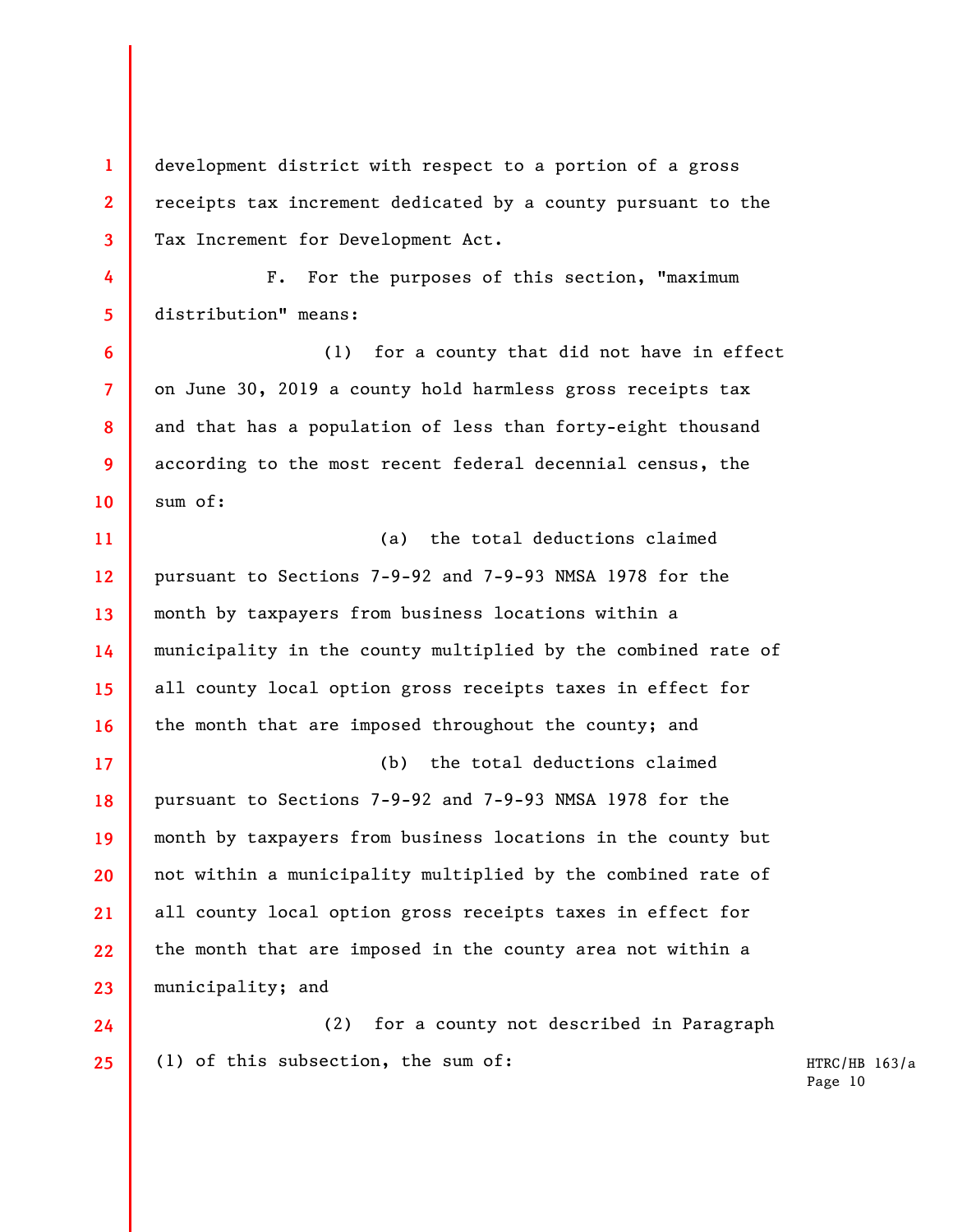development district with respect to a portion of a gross receipts tax increment dedicated by a county pursuant to the Tax Increment for Development Act.

F. For the purposes of this section, "maximum distribution" means:

(1) for a county that did not have in effect on June 30, 2019 a county hold harmless gross receipts tax and that has a population of less than forty-eight thousand according to the most recent federal decennial census, the sum of:

(a) the total deductions claimed pursuant to Sections 7-9-92 and 7-9-93 NMSA 1978 for the month by taxpayers from business locations within a municipality in the county multiplied by the combined rate of all county local option gross receipts taxes in effect for the month that are imposed throughout the county; and

(b) the total deductions claimed pursuant to Sections 7-9-92 and 7-9-93 NMSA 1978 for the month by taxpayers from business locations in the county but not within a municipality multiplied by the combined rate of all county local option gross receipts taxes in effect for the month that are imposed in the county area not within a municipality; and

(2) for a county not described in Paragraph (1) of this subsection, the sum of: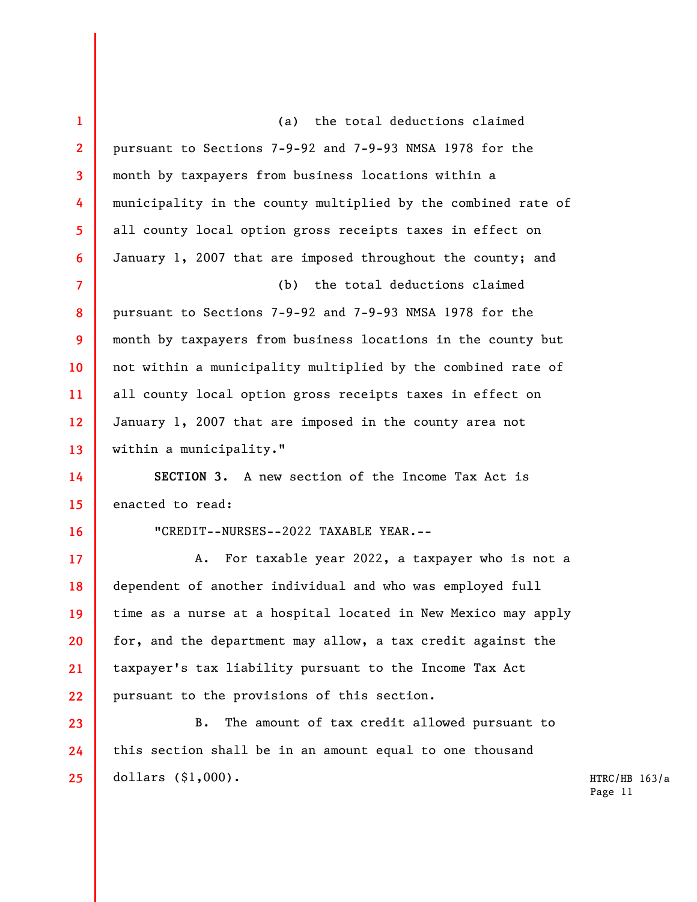(a) the total deductions claimed pursuant to Sections 7-9-92 and 7-9-93 NMSA 1978 for the month by taxpayers from business locations within a municipality in the county multiplied by the combined rate of all county local option gross receipts taxes in effect on January 1, 2007 that are imposed throughout the county; and

(b) the total deductions claimed pursuant to Sections 7-9-92 and 7-9-93 NMSA 1978 for the month by taxpayers from business locations in the county but not within a municipality multiplied by the combined rate of all county local option gross receipts taxes in effect on January 1, 2007 that are imposed in the county area not within a municipality."

**SECTION 3.** A new section of the Income Tax Act is enacted to read:

"CREDIT--NURSES--2022 TAXABLE YEAR.--

A. For taxable year 2022, a taxpayer who is not a dependent of another individual and who was employed full time as a nurse at a hospital located in New Mexico may apply for, and the department may allow, a tax credit against the taxpayer's tax liability pursuant to the Income Tax Act pursuant to the provisions of this section.

B. The amount of tax credit allowed pursuant to this section shall be in an amount equal to one thousand dollars ($1,000).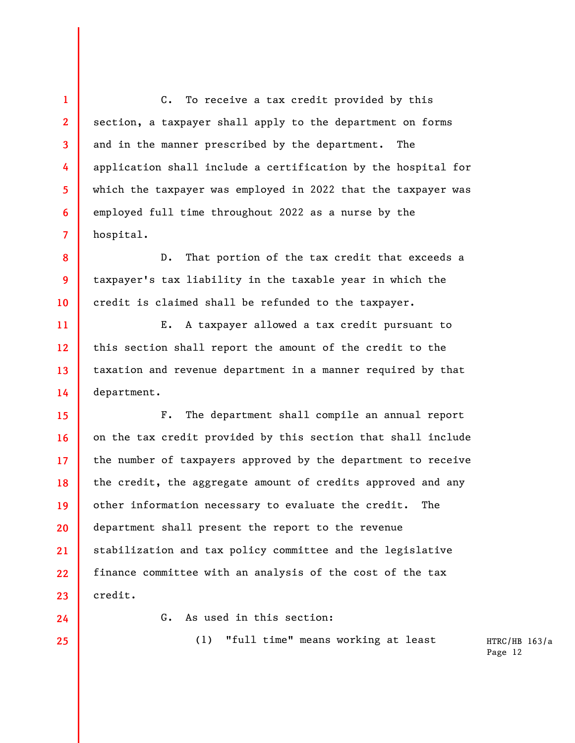C. To receive a tax credit provided by this section, a taxpayer shall apply to the department on forms and in the manner prescribed by the department. The application shall include a certification by the hospital for which the taxpayer was employed in 2022 that the taxpayer was employed full time throughout 2022 as a nurse by the hospital.

D. That portion of the tax credit that exceeds a taxpayer's tax liability in the taxable year in which the credit is claimed shall be refunded to the taxpayer.

E. A taxpayer allowed a tax credit pursuant to this section shall report the amount of the credit to the taxation and revenue department in a manner required by that department.

F. The department shall compile an annual report on the tax credit provided by this section that shall include the number of taxpayers approved by the department to receive the credit, the aggregate amount of credits approved and any other information necessary to evaluate the credit. The department shall present the report to the revenue stabilization and tax policy committee and the legislative finance committee with an analysis of the cost of the tax credit.

G. As used in this section:

(1) "full time" means working at least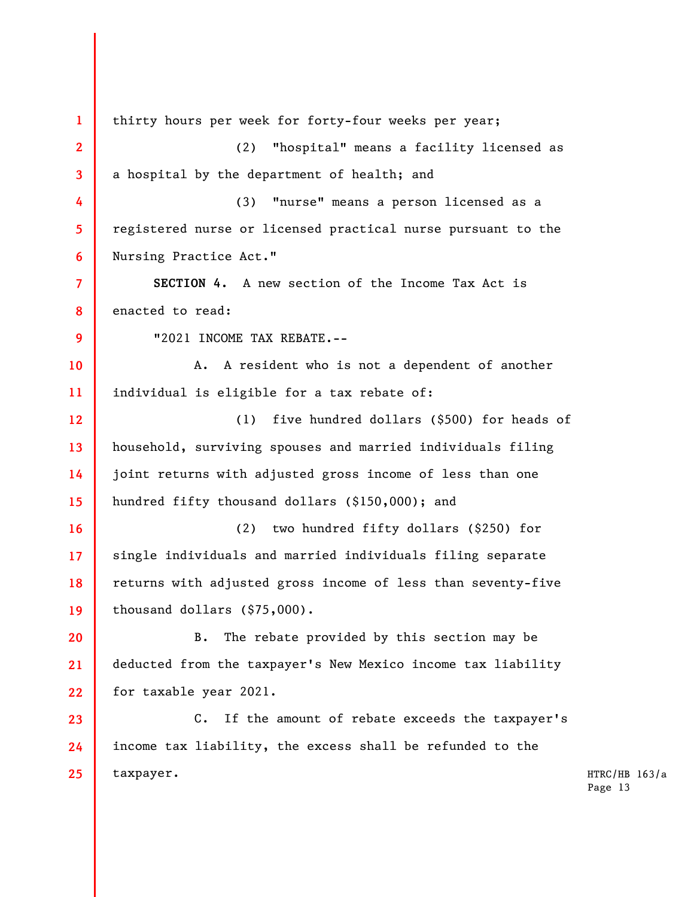thirty hours per week for forty-four weeks per year;

(2) "hospital" means a facility licensed as a hospital by the department of health; and

(3) "nurse" means a person licensed as a registered nurse or licensed practical nurse pursuant to the Nursing Practice Act."

**SECTION 4.** A new section of the Income Tax Act is enacted to read:

"2021 INCOME TAX REBATE.--

A. A resident who is not a dependent of another individual is eligible for a tax rebate of:

(1) five hundred dollars ($500) for heads of household, surviving spouses and married individuals filing joint returns with adjusted gross income of less than one hundred fifty thousand dollars ($150,000); and

(2) two hundred fifty dollars ($250) for single individuals and married individuals filing separate returns with adjusted gross income of less than seventy-five thousand dollars ($75,000).

B. The rebate provided by this section may be deducted from the taxpayer's New Mexico income tax liability for taxable year 2021.

C. If the amount of rebate exceeds the taxpayer's income tax liability, the excess shall be refunded to the taxpayer.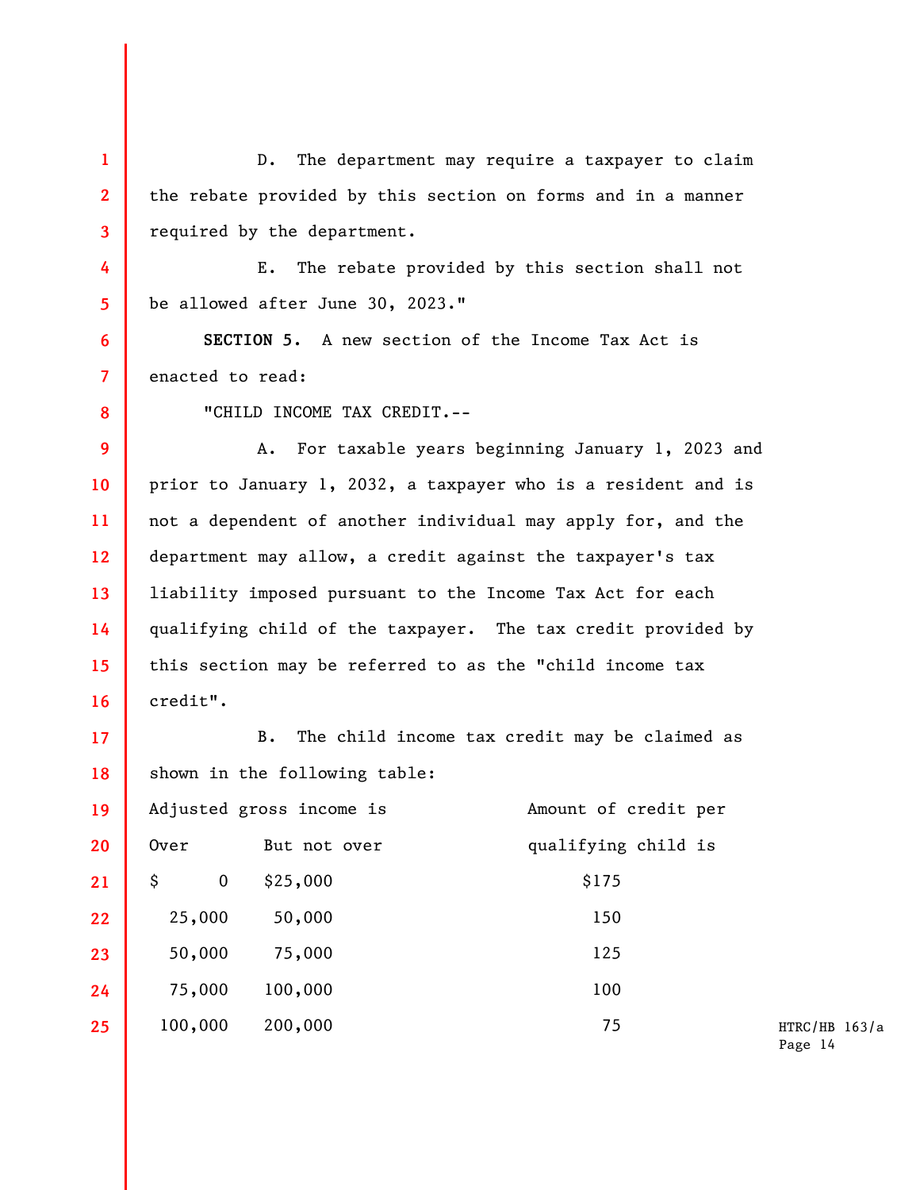D. The department may require a taxpayer to claim the rebate provided by this section on forms and in a manner required by the department.

E. The rebate provided by this section shall not be allowed after June 30, 2023."

**SECTION 5.** A new section of the Income Tax Act is enacted to read:

"CHILD INCOME TAX CREDIT.--

A. For taxable years beginning January 1, 2023 and prior to January 1, 2032, a taxpayer who is a resident and is not a dependent of another individual may apply for, and the department may allow, a credit against the taxpayer's tax liability imposed pursuant to the Income Tax Act for each qualifying child of the taxpayer. The tax credit provided by this section may be referred to as the "child income tax credit".

B. The child income tax credit may be claimed as shown in the following table:

| Adjusted gross income is Over | But not over | Amount of credit per qualifying child is |
|---|---|---|
| $ 0 | $25,000 | $175 |
| 25,000 | 50,000 | 150 |
| 50,000 | 75,000 | 125 |
| 75,000 | 100,000 | 100 |
| 100,000 | 200,000 | 75 |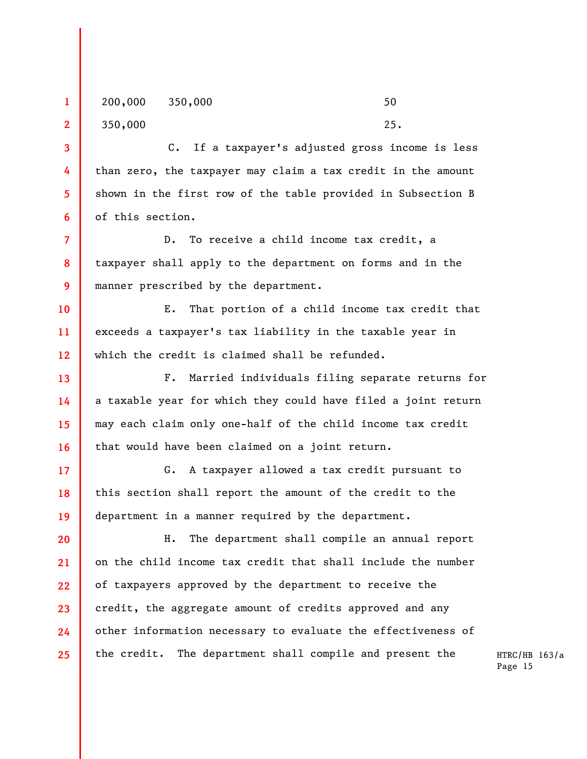| | | |
|---|---|---|
| 200,000 | 350,000 | 50 |
| 350,000 | | 25. |

C. If a taxpayer's adjusted gross income is less than zero, the taxpayer may claim a tax credit in the amount shown in the first row of the table provided in Subsection B of this section.

D. To receive a child income tax credit, a taxpayer shall apply to the department on forms and in the manner prescribed by the department.

E. That portion of a child income tax credit that exceeds a taxpayer's tax liability in the taxable year in which the credit is claimed shall be refunded.

F. Married individuals filing separate returns for a taxable year for which they could have filed a joint return may each claim only one-half of the child income tax credit that would have been claimed on a joint return.

G. A taxpayer allowed a tax credit pursuant to this section shall report the amount of the credit to the department in a manner required by the department.

H. The department shall compile an annual report on the child income tax credit that shall include the number of taxpayers approved by the department to receive the credit, the aggregate amount of credits approved and any other information necessary to evaluate the effectiveness of the credit. The department shall compile and present the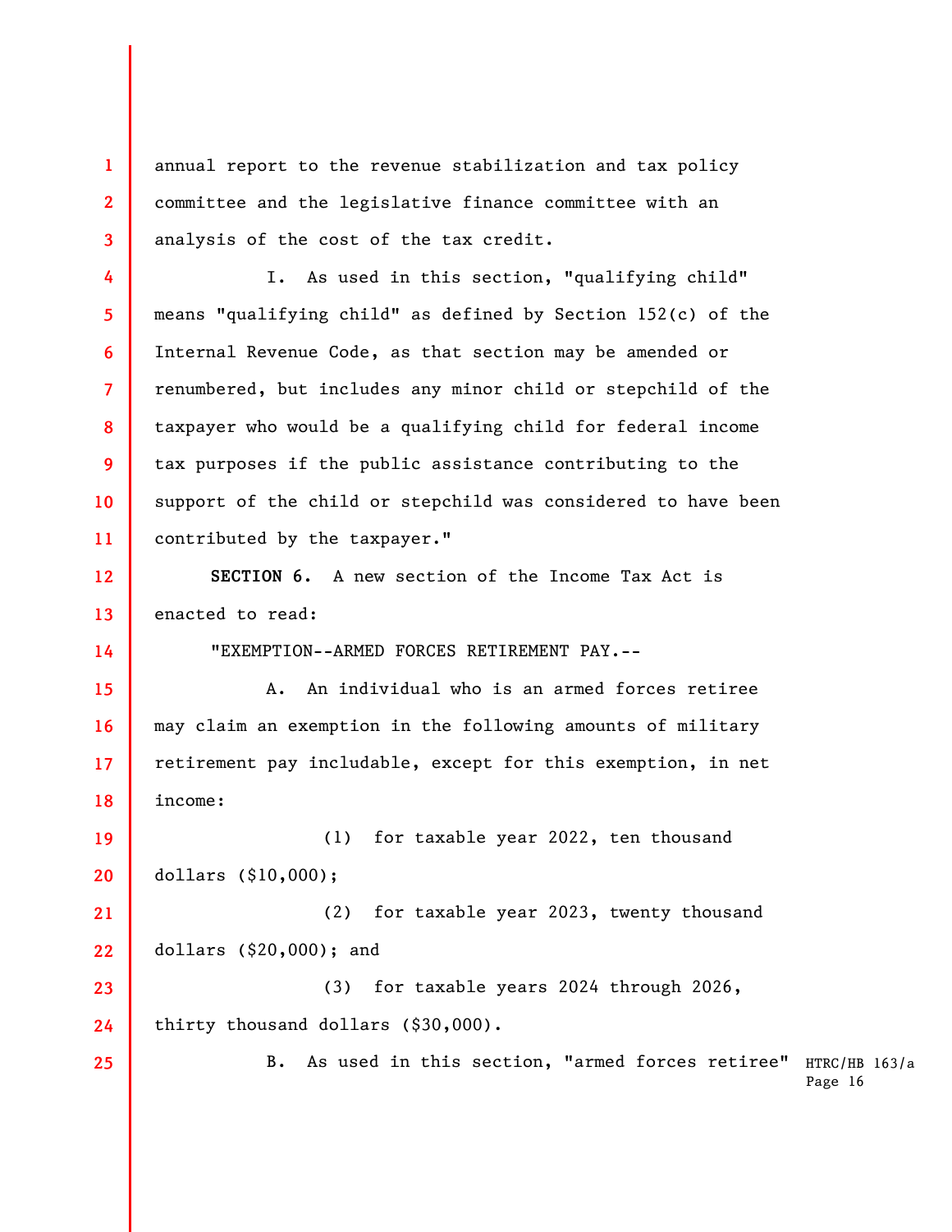annual report to the revenue stabilization and tax policy committee and the legislative finance committee with an analysis of the cost of the tax credit.

I. As used in this section, "qualifying child" means "qualifying child" as defined by Section 152(c) of the Internal Revenue Code, as that section may be amended or renumbered, but includes any minor child or stepchild of the taxpayer who would be a qualifying child for federal income tax purposes if the public assistance contributing to the support of the child or stepchild was considered to have been contributed by the taxpayer."

**SECTION 6.** A new section of the Income Tax Act is enacted to read:

"EXEMPTION--ARMED FORCES RETIREMENT PAY.--

A. An individual who is an armed forces retiree may claim an exemption in the following amounts of military retirement pay includable, except for this exemption, in net income:

(1) for taxable year 2022, ten thousand dollars ($10,000);

(2) for taxable year 2023, twenty thousand dollars ($20,000); and

(3) for taxable years 2024 through 2026, thirty thousand dollars ($30,000).

B. As used in this section, "armed forces retiree"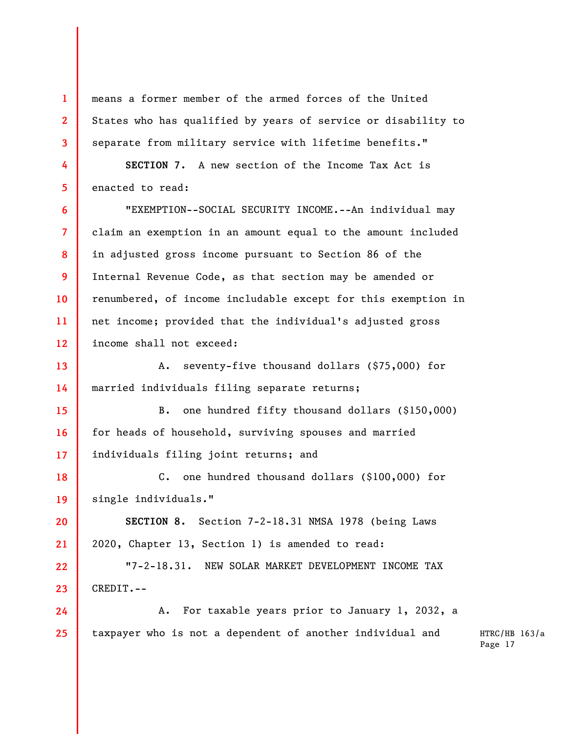means a former member of the armed forces of the United States who has qualified by years of service or disability to separate from military service with lifetime benefits."

**SECTION 7.** A new section of the Income Tax Act is enacted to read:

"EXEMPTION--SOCIAL SECURITY INCOME.--An individual may claim an exemption in an amount equal to the amount included in adjusted gross income pursuant to Section 86 of the Internal Revenue Code, as that section may be amended or renumbered, of income includable except for this exemption in net income; provided that the individual's adjusted gross income shall not exceed:

A. seventy-five thousand dollars ($75,000) for married individuals filing separate returns;

B. one hundred fifty thousand dollars ($150,000) for heads of household, surviving spouses and married individuals filing joint returns; and

C. one hundred thousand dollars ($100,000) for single individuals."

**SECTION 8.** Section 7-2-18.31 NMSA 1978 (being Laws 2020, Chapter 13, Section 1) is amended to read:

"7-2-18.31. NEW SOLAR MARKET DEVELOPMENT INCOME TAX CREDIT.--

A. For taxable years prior to January 1, 2032, a taxpayer who is not a dependent of another individual and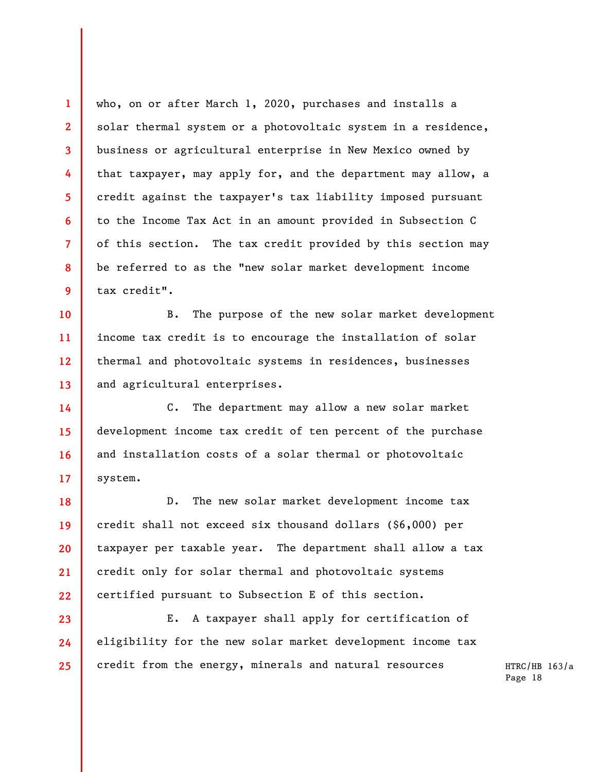who, on or after March 1, 2020, purchases and installs a solar thermal system or a photovoltaic system in a residence, business or agricultural enterprise in New Mexico owned by that taxpayer, may apply for, and the department may allow, a credit against the taxpayer's tax liability imposed pursuant to the Income Tax Act in an amount provided in Subsection C of this section. The tax credit provided by this section may be referred to as the "new solar market development income tax credit".

B. The purpose of the new solar market development income tax credit is to encourage the installation of solar thermal and photovoltaic systems in residences, businesses and agricultural enterprises.

C. The department may allow a new solar market development income tax credit of ten percent of the purchase and installation costs of a solar thermal or photovoltaic system.

D. The new solar market development income tax credit shall not exceed six thousand dollars ($6,000) per taxpayer per taxable year. The department shall allow a tax credit only for solar thermal and photovoltaic systems certified pursuant to Subsection E of this section.

E. A taxpayer shall apply for certification of eligibility for the new solar market development income tax credit from the energy, minerals and natural resources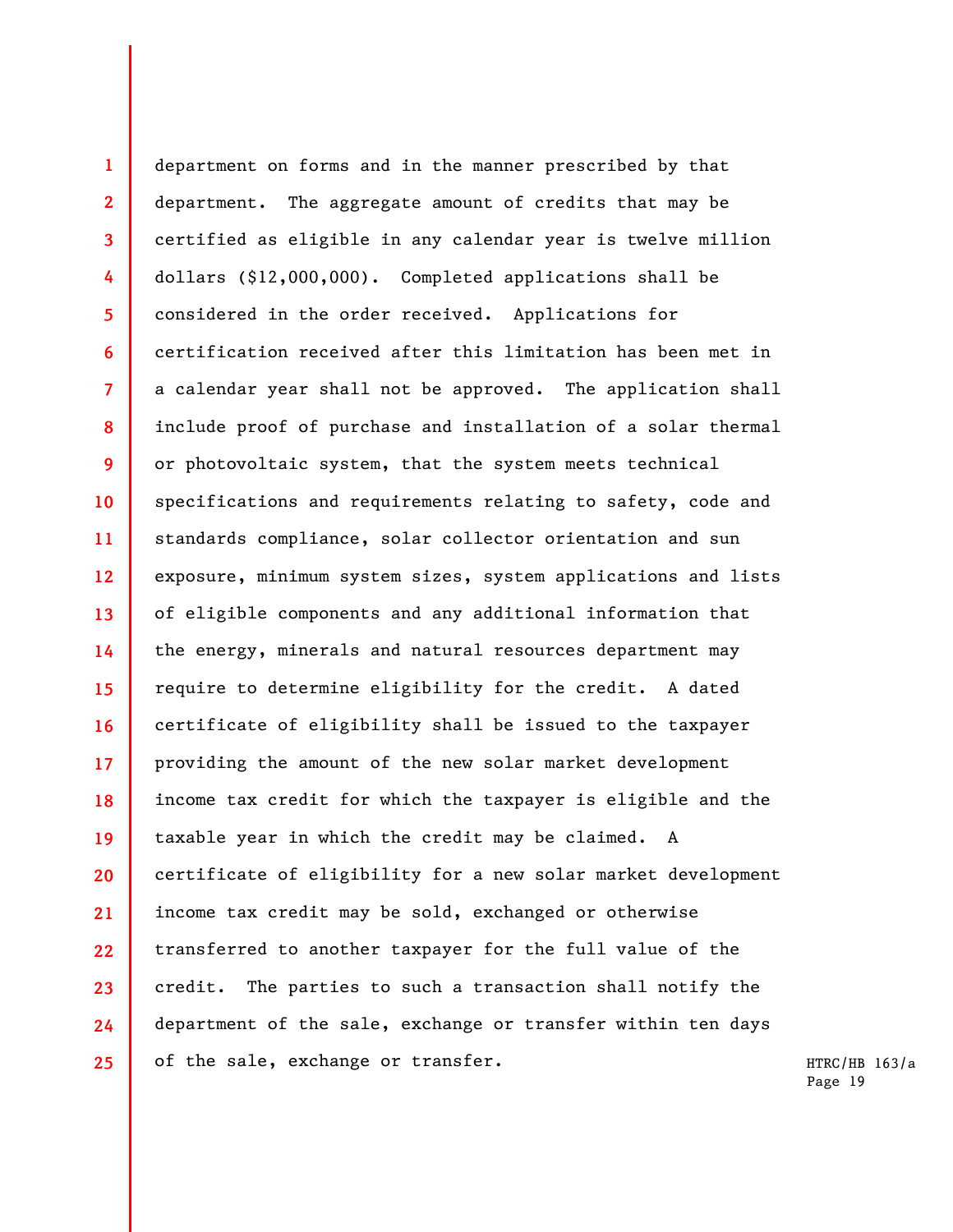department on forms and in the manner prescribed by that department. The aggregate amount of credits that may be certified as eligible in any calendar year is twelve million dollars ($12,000,000). Completed applications shall be considered in the order received. Applications for certification received after this limitation has been met in a calendar year shall not be approved. The application shall include proof of purchase and installation of a solar thermal or photovoltaic system, that the system meets technical specifications and requirements relating to safety, code and standards compliance, solar collector orientation and sun exposure, minimum system sizes, system applications and lists of eligible components and any additional information that the energy, minerals and natural resources department may require to determine eligibility for the credit. A dated certificate of eligibility shall be issued to the taxpayer providing the amount of the new solar market development income tax credit for which the taxpayer is eligible and the taxable year in which the credit may be claimed. A certificate of eligibility for a new solar market development income tax credit may be sold, exchanged or otherwise transferred to another taxpayer for the full value of the credit. The parties to such a transaction shall notify the department of the sale, exchange or transfer within ten days of the sale, exchange or transfer.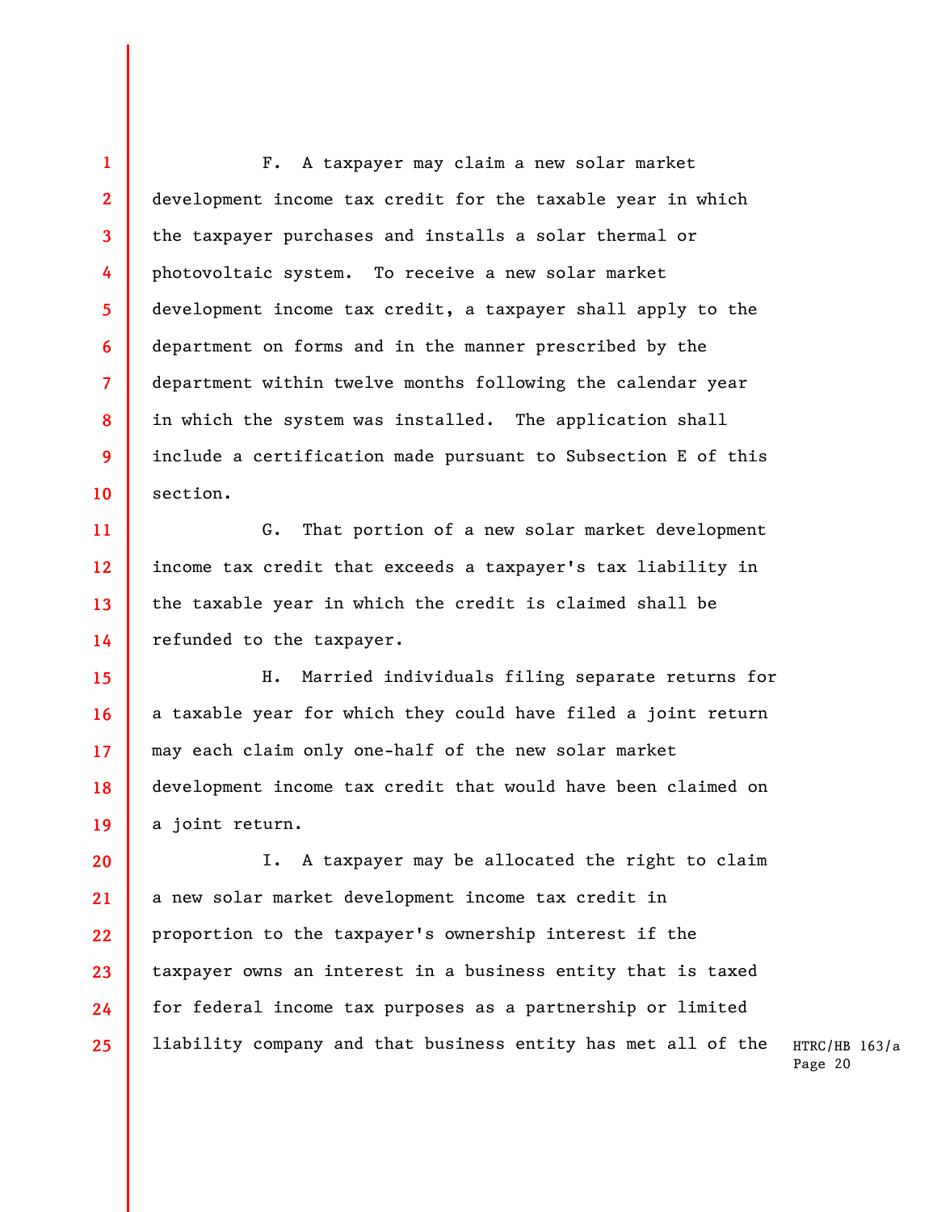F. A taxpayer may claim a new solar market development income tax credit for the taxable year in which the taxpayer purchases and installs a solar thermal or photovoltaic system. To receive a new solar market development income tax credit, a taxpayer shall apply to the department on forms and in the manner prescribed by the department within twelve months following the calendar year in which the system was installed. The application shall include a certification made pursuant to Subsection E of this section.

G. That portion of a new solar market development income tax credit that exceeds a taxpayer's tax liability in the taxable year in which the credit is claimed shall be refunded to the taxpayer.

H. Married individuals filing separate returns for a taxable year for which they could have filed a joint return may each claim only one-half of the new solar market development income tax credit that would have been claimed on a joint return.

I. A taxpayer may be allocated the right to claim a new solar market development income tax credit in proportion to the taxpayer's ownership interest if the taxpayer owns an interest in a business entity that is taxed for federal income tax purposes as a partnership or limited liability company and that business entity has met all of the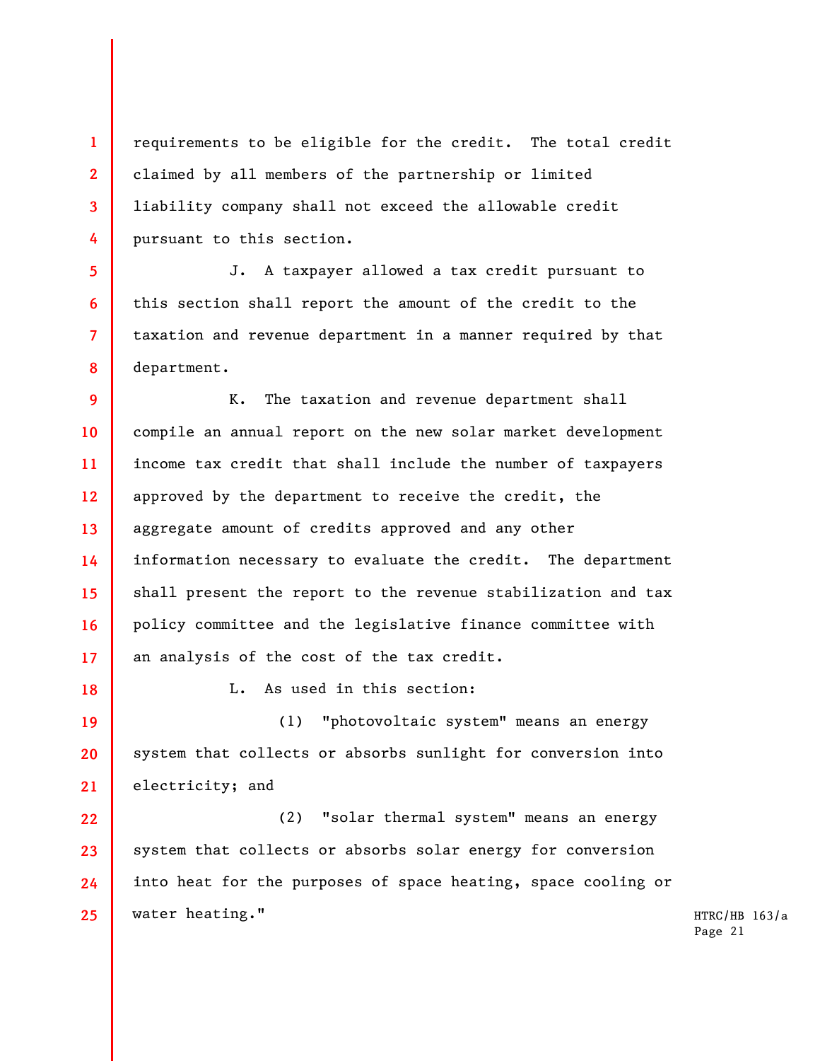requirements to be eligible for the credit. The total credit claimed by all members of the partnership or limited liability company shall not exceed the allowable credit pursuant to this section.

J. A taxpayer allowed a tax credit pursuant to this section shall report the amount of the credit to the taxation and revenue department in a manner required by that department.

K. The taxation and revenue department shall compile an annual report on the new solar market development income tax credit that shall include the number of taxpayers approved by the department to receive the credit, the aggregate amount of credits approved and any other information necessary to evaluate the credit. The department shall present the report to the revenue stabilization and tax policy committee and the legislative finance committee with an analysis of the cost of the tax credit.

L. As used in this section:

(1) "photovoltaic system" means an energy system that collects or absorbs sunlight for conversion into electricity; and

(2) "solar thermal system" means an energy system that collects or absorbs solar energy for conversion into heat for the purposes of space heating, space cooling or water heating."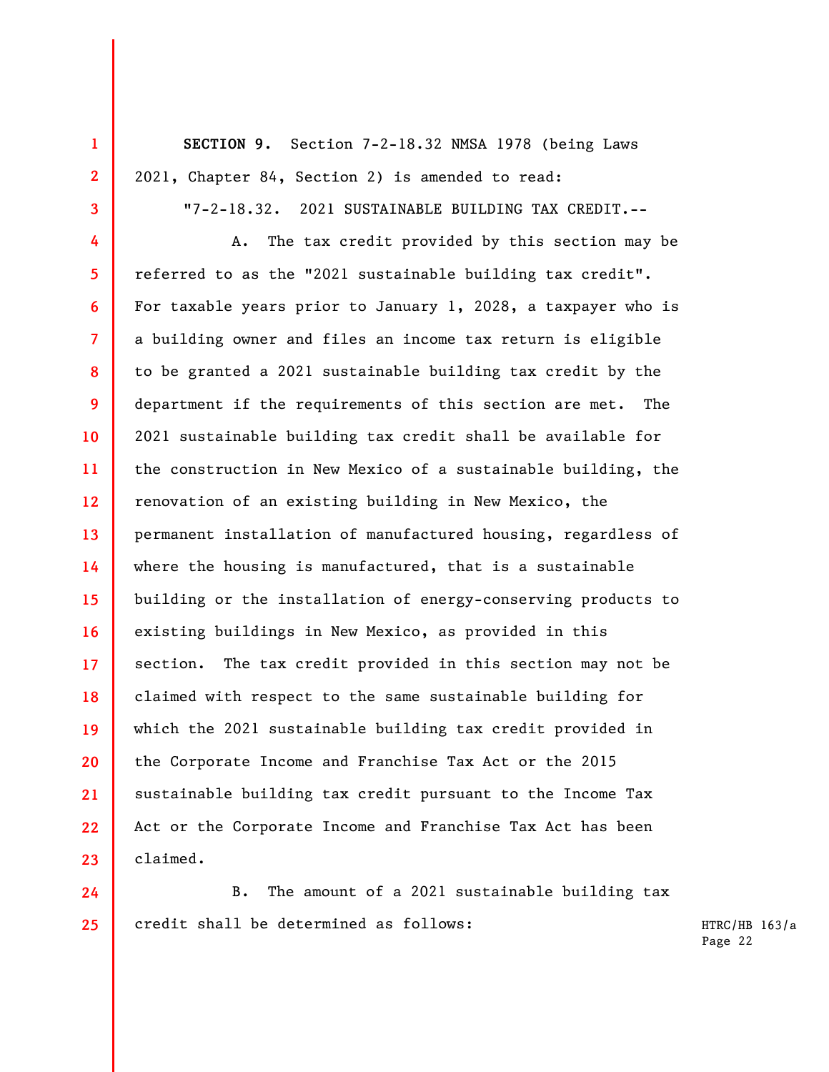**SECTION 9.** Section 7-2-18.32 NMSA 1978 (being Laws 2021, Chapter 84, Section 2) is amended to read:

"7-2-18.32. 2021 SUSTAINABLE BUILDING TAX CREDIT.--

A. The tax credit provided by this section may be referred to as the "2021 sustainable building tax credit". For taxable years prior to January 1, 2028, a taxpayer who is a building owner and files an income tax return is eligible to be granted a 2021 sustainable building tax credit by the department if the requirements of this section are met. The 2021 sustainable building tax credit shall be available for the construction in New Mexico of a sustainable building, the renovation of an existing building in New Mexico, the permanent installation of manufactured housing, regardless of where the housing is manufactured, that is a sustainable building or the installation of energy-conserving products to existing buildings in New Mexico, as provided in this section. The tax credit provided in this section may not be claimed with respect to the same sustainable building for which the 2021 sustainable building tax credit provided in the Corporate Income and Franchise Tax Act or the 2015 sustainable building tax credit pursuant to the Income Tax Act or the Corporate Income and Franchise Tax Act has been claimed.

B. The amount of a 2021 sustainable building tax credit shall be determined as follows: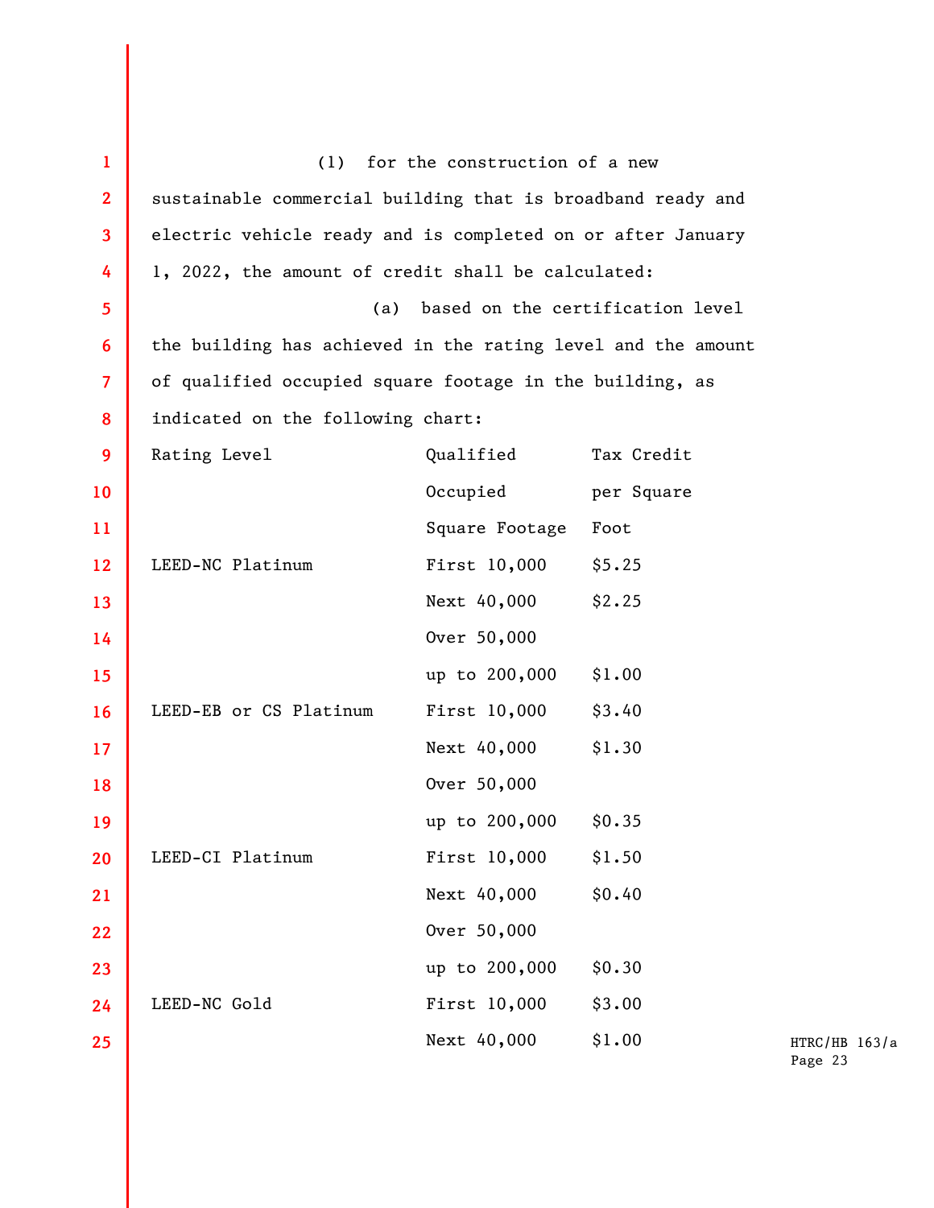(1) for the construction of a new sustainable commercial building that is broadband ready and electric vehicle ready and is completed on or after January 1, 2022, the amount of credit shall be calculated:

(a) based on the certification level the building has achieved in the rating level and the amount of qualified occupied square footage in the building, as indicated on the following chart:

| Rating Level | Qualified Occupied Square Footage | Tax Credit per Square Foot |
|---|---|---|
| LEED-NC Platinum | First 10,000 | $5.25 |
| | Next 40,000 | $2.25 |
| | Over 50,000 up to 200,000 | $1.00 |
| LEED-EB or CS Platinum | First 10,000 | $3.40 |
| | Next 40,000 | $1.30 |
| | Over 50,000 up to 200,000 | $0.35 |
| LEED-CI Platinum | First 10,000 | $1.50 |
| | Next 40,000 | $0.40 |
| | Over 50,000 up to 200,000 | $0.30 |
| LEED-NC Gold | First 10,000 | $3.00 |
| | Next 40,000 | $1.00 |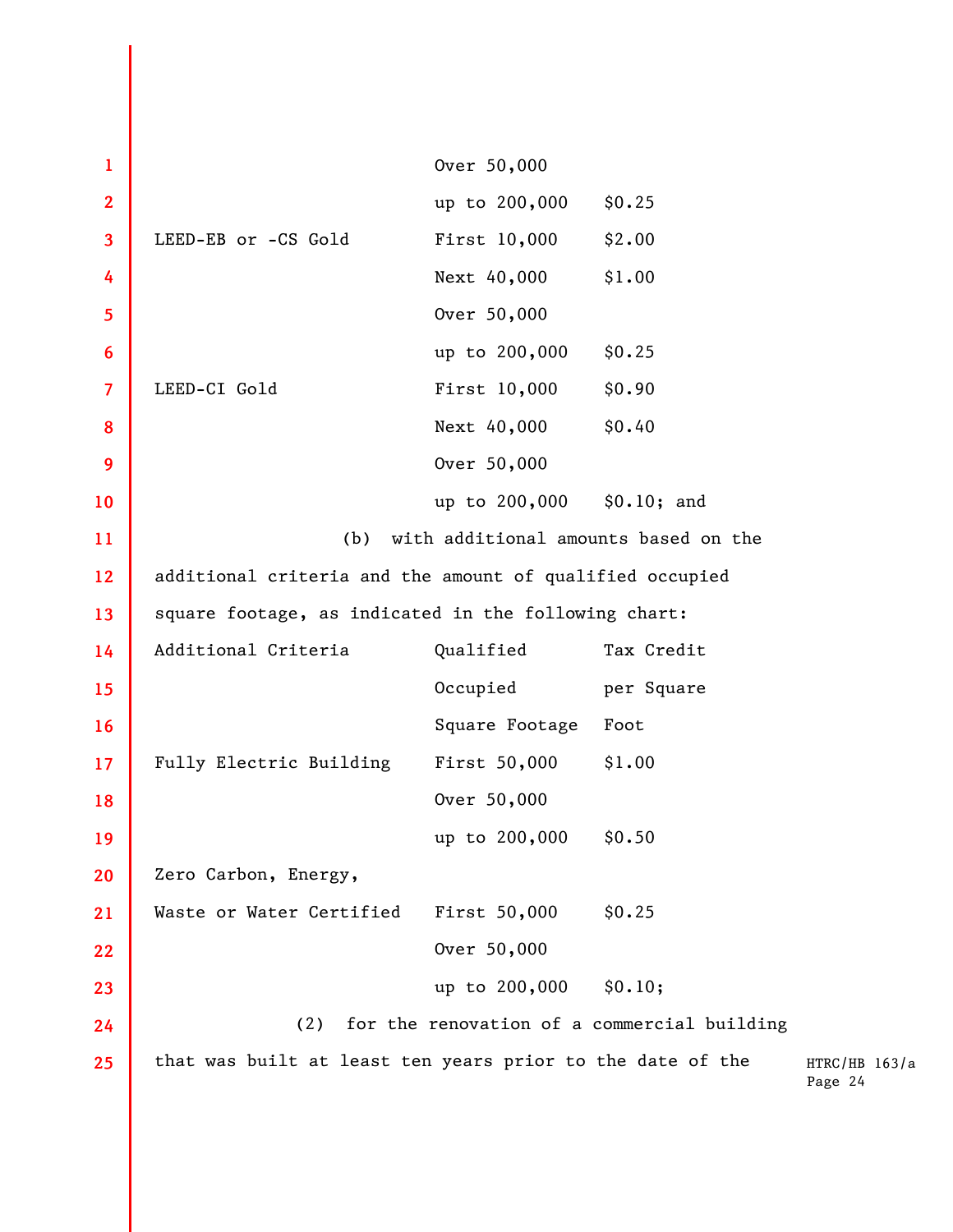| | | |
|---|---|---|
| | Over 50,000 up to 200,000 | $0.25 |
| LEED-EB or -CS Gold | First 10,000 | $2.00 |
| | Next 40,000 | $1.00 |
| | Over 50,000 up to 200,000 | $0.25 |
| LEED-CI Gold | First 10,000 | $0.90 |
| | Next 40,000 | $0.40 |
| | Over 50,000 up to 200,000 | $0.10; and |

(b) with additional amounts based on the additional criteria and the amount of qualified occupied square footage, as indicated in the following chart:

| Additional Criteria | Qualified Occupied Square Footage | Tax Credit per Square Foot |
|---|---|---|
| Fully Electric Building | First 50,000 | $1.00 |
| | Over 50,000 up to 200,000 | $0.50 |
| Zero Carbon, Energy, Waste or Water Certified | First 50,000 | $0.25 |
| | Over 50,000 up to 200,000 | $0.10; |

(2) for the renovation of a commercial building that was built at least ten years prior to the date of the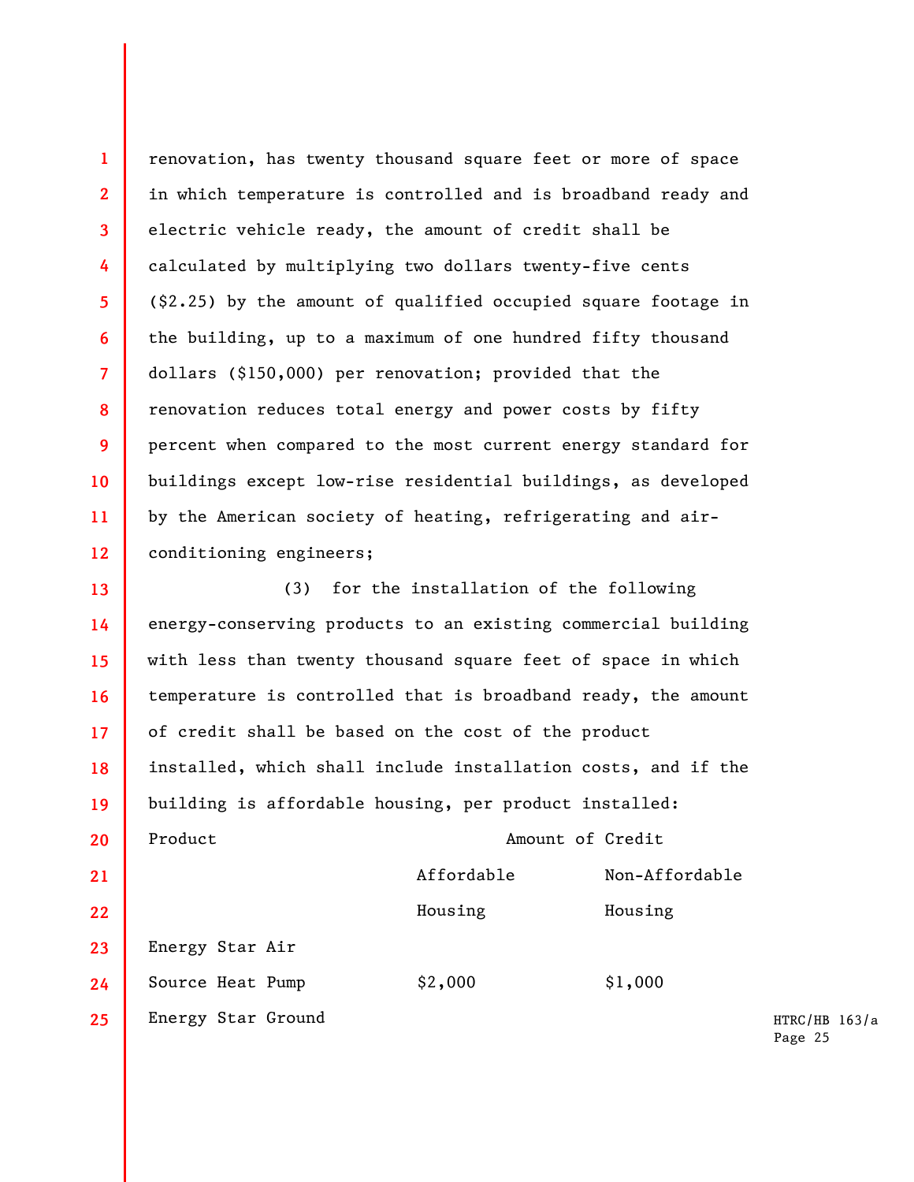renovation, has twenty thousand square feet or more of space in which temperature is controlled and is broadband ready and electric vehicle ready, the amount of credit shall be calculated by multiplying two dollars twenty-five cents ($2.25) by the amount of qualified occupied square footage in the building, up to a maximum of one hundred fifty thousand dollars ($150,000) per renovation; provided that the renovation reduces total energy and power costs by fifty percent when compared to the most current energy standard for buildings except low-rise residential buildings, as developed by the American society of heating, refrigerating and air-conditioning engineers;

(3) for the installation of the following energy-conserving products to an existing commercial building with less than twenty thousand square feet of space in which temperature is controlled that is broadband ready, the amount of credit shall be based on the cost of the product installed, which shall include installation costs, and if the building is affordable housing, per product installed:

| Product | Amount of Credit | |
|---|---|---|
| | Affordable Housing | Non-Affordable Housing |
| Energy Star Air Source Heat Pump | $2,000 | $1,000 |
| Energy Star Ground | | |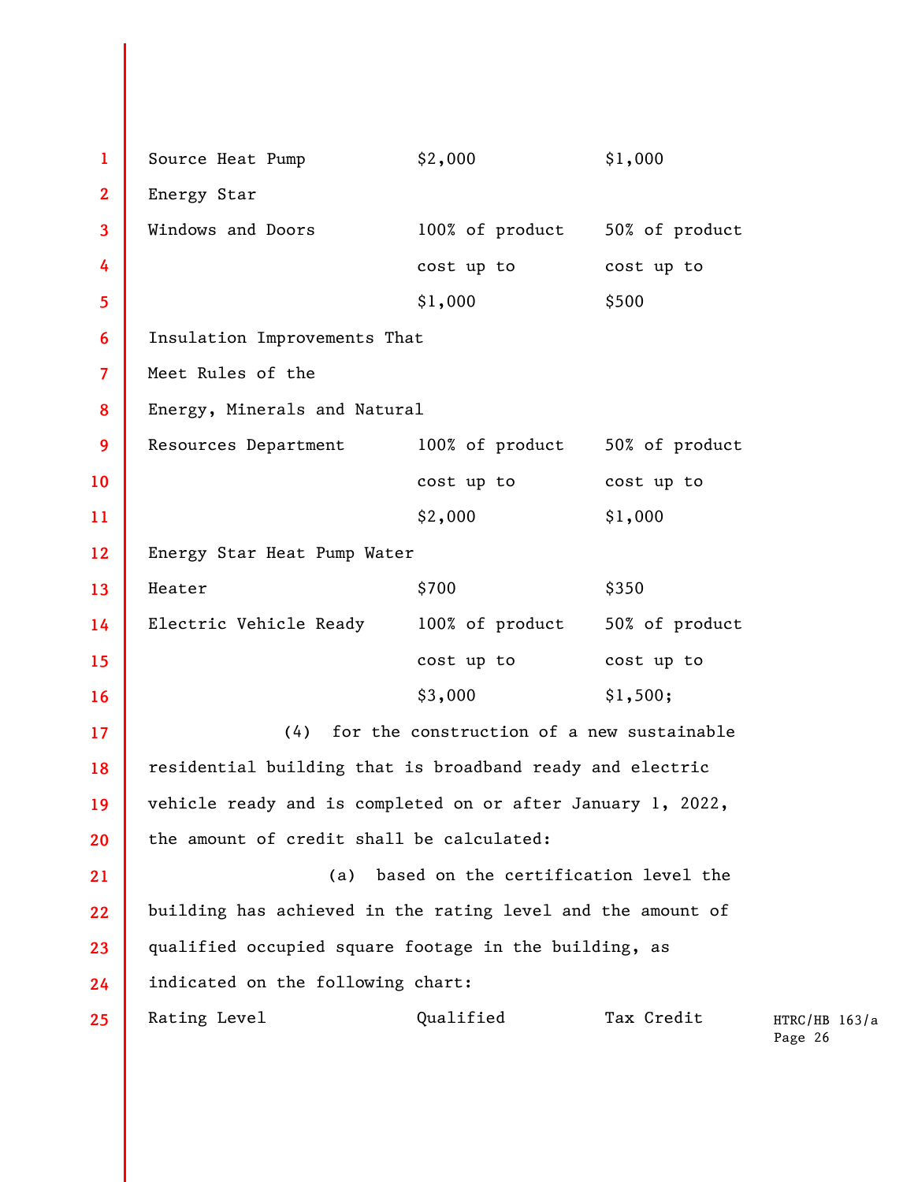| | | |
|---|---|---|
| Source Heat Pump | $2,000 | $1,000 |
| Energy Star Windows and Doors | 100% of product cost up to $1,000 | 50% of product cost up to $500 |
| Insulation Improvements That Meet Rules of the Energy, Minerals and Natural Resources Department | 100% of product cost up to $2,000 | 50% of product cost up to $1,000 |
| Energy Star Heat Pump Water Heater | $700 | $350 |
| Electric Vehicle Ready | 100% of product cost up to $3,000 | 50% of product cost up to $1,500; |

(4) for the construction of a new sustainable residential building that is broadband ready and electric vehicle ready and is completed on or after January 1, 2022, the amount of credit shall be calculated:

(a) based on the certification level the building has achieved in the rating level and the amount of qualified occupied square footage in the building, as indicated on the following chart:

| Rating Level | Qualified | Tax Credit |
|---|---|---|

HTRC/HB 163/a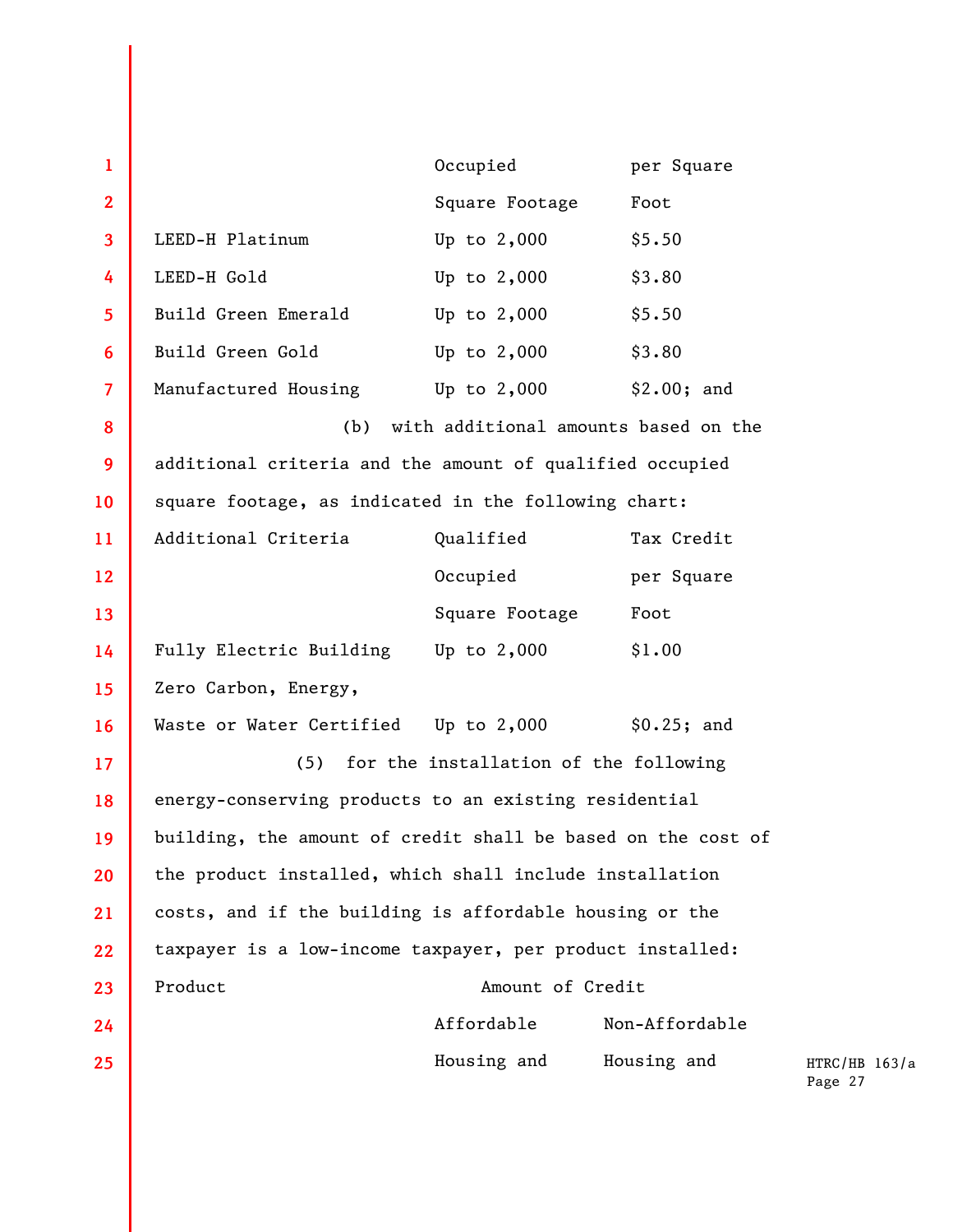| | Occupied Square Footage | per Square Foot |
|---|---|---|
| LEED-H Platinum | Up to 2,000 | $5.50 |
| LEED-H Gold | Up to 2,000 | $3.80 |
| Build Green Emerald | Up to 2,000 | $5.50 |
| Build Green Gold | Up to 2,000 | $3.80 |
| Manufactured Housing | Up to 2,000 | $2.00; and |

(b) with additional amounts based on the additional criteria and the amount of qualified occupied square footage, as indicated in the following chart:

| Additional Criteria | Qualified Occupied Square Footage | Tax Credit per Square Foot |
|---|---|---|
| Fully Electric Building | Up to 2,000 | $1.00 |
| Zero Carbon, Energy, Waste or Water Certified | Up to 2,000 | $0.25; and |

(5) for the installation of the following energy-conserving products to an existing residential building, the amount of credit shall be based on the cost of the product installed, which shall include installation costs, and if the building is affordable housing or the taxpayer is a low-income taxpayer, per product installed:

| Product | Amount of Credit | |
|---|---|---|
| | Affordable Housing and | Non-Affordable Housing and |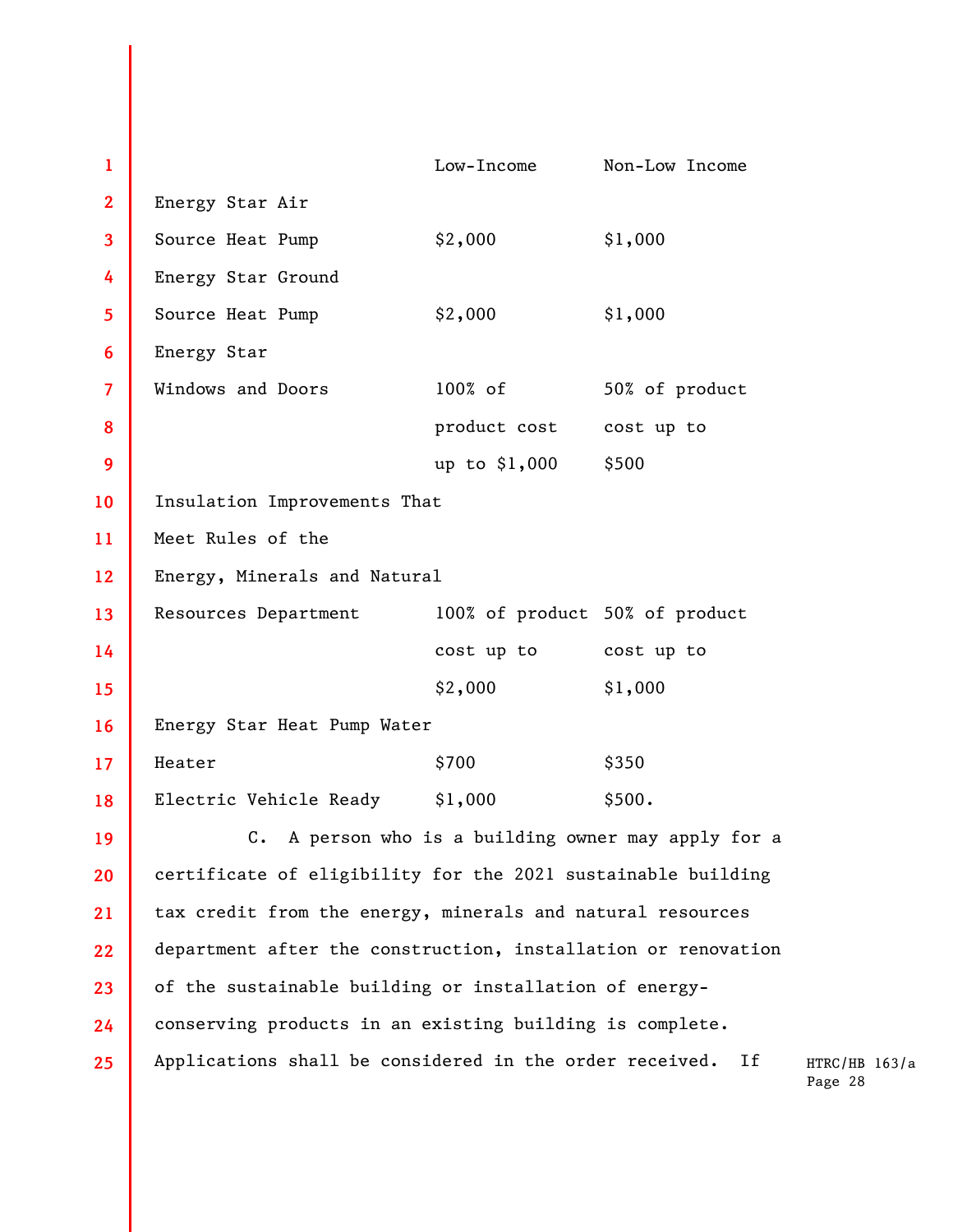| | Low-Income | Non-Low Income |
|---|---|---|
| Energy Star Air Source Heat Pump | $2,000 | $1,000 |
| Energy Star Ground Source Heat Pump | $2,000 | $1,000 |
| Energy Star Windows and Doors | 100% of product cost up to $1,000 | 50% of product cost up to $500 |
| Insulation Improvements That Meet Rules of the Energy, Minerals and Natural Resources Department | 100% of product cost up to $2,000 | 50% of product cost up to $1,000 |
| Energy Star Heat Pump Water Heater | $700 | $350 |
| Electric Vehicle Ready | $1,000 | $500. |

C. A person who is a building owner may apply for a certificate of eligibility for the 2021 sustainable building tax credit from the energy, minerals and natural resources department after the construction, installation or renovation of the sustainable building or installation of energy-conserving products in an existing building is complete. Applications shall be considered in the order received. If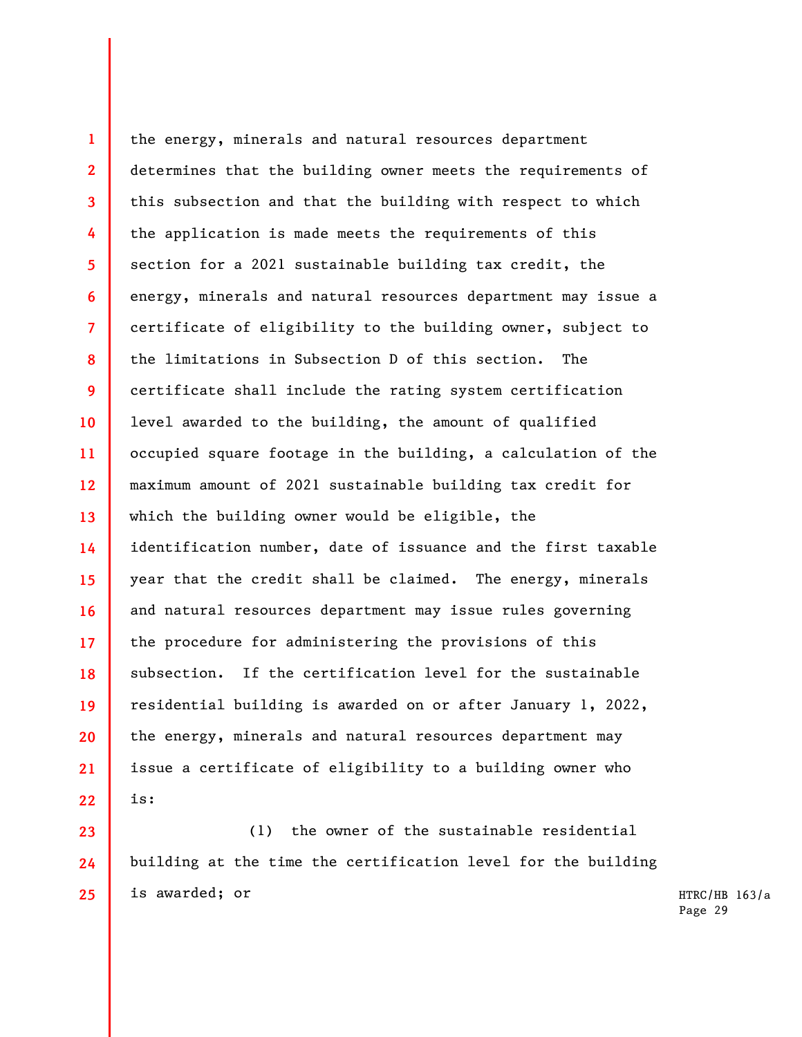the energy, minerals and natural resources department determines that the building owner meets the requirements of this subsection and that the building with respect to which the application is made meets the requirements of this section for a 2021 sustainable building tax credit, the energy, minerals and natural resources department may issue a certificate of eligibility to the building owner, subject to the limitations in Subsection D of this section. The certificate shall include the rating system certification level awarded to the building, the amount of qualified occupied square footage in the building, a calculation of the maximum amount of 2021 sustainable building tax credit for which the building owner would be eligible, the identification number, date of issuance and the first taxable year that the credit shall be claimed. The energy, minerals and natural resources department may issue rules governing the procedure for administering the provisions of this subsection. If the certification level for the sustainable residential building is awarded on or after January 1, 2022, the energy, minerals and natural resources department may issue a certificate of eligibility to a building owner who is:

(1) the owner of the sustainable residential building at the time the certification level for the building is awarded; or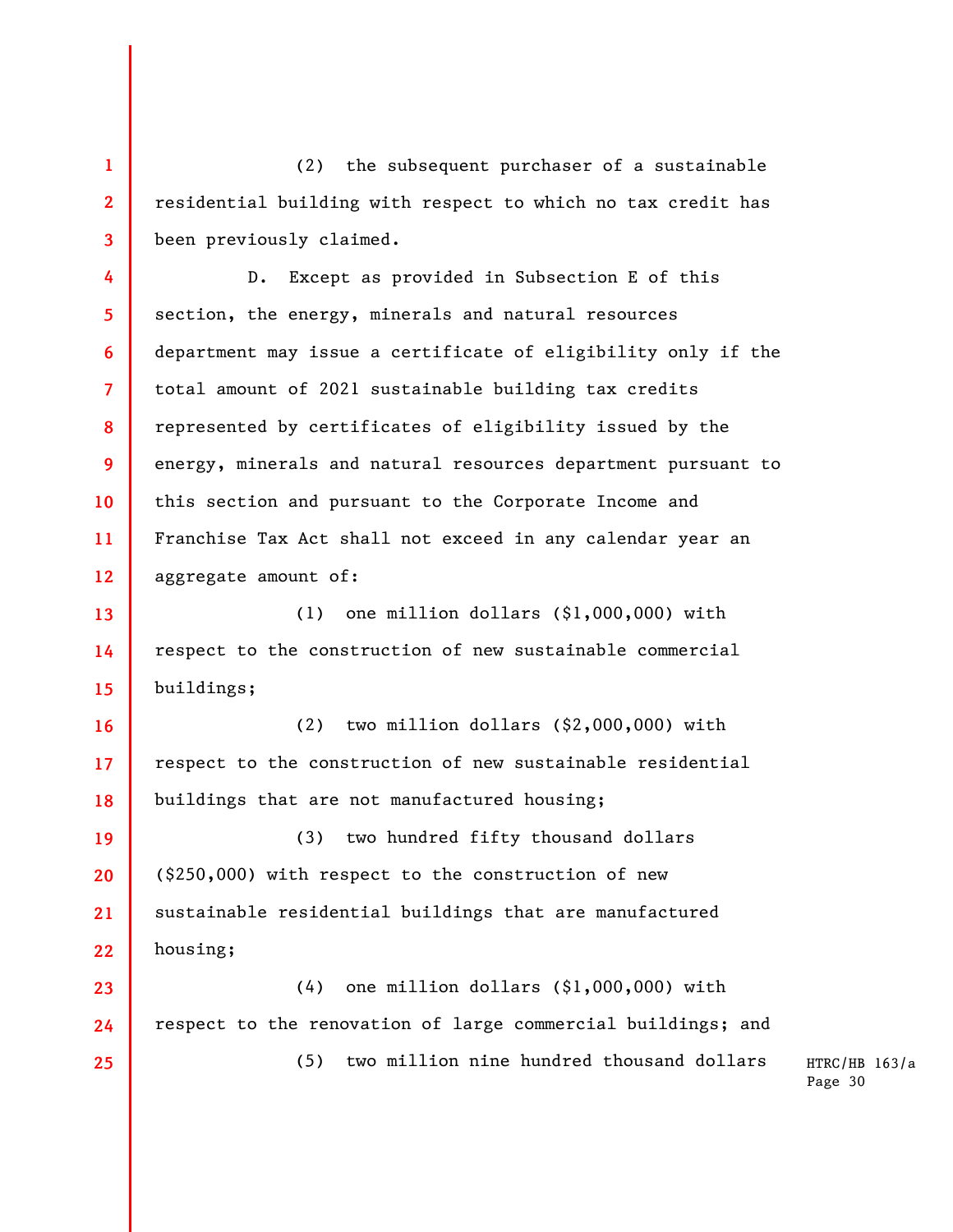(2) the subsequent purchaser of a sustainable residential building with respect to which no tax credit has been previously claimed.

D. Except as provided in Subsection E of this section, the energy, minerals and natural resources department may issue a certificate of eligibility only if the total amount of 2021 sustainable building tax credits represented by certificates of eligibility issued by the energy, minerals and natural resources department pursuant to this section and pursuant to the Corporate Income and Franchise Tax Act shall not exceed in any calendar year an aggregate amount of:

(1) one million dollars ($1,000,000) with respect to the construction of new sustainable commercial buildings;

(2) two million dollars ($2,000,000) with respect to the construction of new sustainable residential buildings that are not manufactured housing;

(3) two hundred fifty thousand dollars ($250,000) with respect to the construction of new sustainable residential buildings that are manufactured housing;

(4) one million dollars ($1,000,000) with respect to the renovation of large commercial buildings; and

(5) two million nine hundred thousand dollars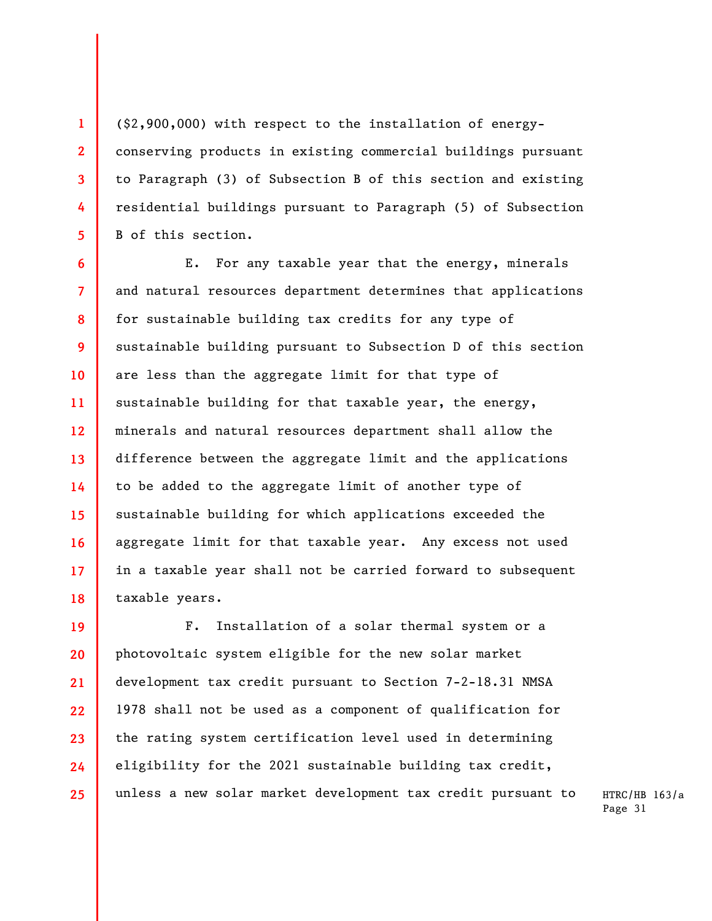($2,900,000) with respect to the installation of energy-conserving products in existing commercial buildings pursuant to Paragraph (3) of Subsection B of this section and existing residential buildings pursuant to Paragraph (5) of Subsection B of this section.

E. For any taxable year that the energy, minerals and natural resources department determines that applications for sustainable building tax credits for any type of sustainable building pursuant to Subsection D of this section are less than the aggregate limit for that type of sustainable building for that taxable year, the energy, minerals and natural resources department shall allow the difference between the aggregate limit and the applications to be added to the aggregate limit of another type of sustainable building for which applications exceeded the aggregate limit for that taxable year. Any excess not used in a taxable year shall not be carried forward to subsequent taxable years.

F. Installation of a solar thermal system or a photovoltaic system eligible for the new solar market development tax credit pursuant to Section 7-2-18.31 NMSA 1978 shall not be used as a component of qualification for the rating system certification level used in determining eligibility for the 2021 sustainable building tax credit, unless a new solar market development tax credit pursuant to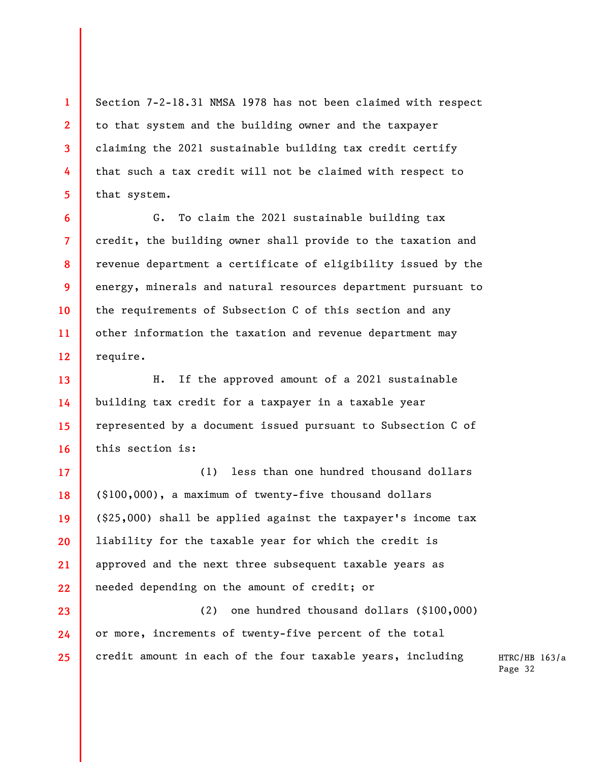Section 7-2-18.31 NMSA 1978 has not been claimed with respect to that system and the building owner and the taxpayer claiming the 2021 sustainable building tax credit certify that such a tax credit will not be claimed with respect to that system.

G. To claim the 2021 sustainable building tax credit, the building owner shall provide to the taxation and revenue department a certificate of eligibility issued by the energy, minerals and natural resources department pursuant to the requirements of Subsection C of this section and any other information the taxation and revenue department may require.

H. If the approved amount of a 2021 sustainable building tax credit for a taxpayer in a taxable year represented by a document issued pursuant to Subsection C of this section is:

(1) less than one hundred thousand dollars ($100,000), a maximum of twenty-five thousand dollars ($25,000) shall be applied against the taxpayer's income tax liability for the taxable year for which the credit is approved and the next three subsequent taxable years as needed depending on the amount of credit; or

(2) one hundred thousand dollars ($100,000) or more, increments of twenty-five percent of the total credit amount in each of the four taxable years, including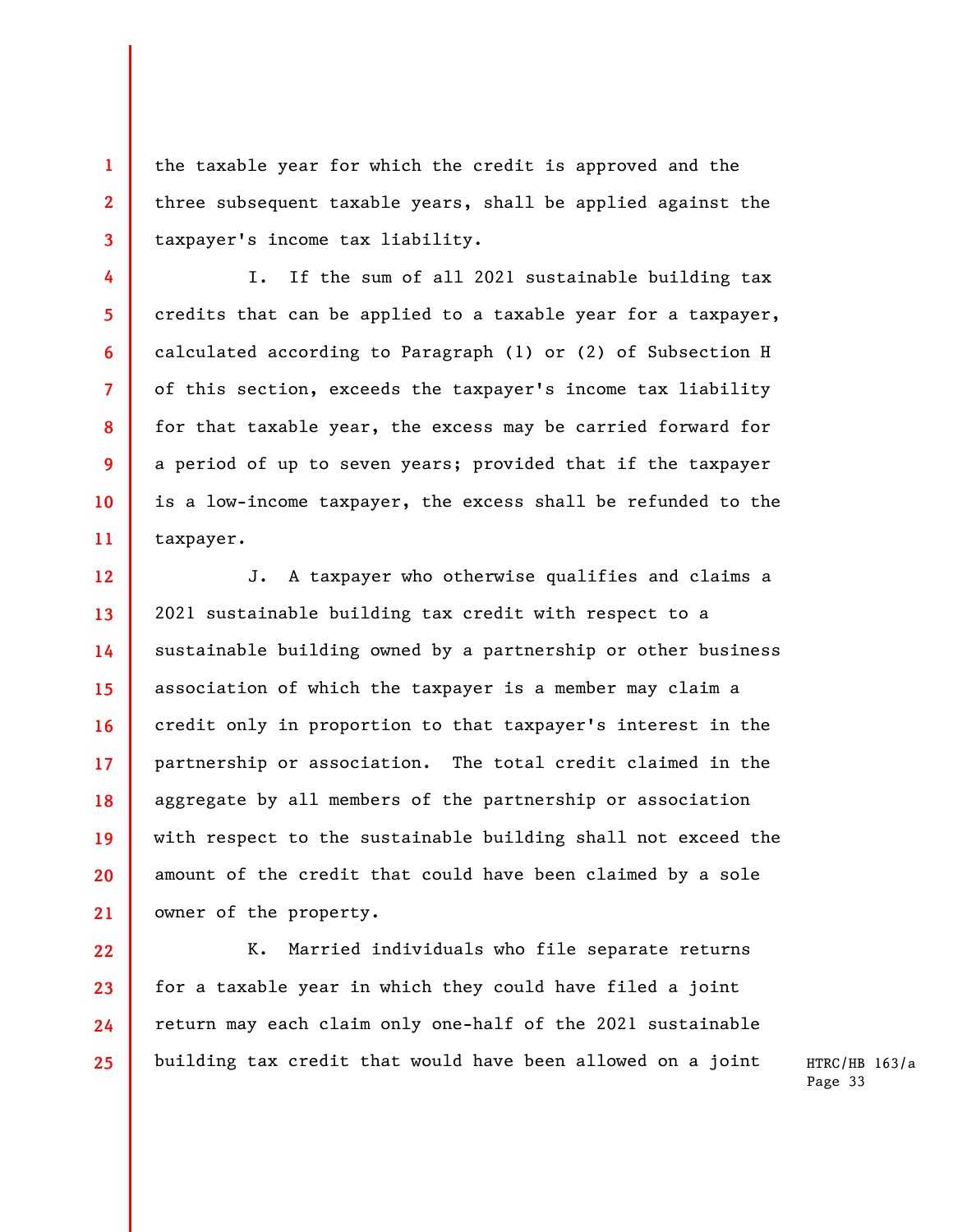the taxable year for which the credit is approved and the three subsequent taxable years, shall be applied against the taxpayer's income tax liability.

I. If the sum of all 2021 sustainable building tax credits that can be applied to a taxable year for a taxpayer, calculated according to Paragraph (1) or (2) of Subsection H of this section, exceeds the taxpayer's income tax liability for that taxable year, the excess may be carried forward for a period of up to seven years; provided that if the taxpayer is a low-income taxpayer, the excess shall be refunded to the taxpayer.

J. A taxpayer who otherwise qualifies and claims a 2021 sustainable building tax credit with respect to a sustainable building owned by a partnership or other business association of which the taxpayer is a member may claim a credit only in proportion to that taxpayer's interest in the partnership or association. The total credit claimed in the aggregate by all members of the partnership or association with respect to the sustainable building shall not exceed the amount of the credit that could have been claimed by a sole owner of the property.

K. Married individuals who file separate returns for a taxable year in which they could have filed a joint return may each claim only one-half of the 2021 sustainable building tax credit that would have been allowed on a joint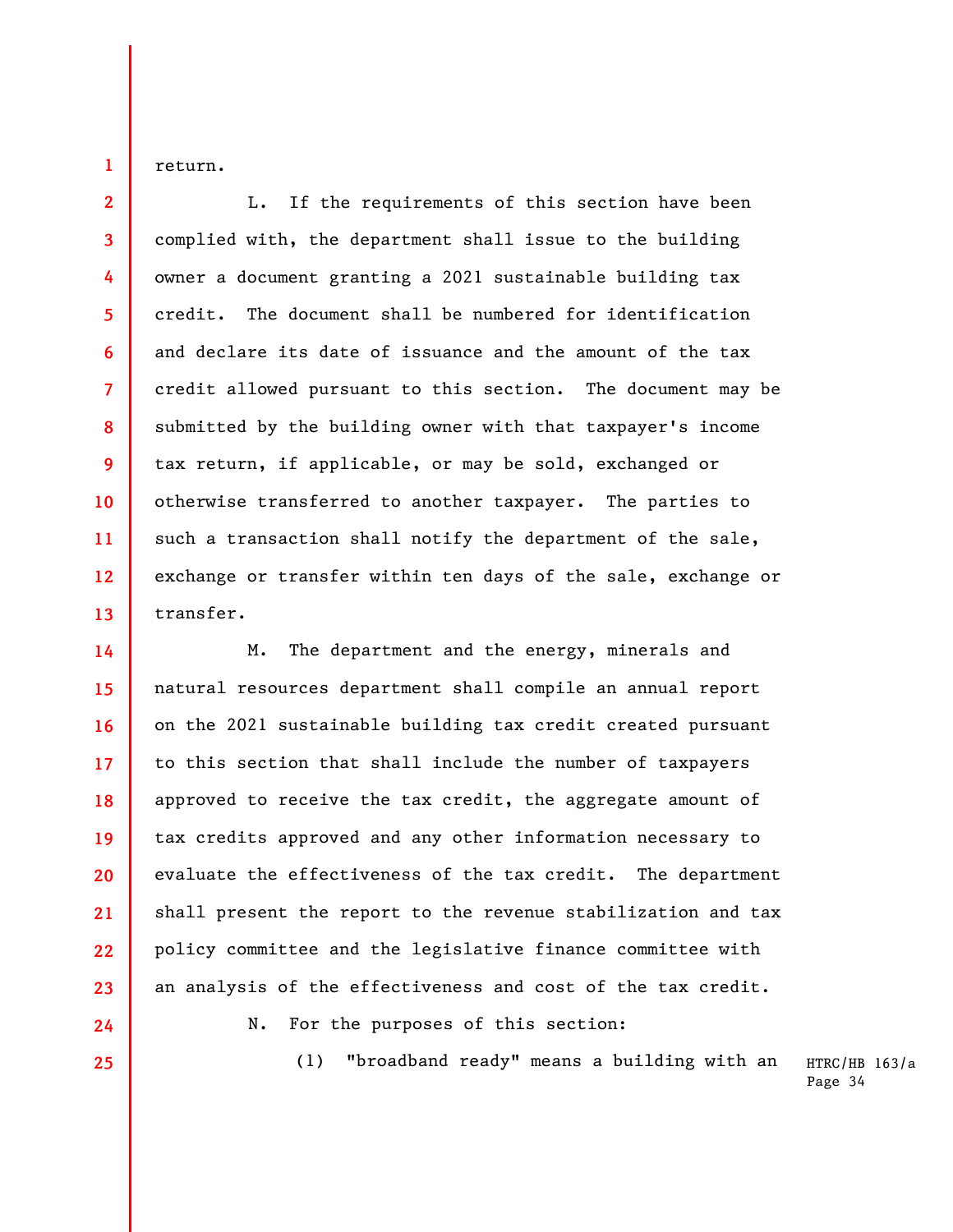return.

L. If the requirements of this section have been complied with, the department shall issue to the building owner a document granting a 2021 sustainable building tax credit. The document shall be numbered for identification and declare its date of issuance and the amount of the tax credit allowed pursuant to this section. The document may be submitted by the building owner with that taxpayer's income tax return, if applicable, or may be sold, exchanged or otherwise transferred to another taxpayer. The parties to such a transaction shall notify the department of the sale, exchange or transfer within ten days of the sale, exchange or transfer.

M. The department and the energy, minerals and natural resources department shall compile an annual report on the 2021 sustainable building tax credit created pursuant to this section that shall include the number of taxpayers approved to receive the tax credit, the aggregate amount of tax credits approved and any other information necessary to evaluate the effectiveness of the tax credit. The department shall present the report to the revenue stabilization and tax policy committee and the legislative finance committee with an analysis of the effectiveness and cost of the tax credit.

N. For the purposes of this section:

(1) "broadband ready" means a building with an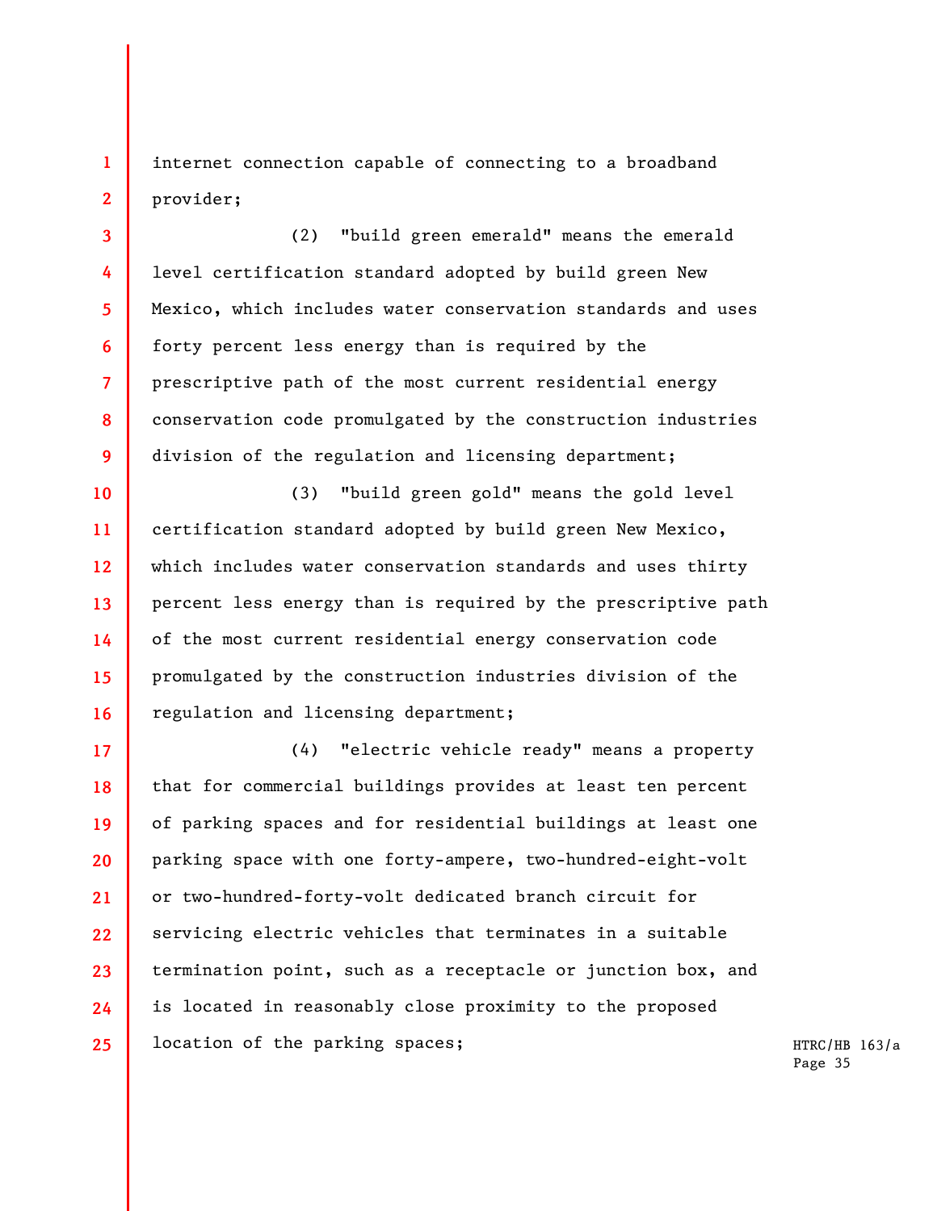internet connection capable of connecting to a broadband provider;

(2) "build green emerald" means the emerald level certification standard adopted by build green New Mexico, which includes water conservation standards and uses forty percent less energy than is required by the prescriptive path of the most current residential energy conservation code promulgated by the construction industries division of the regulation and licensing department;

(3) "build green gold" means the gold level certification standard adopted by build green New Mexico, which includes water conservation standards and uses thirty percent less energy than is required by the prescriptive path of the most current residential energy conservation code promulgated by the construction industries division of the regulation and licensing department;

(4) "electric vehicle ready" means a property that for commercial buildings provides at least ten percent of parking spaces and for residential buildings at least one parking space with one forty-ampere, two-hundred-eight-volt or two-hundred-forty-volt dedicated branch circuit for servicing electric vehicles that terminates in a suitable termination point, such as a receptacle or junction box, and is located in reasonably close proximity to the proposed location of the parking spaces;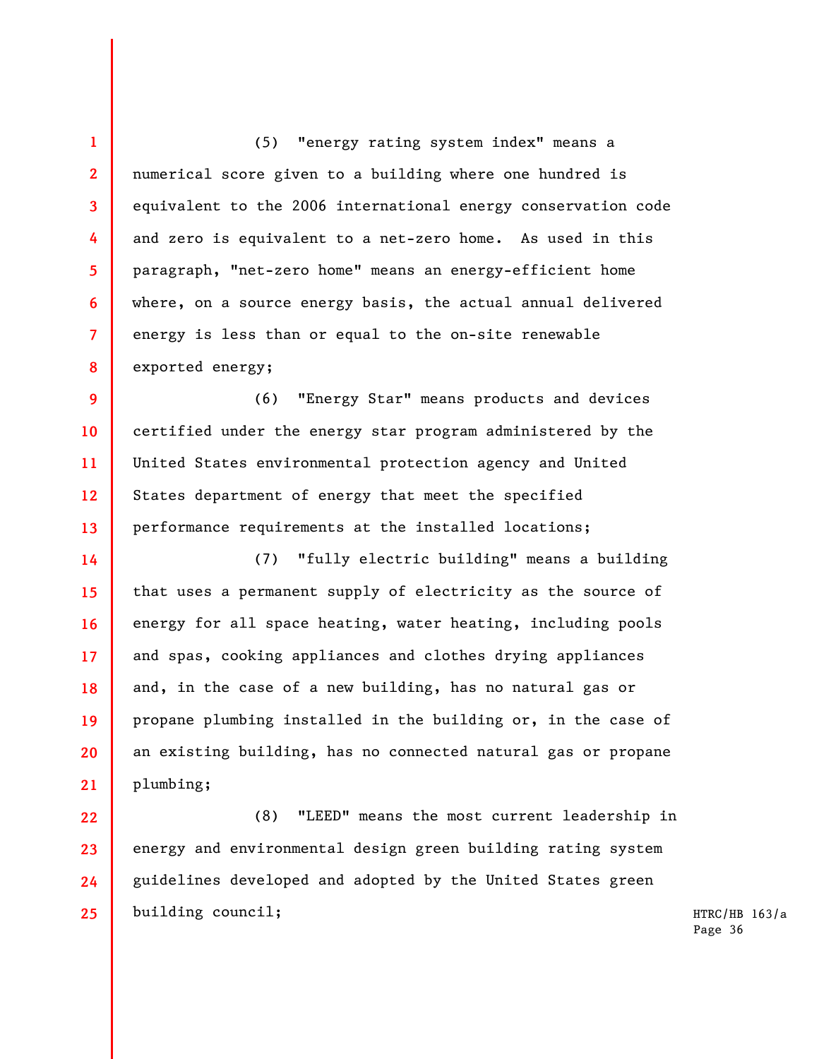(5) "energy rating system index" means a numerical score given to a building where one hundred is equivalent to the 2006 international energy conservation code and zero is equivalent to a net-zero home. As used in this paragraph, "net-zero home" means an energy-efficient home where, on a source energy basis, the actual annual delivered energy is less than or equal to the on-site renewable exported energy;

(6) "Energy Star" means products and devices certified under the energy star program administered by the United States environmental protection agency and United States department of energy that meet the specified performance requirements at the installed locations;

(7) "fully electric building" means a building that uses a permanent supply of electricity as the source of energy for all space heating, water heating, including pools and spas, cooking appliances and clothes drying appliances and, in the case of a new building, has no natural gas or propane plumbing installed in the building or, in the case of an existing building, has no connected natural gas or propane plumbing;

(8) "LEED" means the most current leadership in energy and environmental design green building rating system guidelines developed and adopted by the United States green building council;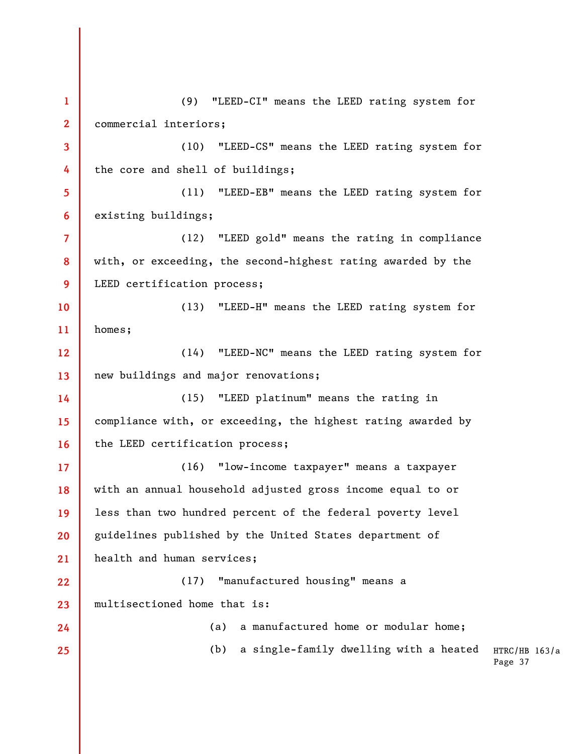(9) "LEED-CI" means the LEED rating system for commercial interiors;

(10) "LEED-CS" means the LEED rating system for the core and shell of buildings;

(11) "LEED-EB" means the LEED rating system for existing buildings;

(12) "LEED gold" means the rating in compliance with, or exceeding, the second-highest rating awarded by the LEED certification process;

(13) "LEED-H" means the LEED rating system for homes;

(14) "LEED-NC" means the LEED rating system for new buildings and major renovations;

(15) "LEED platinum" means the rating in compliance with, or exceeding, the highest rating awarded by the LEED certification process;

(16) "low-income taxpayer" means a taxpayer with an annual household adjusted gross income equal to or less than two hundred percent of the federal poverty level guidelines published by the United States department of health and human services;

(17) "manufactured housing" means a multisectioned home that is:

(a) a manufactured home or modular home;

(b) a single-family dwelling with a heated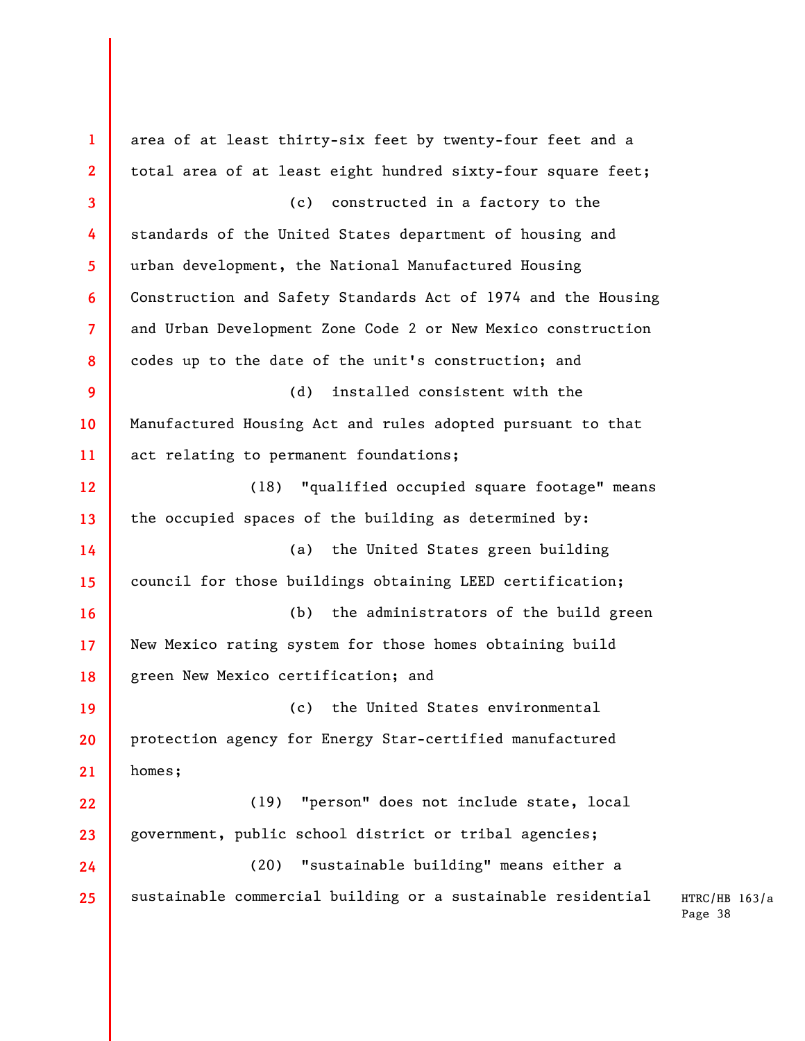area of at least thirty-six feet by twenty-four feet and a total area of at least eight hundred sixty-four square feet;

(c) constructed in a factory to the standards of the United States department of housing and urban development, the National Manufactured Housing Construction and Safety Standards Act of 1974 and the Housing and Urban Development Zone Code 2 or New Mexico construction codes up to the date of the unit's construction; and

(d) installed consistent with the Manufactured Housing Act and rules adopted pursuant to that act relating to permanent foundations;

(18) "qualified occupied square footage" means the occupied spaces of the building as determined by:

(a) the United States green building council for those buildings obtaining LEED certification;

(b) the administrators of the build green New Mexico rating system for those homes obtaining build green New Mexico certification; and

(c) the United States environmental protection agency for Energy Star-certified manufactured homes;

(19) "person" does not include state, local government, public school district or tribal agencies;

(20) "sustainable building" means either a sustainable commercial building or a sustainable residential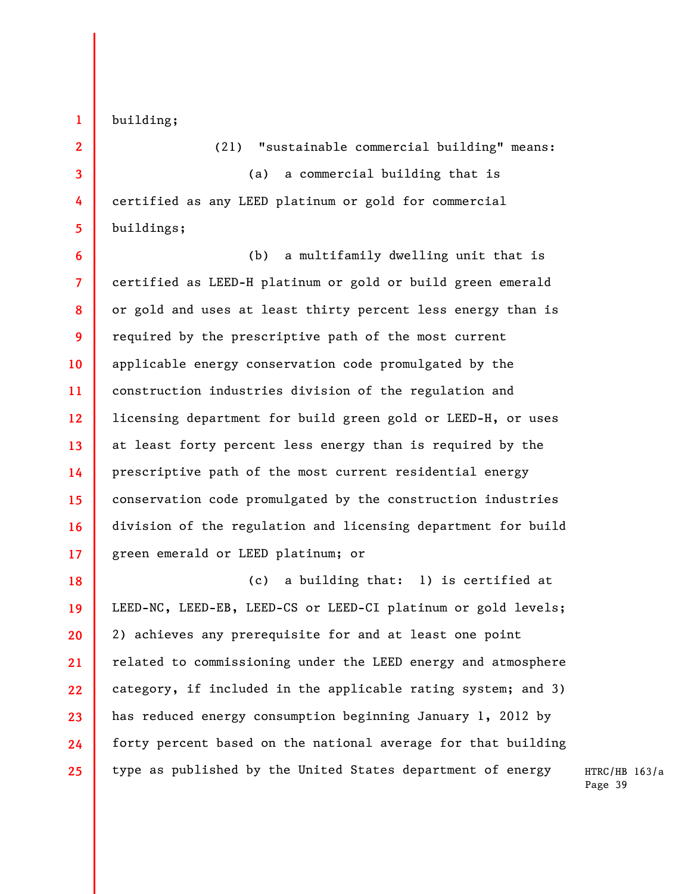building;

(21) "sustainable commercial building" means:

(a) a commercial building that is certified as any LEED platinum or gold for commercial buildings;

(b) a multifamily dwelling unit that is certified as LEED-H platinum or gold or build green emerald or gold and uses at least thirty percent less energy than is required by the prescriptive path of the most current applicable energy conservation code promulgated by the construction industries division of the regulation and licensing department for build green gold or LEED-H, or uses at least forty percent less energy than is required by the prescriptive path of the most current residential energy conservation code promulgated by the construction industries division of the regulation and licensing department for build green emerald or LEED platinum; or

(c) a building that: 1) is certified at LEED-NC, LEED-EB, LEED-CS or LEED-CI platinum or gold levels; 2) achieves any prerequisite for and at least one point related to commissioning under the LEED energy and atmosphere category, if included in the applicable rating system; and 3) has reduced energy consumption beginning January 1, 2012 by forty percent based on the national average for that building type as published by the United States department of energy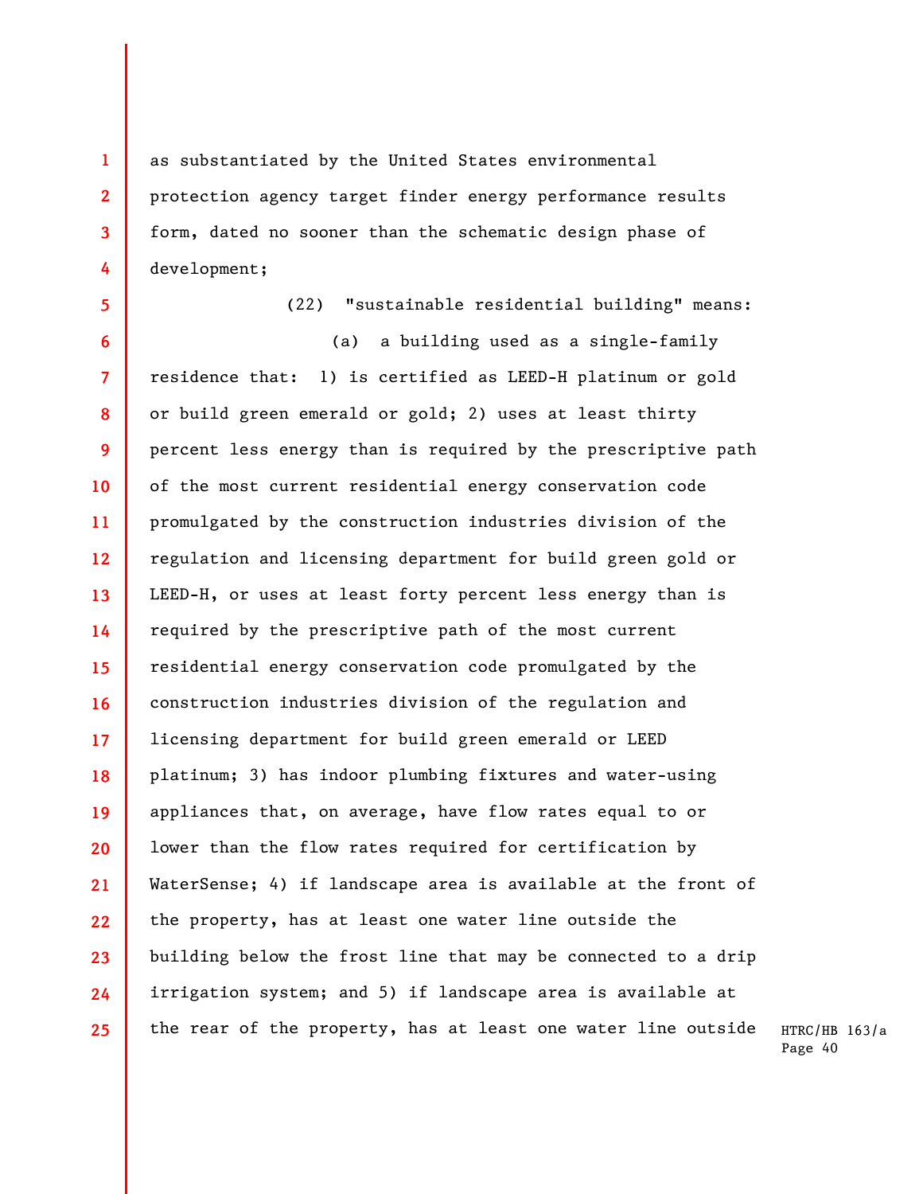as substantiated by the United States environmental protection agency target finder energy performance results form, dated no sooner than the schematic design phase of development;

(22) "sustainable residential building" means:

(a) a building used as a single-family residence that: 1) is certified as LEED-H platinum or gold or build green emerald or gold; 2) uses at least thirty percent less energy than is required by the prescriptive path of the most current residential energy conservation code promulgated by the construction industries division of the regulation and licensing department for build green gold or LEED-H, or uses at least forty percent less energy than is required by the prescriptive path of the most current residential energy conservation code promulgated by the construction industries division of the regulation and licensing department for build green emerald or LEED platinum; 3) has indoor plumbing fixtures and water-using appliances that, on average, have flow rates equal to or lower than the flow rates required for certification by WaterSense; 4) if landscape area is available at the front of the property, has at least one water line outside the building below the frost line that may be connected to a drip irrigation system; and 5) if landscape area is available at the rear of the property, has at least one water line outside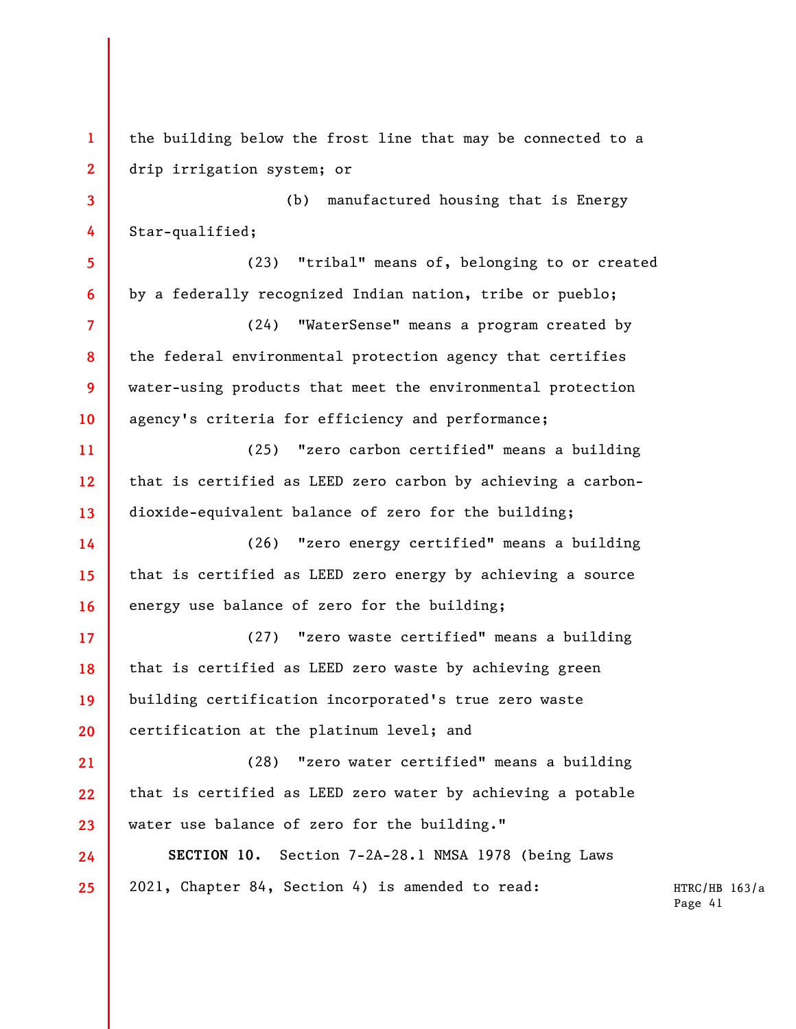the building below the frost line that may be connected to a drip irrigation system; or

(b) manufactured housing that is Energy Star-qualified;

(23) "tribal" means of, belonging to or created by a federally recognized Indian nation, tribe or pueblo;

(24) "WaterSense" means a program created by the federal environmental protection agency that certifies water-using products that meet the environmental protection agency's criteria for efficiency and performance;

(25) "zero carbon certified" means a building that is certified as LEED zero carbon by achieving a carbon-dioxide-equivalent balance of zero for the building;

(26) "zero energy certified" means a building that is certified as LEED zero energy by achieving a source energy use balance of zero for the building;

(27) "zero waste certified" means a building that is certified as LEED zero waste by achieving green building certification incorporated's true zero waste certification at the platinum level; and

(28) "zero water certified" means a building that is certified as LEED zero water by achieving a potable water use balance of zero for the building."

**SECTION 10.** Section 7-2A-28.1 NMSA 1978 (being Laws 2021, Chapter 84, Section 4) is amended to read: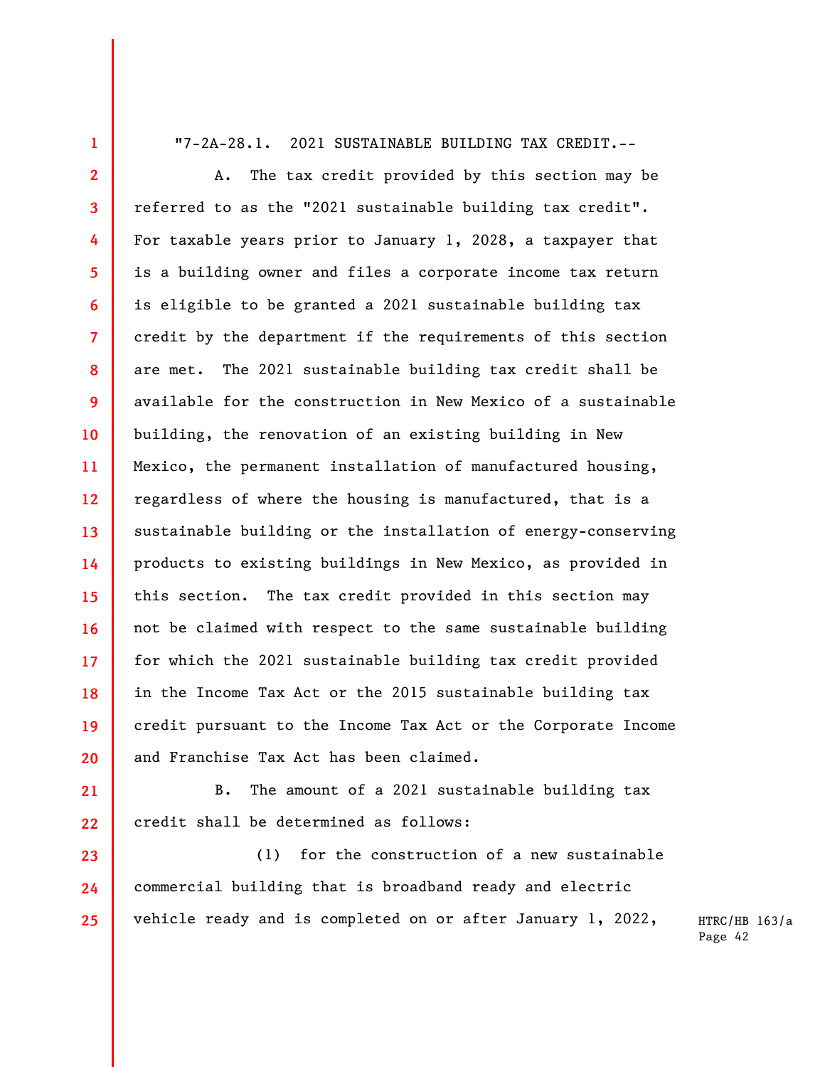"7-2A-28.1. 2021 SUSTAINABLE BUILDING TAX CREDIT.--

A. The tax credit provided by this section may be referred to as the "2021 sustainable building tax credit". For taxable years prior to January 1, 2028, a taxpayer that is a building owner and files a corporate income tax return is eligible to be granted a 2021 sustainable building tax credit by the department if the requirements of this section are met. The 2021 sustainable building tax credit shall be available for the construction in New Mexico of a sustainable building, the renovation of an existing building in New Mexico, the permanent installation of manufactured housing, regardless of where the housing is manufactured, that is a sustainable building or the installation of energy-conserving products to existing buildings in New Mexico, as provided in this section. The tax credit provided in this section may not be claimed with respect to the same sustainable building for which the 2021 sustainable building tax credit provided in the Income Tax Act or the 2015 sustainable building tax credit pursuant to the Income Tax Act or the Corporate Income and Franchise Tax Act has been claimed.

B. The amount of a 2021 sustainable building tax credit shall be determined as follows:

(1) for the construction of a new sustainable commercial building that is broadband ready and electric vehicle ready and is completed on or after January 1, 2022,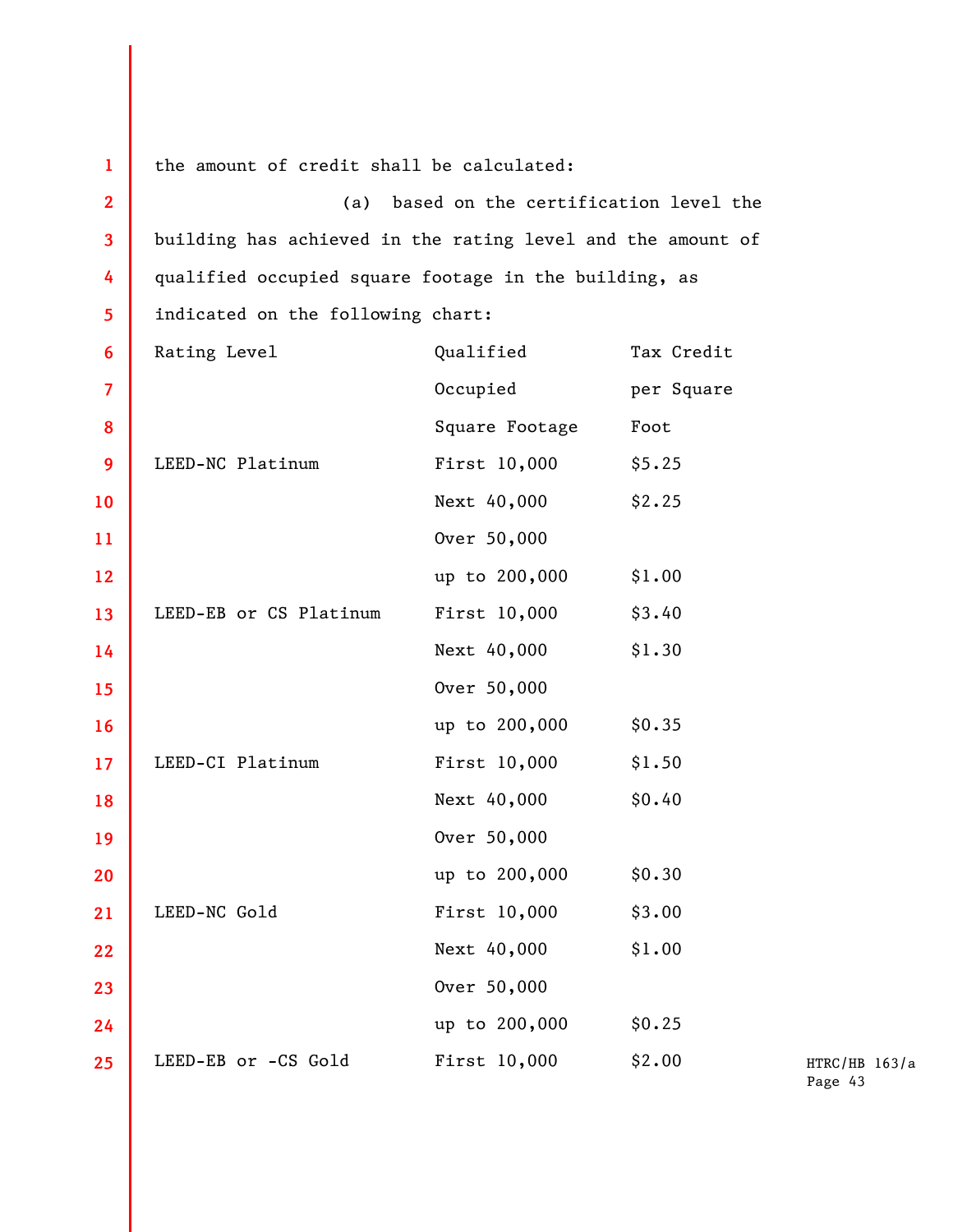the amount of credit shall be calculated:

(a) based on the certification level the building has achieved in the rating level and the amount of qualified occupied square footage in the building, as indicated on the following chart:

| Rating Level | Qualified Occupied Square Footage | Tax Credit per Square Foot |
|---|---|---|
| LEED-NC Platinum | First 10,000 | $5.25 |
| | Next 40,000 | $2.25 |
| | Over 50,000 up to 200,000 | $1.00 |
| LEED-EB or CS Platinum | First 10,000 | $3.40 |
| | Next 40,000 | $1.30 |
| | Over 50,000 up to 200,000 | $0.35 |
| LEED-CI Platinum | First 10,000 | $1.50 |
| | Next 40,000 | $0.40 |
| | Over 50,000 up to 200,000 | $0.30 |
| LEED-NC Gold | First 10,000 | $3.00 |
| | Next 40,000 | $1.00 |
| | Over 50,000 up to 200,000 | $0.25 |
| LEED-EB or -CS Gold | First 10,000 | $2.00 |

HTRC/HB 163/a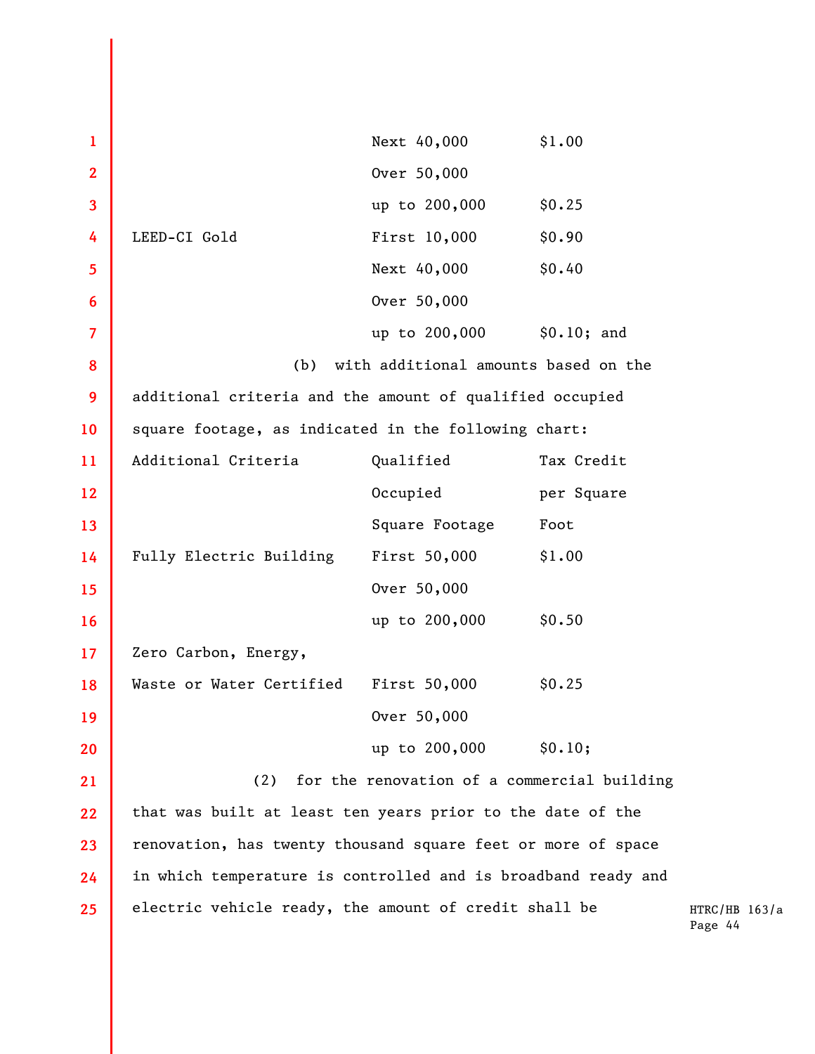| | | |
|---|---|---|
| | Next 40,000 | $1.00 |
| | Over 50,000 up to 200,000 | $0.25 |
| LEED-CI Gold | First 10,000 | $0.90 |
| | Next 40,000 | $0.40 |
| | Over 50,000 up to 200,000 | $0.10; and |

(b) with additional amounts based on the additional criteria and the amount of qualified occupied square footage, as indicated in the following chart:

| Additional Criteria | Qualified Occupied Square Footage | Tax Credit per Square Foot |
|---|---|---|
| Fully Electric Building | First 50,000 | $1.00 |
| | Over 50,000 up to 200,000 | $0.50 |
| Zero Carbon, Energy, Waste or Water Certified | First 50,000 | $0.25 |
| | Over 50,000 up to 200,000 | $0.10; |

(2) for the renovation of a commercial building that was built at least ten years prior to the date of the renovation, has twenty thousand square feet or more of space in which temperature is controlled and is broadband ready and electric vehicle ready, the amount of credit shall be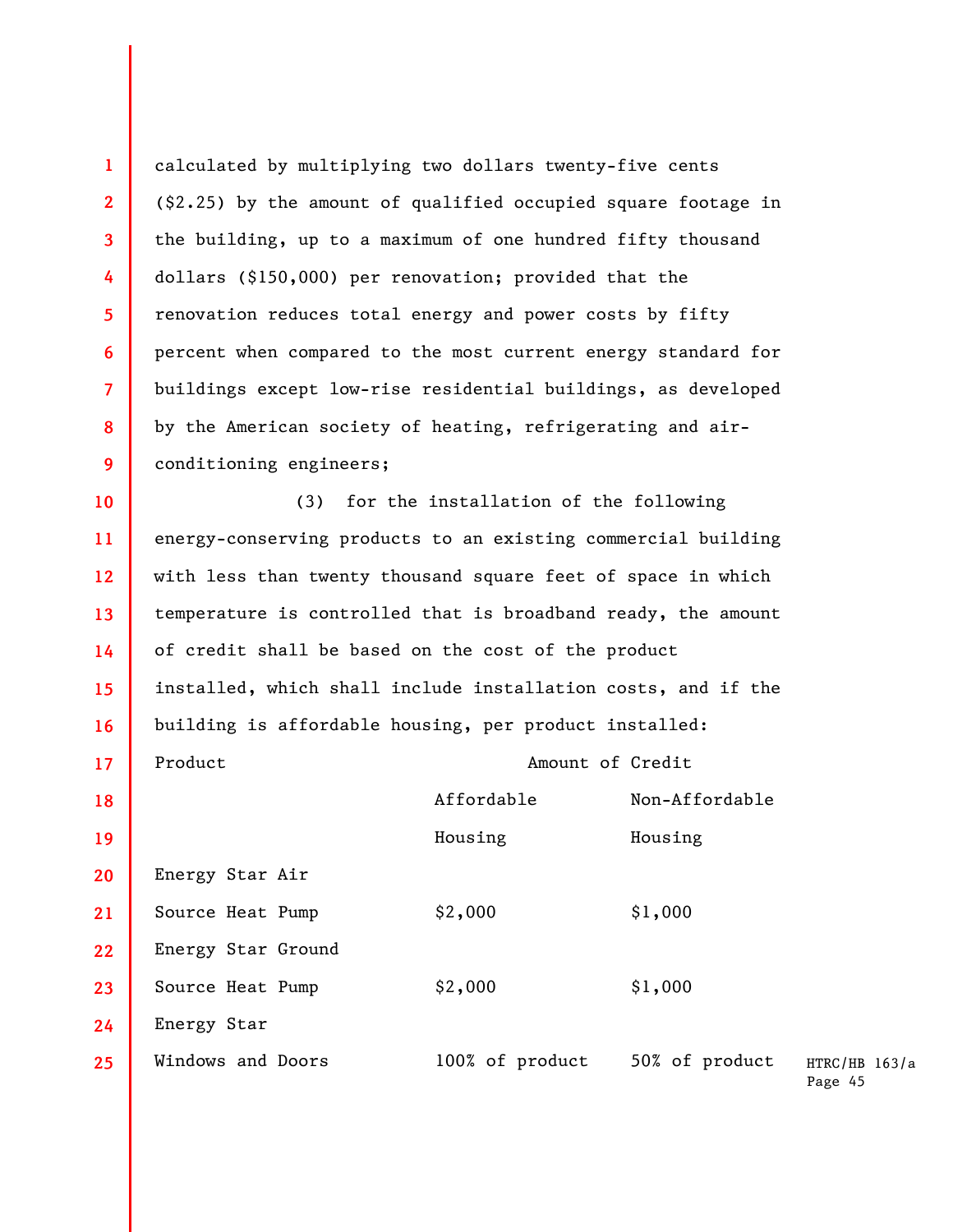calculated by multiplying two dollars twenty-five cents ($2.25) by the amount of qualified occupied square footage in the building, up to a maximum of one hundred fifty thousand dollars ($150,000) per renovation; provided that the renovation reduces total energy and power costs by fifty percent when compared to the most current energy standard for buildings except low-rise residential buildings, as developed by the American society of heating, refrigerating and air-conditioning engineers;

(3) for the installation of the following energy-conserving products to an existing commercial building with less than twenty thousand square feet of space in which temperature is controlled that is broadband ready, the amount of credit shall be based on the cost of the product installed, which shall include installation costs, and if the building is affordable housing, per product installed:

| Product | Amount of Credit | |
|---|---|---|
| | Affordable Housing | Non-Affordable Housing |
| Energy Star Air Source Heat Pump | $2,000 | $1,000 |
| Energy Star Ground Source Heat Pump | $2,000 | $1,000 |
| Energy Star Windows and Doors | 100% of product | 50% of product |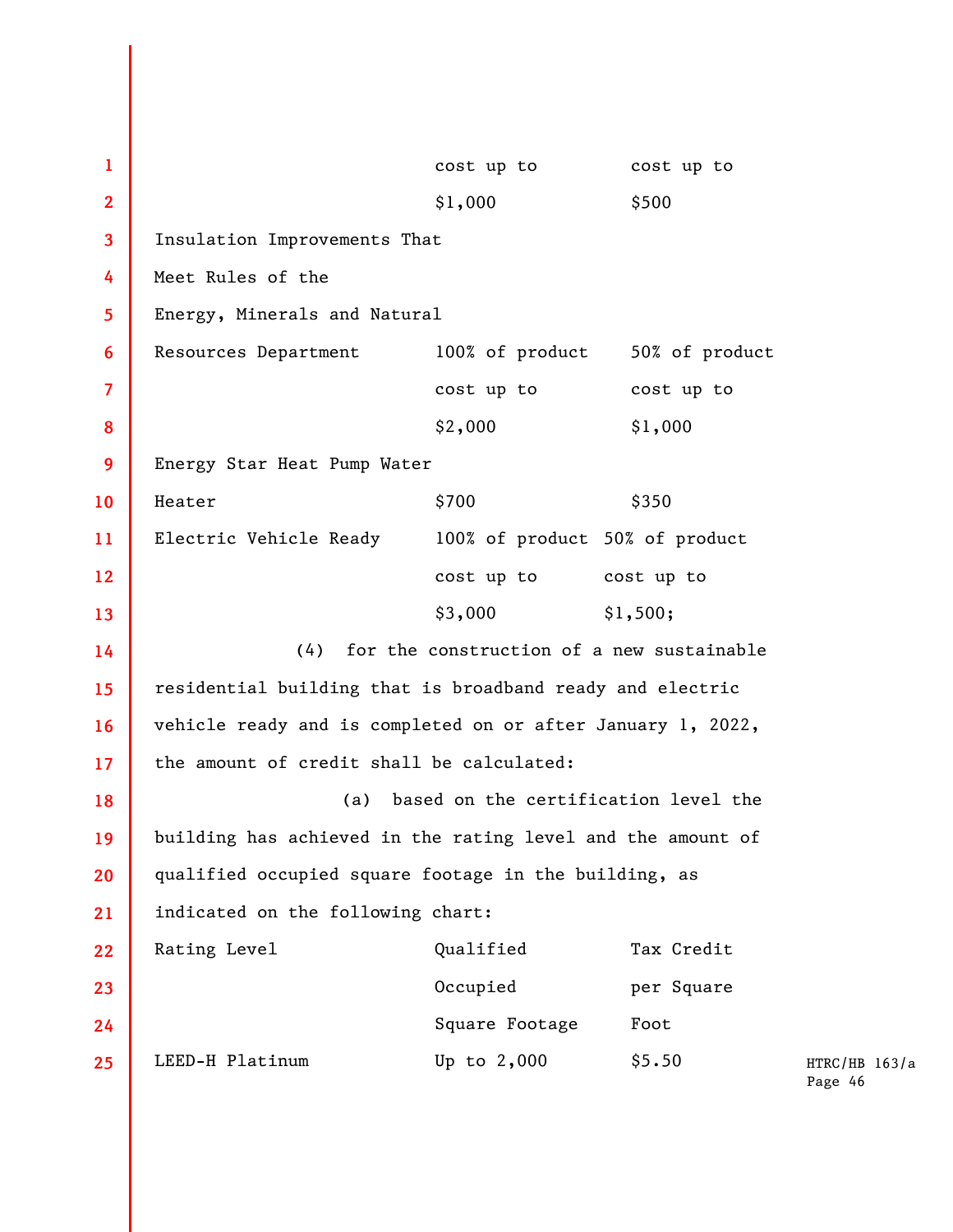| | | |
|---|---|---|
| | cost up to $1,000 | cost up to $500 |
| Insulation Improvements That Meet Rules of the Energy, Minerals and Natural Resources Department | 100% of product cost up to $2,000 | 50% of product cost up to $1,000 |
| Energy Star Heat Pump Water Heater | $700 | $350 |
| Electric Vehicle Ready | 100% of product cost up to $3,000 | 50% of product cost up to $1,500; |

(4) for the construction of a new sustainable residential building that is broadband ready and electric vehicle ready and is completed on or after January 1, 2022, the amount of credit shall be calculated:

(a) based on the certification level the building has achieved in the rating level and the amount of qualified occupied square footage in the building, as indicated on the following chart:

| Rating Level | Qualified Occupied Square Footage | Tax Credit per Square Foot |
|---|---|---|
| LEED-H Platinum | Up to 2,000 | $5.50 |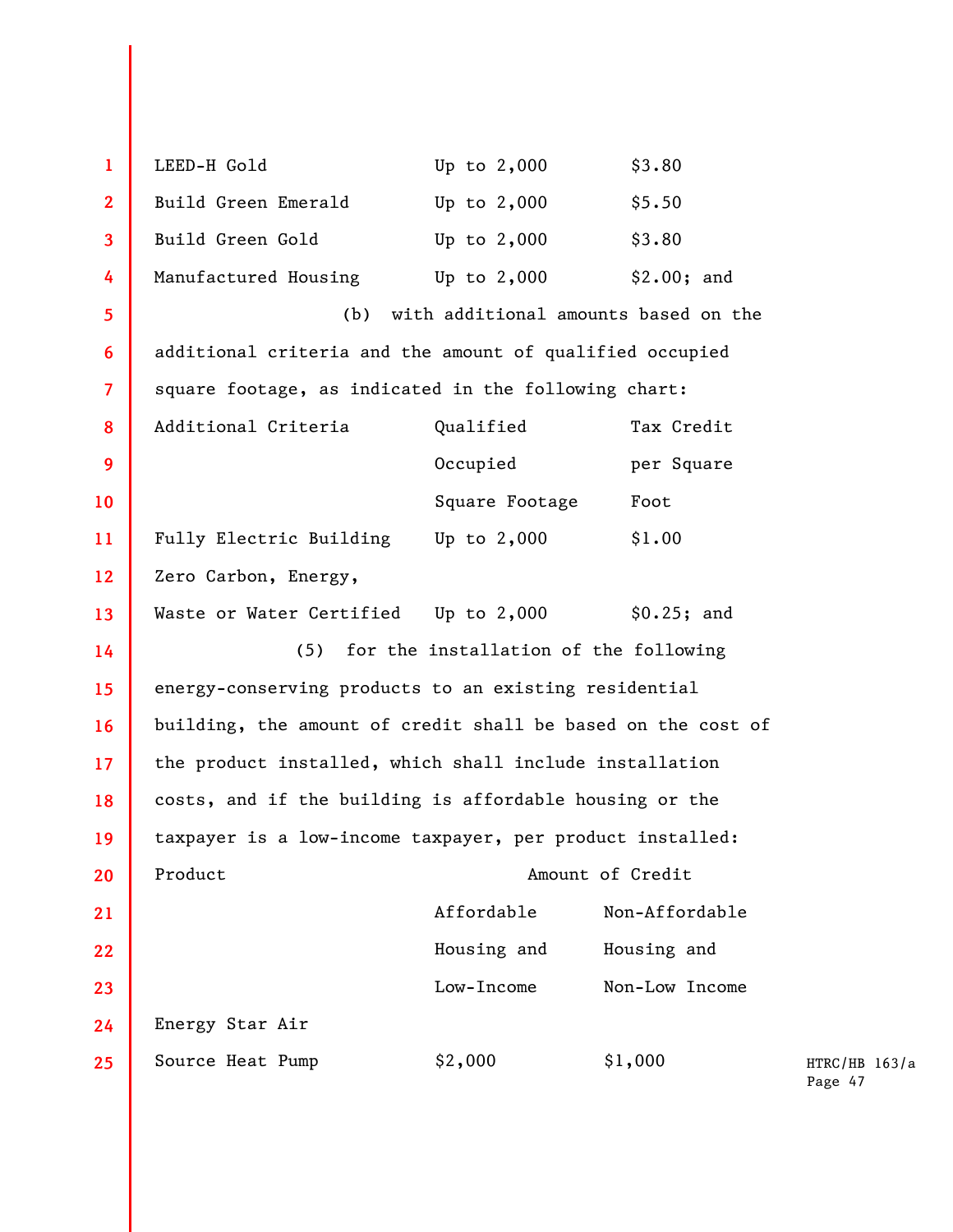| | | |
|---|---|---|
| LEED-H Gold | Up to 2,000 | $3.80 |
| Build Green Emerald | Up to 2,000 | $5.50 |
| Build Green Gold | Up to 2,000 | $3.80 |
| Manufactured Housing | Up to 2,000 | $2.00; and |

(b) with additional amounts based on the additional criteria and the amount of qualified occupied square footage, as indicated in the following chart:

| Additional Criteria | Qualified Occupied Square Footage | Tax Credit per Square Foot |
|---|---|---|
| Fully Electric Building | Up to 2,000 | $1.00 |
| Zero Carbon, Energy, Waste or Water Certified | Up to 2,000 | $0.25; and |

(5) for the installation of the following energy-conserving products to an existing residential building, the amount of credit shall be based on the cost of the product installed, which shall include installation costs, and if the building is affordable housing or the taxpayer is a low-income taxpayer, per product installed:

| Product | Amount of Credit | |
|---|---|---|
| | Affordable Housing and Low-Income | Non-Affordable Housing and Non-Low Income |
| Energy Star Air Source Heat Pump | $2,000 | $1,000 |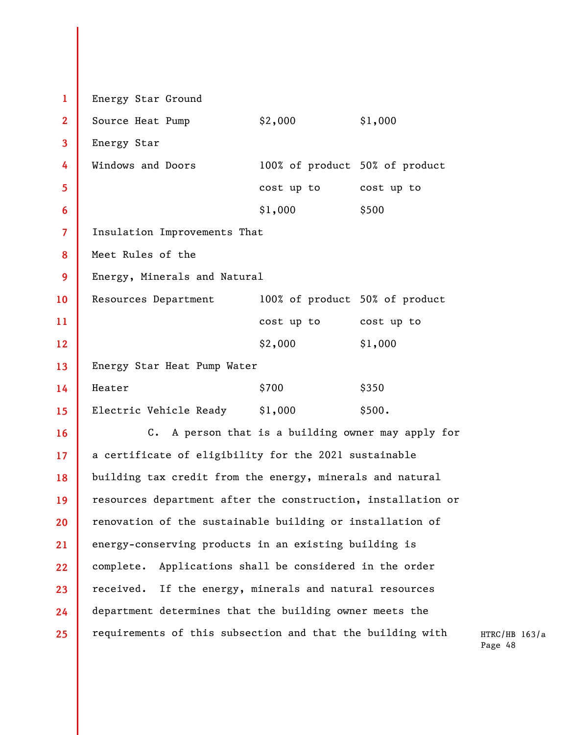| | | |
|---|---|---|
| Energy Star Ground Source Heat Pump | $2,000 | $1,000 |
| Energy Star Windows and Doors | 100% of product cost up to $1,000 | 50% of product cost up to $500 |
| Insulation Improvements That Meet Rules of the Energy, Minerals and Natural Resources Department | 100% of product cost up to $2,000 | 50% of product cost up to $1,000 |
| Energy Star Heat Pump Water Heater | $700 | $350 |
| Electric Vehicle Ready | $1,000 | $500. |

C. A person that is a building owner may apply for a certificate of eligibility for the 2021 sustainable building tax credit from the energy, minerals and natural resources department after the construction, installation or renovation of the sustainable building or installation of energy-conserving products in an existing building is complete. Applications shall be considered in the order received. If the energy, minerals and natural resources department determines that the building owner meets the requirements of this subsection and that the building with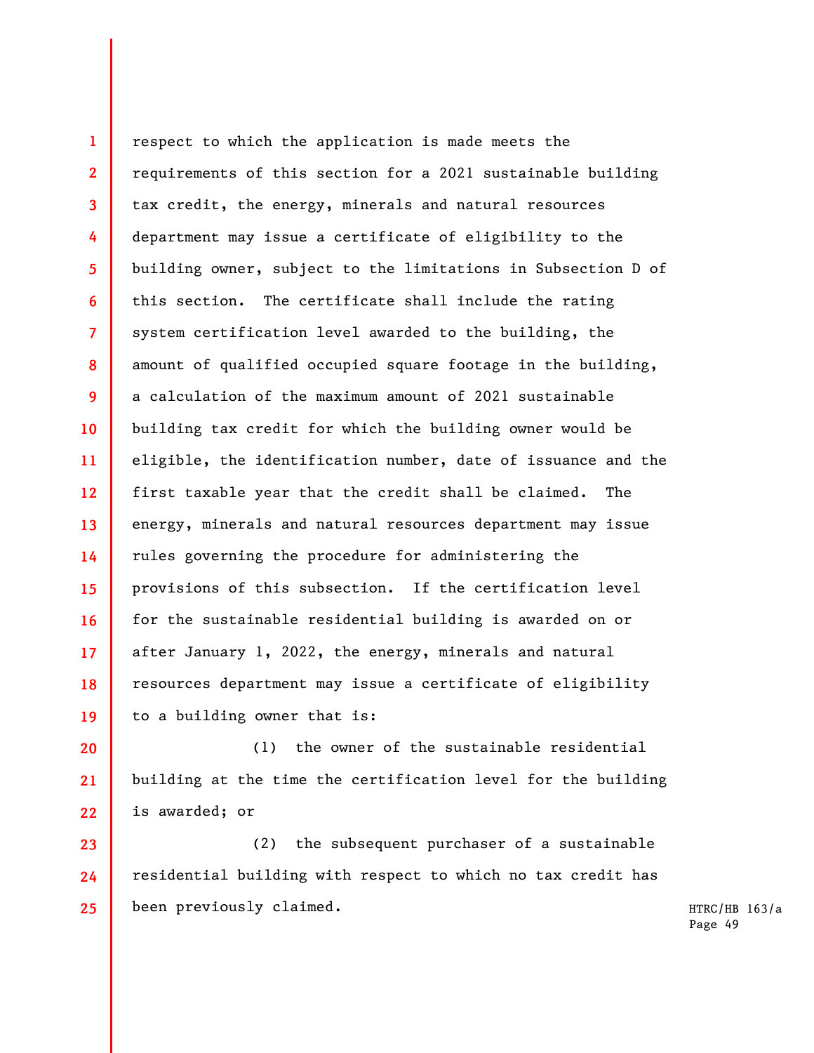respect to which the application is made meets the requirements of this section for a 2021 sustainable building tax credit, the energy, minerals and natural resources department may issue a certificate of eligibility to the building owner, subject to the limitations in Subsection D of this section. The certificate shall include the rating system certification level awarded to the building, the amount of qualified occupied square footage in the building, a calculation of the maximum amount of 2021 sustainable building tax credit for which the building owner would be eligible, the identification number, date of issuance and the first taxable year that the credit shall be claimed. The energy, minerals and natural resources department may issue rules governing the procedure for administering the provisions of this subsection. If the certification level for the sustainable residential building is awarded on or after January 1, 2022, the energy, minerals and natural resources department may issue a certificate of eligibility to a building owner that is:

(1) the owner of the sustainable residential building at the time the certification level for the building is awarded; or

(2) the subsequent purchaser of a sustainable residential building with respect to which no tax credit has been previously claimed.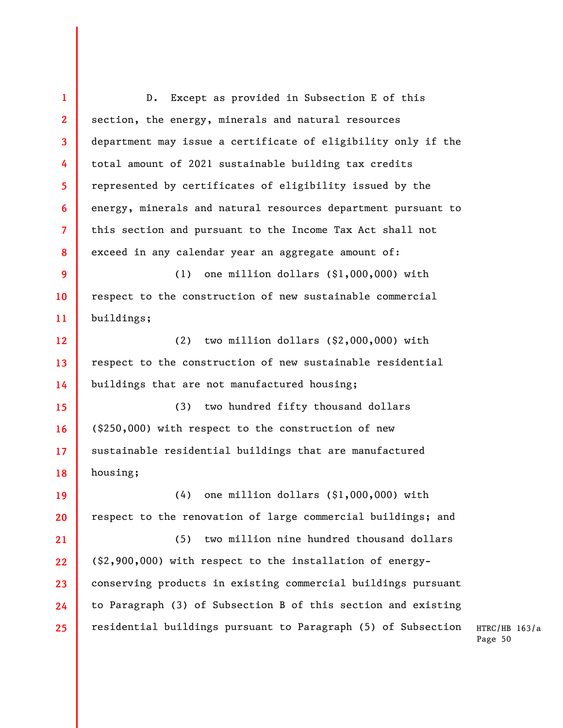D. Except as provided in Subsection E of this section, the energy, minerals and natural resources department may issue a certificate of eligibility only if the total amount of 2021 sustainable building tax credits represented by certificates of eligibility issued by the energy, minerals and natural resources department pursuant to this section and pursuant to the Income Tax Act shall not exceed in any calendar year an aggregate amount of:

(1) one million dollars ($1,000,000) with respect to the construction of new sustainable commercial buildings;

(2) two million dollars ($2,000,000) with respect to the construction of new sustainable residential buildings that are not manufactured housing;

(3) two hundred fifty thousand dollars ($250,000) with respect to the construction of new sustainable residential buildings that are manufactured housing;

(4) one million dollars ($1,000,000) with respect to the renovation of large commercial buildings; and

(5) two million nine hundred thousand dollars ($2,900,000) with respect to the installation of energy-conserving products in existing commercial buildings pursuant to Paragraph (3) of Subsection B of this section and existing residential buildings pursuant to Paragraph (5) of Subsection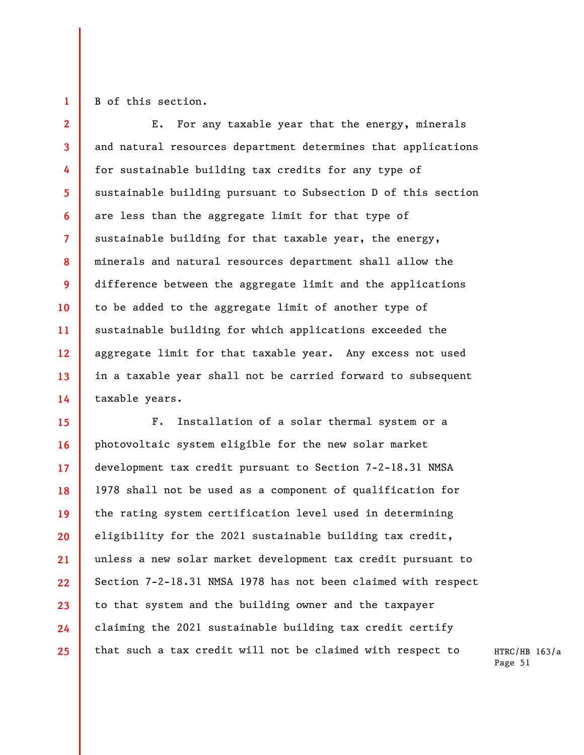B of this section.

E. For any taxable year that the energy, minerals and natural resources department determines that applications for sustainable building tax credits for any type of sustainable building pursuant to Subsection D of this section are less than the aggregate limit for that type of sustainable building for that taxable year, the energy, minerals and natural resources department shall allow the difference between the aggregate limit and the applications to be added to the aggregate limit of another type of sustainable building for which applications exceeded the aggregate limit for that taxable year. Any excess not used in a taxable year shall not be carried forward to subsequent taxable years.

F. Installation of a solar thermal system or a photovoltaic system eligible for the new solar market development tax credit pursuant to Section 7-2-18.31 NMSA 1978 shall not be used as a component of qualification for the rating system certification level used in determining eligibility for the 2021 sustainable building tax credit, unless a new solar market development tax credit pursuant to Section 7-2-18.31 NMSA 1978 has not been claimed with respect to that system and the building owner and the taxpayer claiming the 2021 sustainable building tax credit certify that such a tax credit will not be claimed with respect to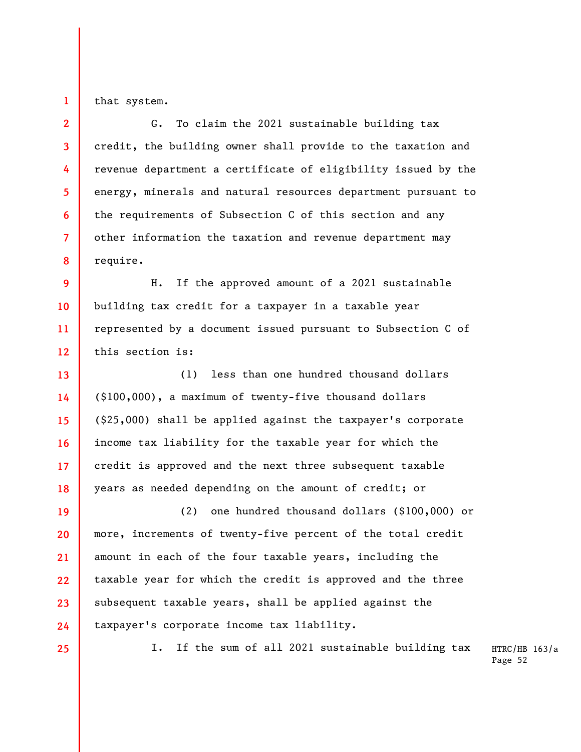that system.

G. To claim the 2021 sustainable building tax credit, the building owner shall provide to the taxation and revenue department a certificate of eligibility issued by the energy, minerals and natural resources department pursuant to the requirements of Subsection C of this section and any other information the taxation and revenue department may require.

H. If the approved amount of a 2021 sustainable building tax credit for a taxpayer in a taxable year represented by a document issued pursuant to Subsection C of this section is:

(1) less than one hundred thousand dollars ($100,000), a maximum of twenty-five thousand dollars ($25,000) shall be applied against the taxpayer's corporate income tax liability for the taxable year for which the credit is approved and the next three subsequent taxable years as needed depending on the amount of credit; or

(2) one hundred thousand dollars ($100,000) or more, increments of twenty-five percent of the total credit amount in each of the four taxable years, including the taxable year for which the credit is approved and the three subsequent taxable years, shall be applied against the taxpayer's corporate income tax liability.

I. If the sum of all 2021 sustainable building tax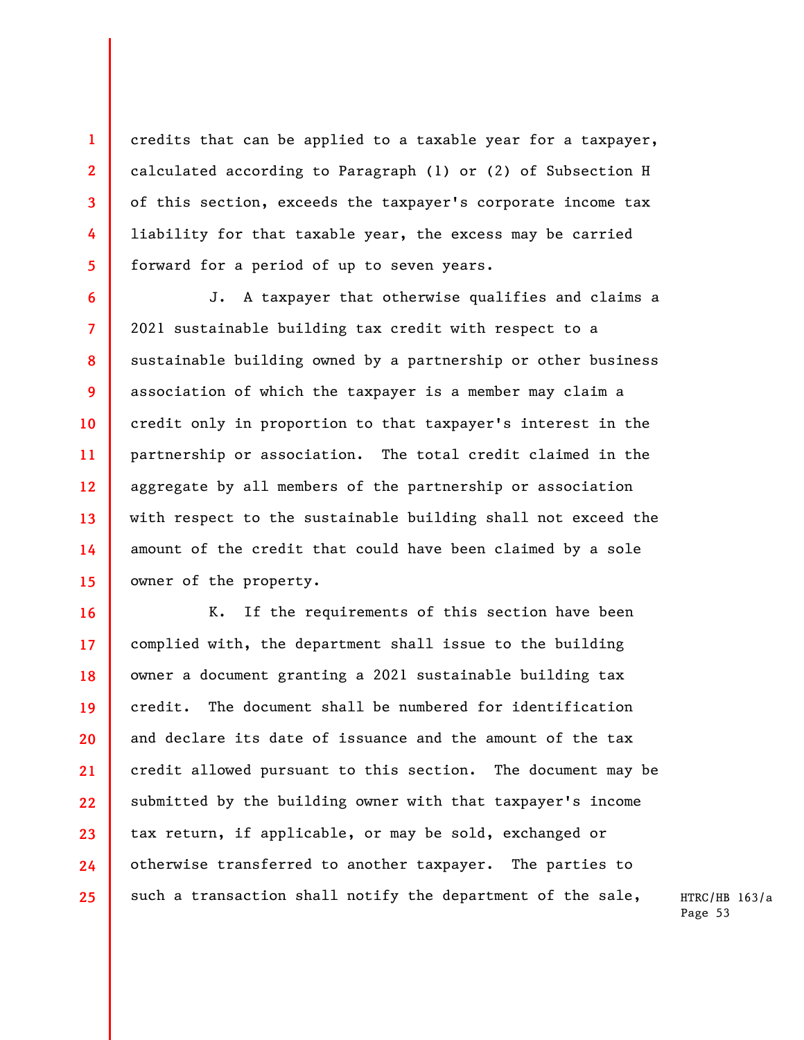credits that can be applied to a taxable year for a taxpayer, calculated according to Paragraph (1) or (2) of Subsection H of this section, exceeds the taxpayer's corporate income tax liability for that taxable year, the excess may be carried forward for a period of up to seven years.

J. A taxpayer that otherwise qualifies and claims a 2021 sustainable building tax credit with respect to a sustainable building owned by a partnership or other business association of which the taxpayer is a member may claim a credit only in proportion to that taxpayer's interest in the partnership or association. The total credit claimed in the aggregate by all members of the partnership or association with respect to the sustainable building shall not exceed the amount of the credit that could have been claimed by a sole owner of the property.

K. If the requirements of this section have been complied with, the department shall issue to the building owner a document granting a 2021 sustainable building tax credit. The document shall be numbered for identification and declare its date of issuance and the amount of the tax credit allowed pursuant to this section. The document may be submitted by the building owner with that taxpayer's income tax return, if applicable, or may be sold, exchanged or otherwise transferred to another taxpayer. The parties to such a transaction shall notify the department of the sale,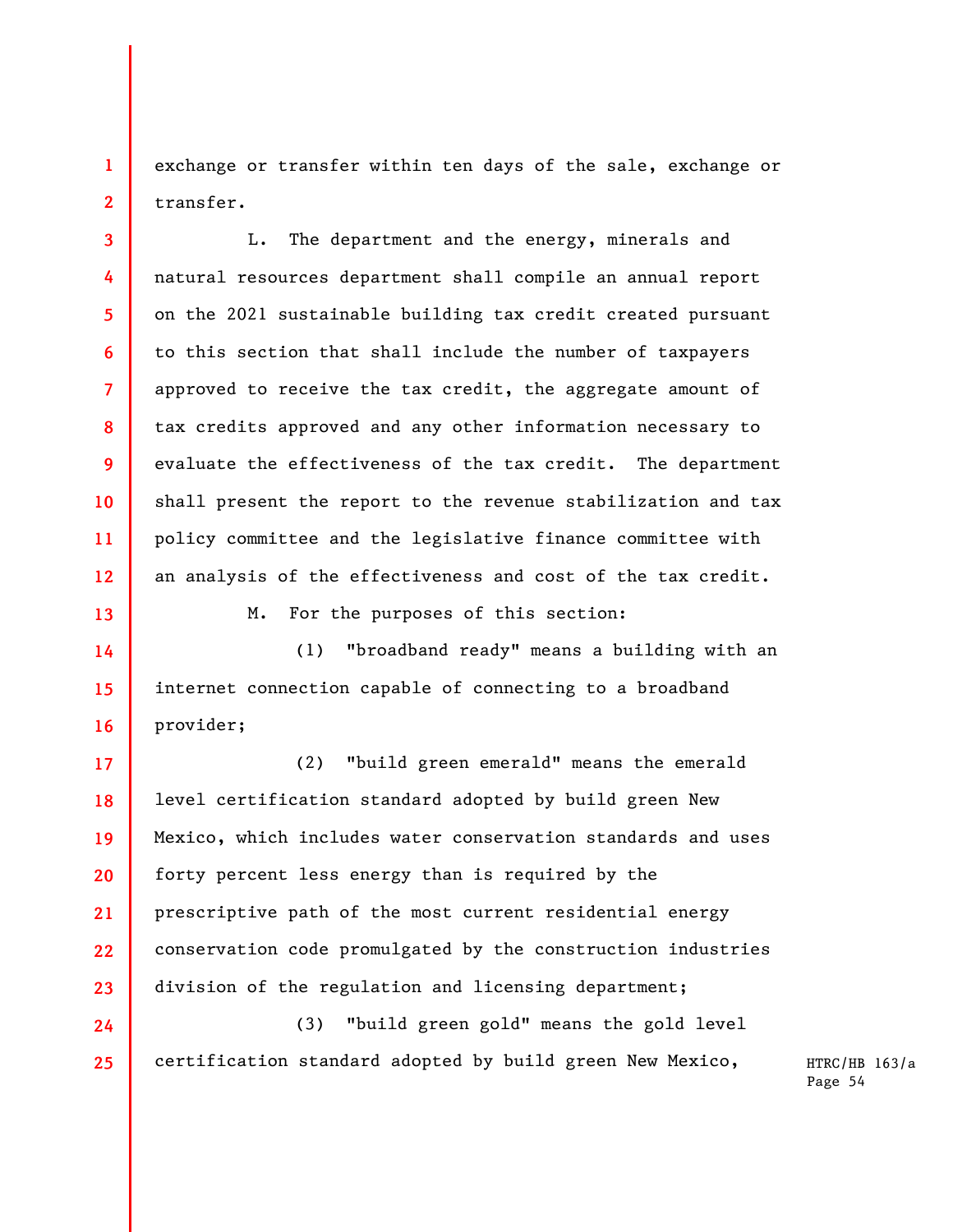exchange or transfer within ten days of the sale, exchange or transfer.

L. The department and the energy, minerals and natural resources department shall compile an annual report on the 2021 sustainable building tax credit created pursuant to this section that shall include the number of taxpayers approved to receive the tax credit, the aggregate amount of tax credits approved and any other information necessary to evaluate the effectiveness of the tax credit. The department shall present the report to the revenue stabilization and tax policy committee and the legislative finance committee with an analysis of the effectiveness and cost of the tax credit.

M. For the purposes of this section:

(1) "broadband ready" means a building with an internet connection capable of connecting to a broadband provider;

(2) "build green emerald" means the emerald level certification standard adopted by build green New Mexico, which includes water conservation standards and uses forty percent less energy than is required by the prescriptive path of the most current residential energy conservation code promulgated by the construction industries division of the regulation and licensing department;

(3) "build green gold" means the gold level certification standard adopted by build green New Mexico,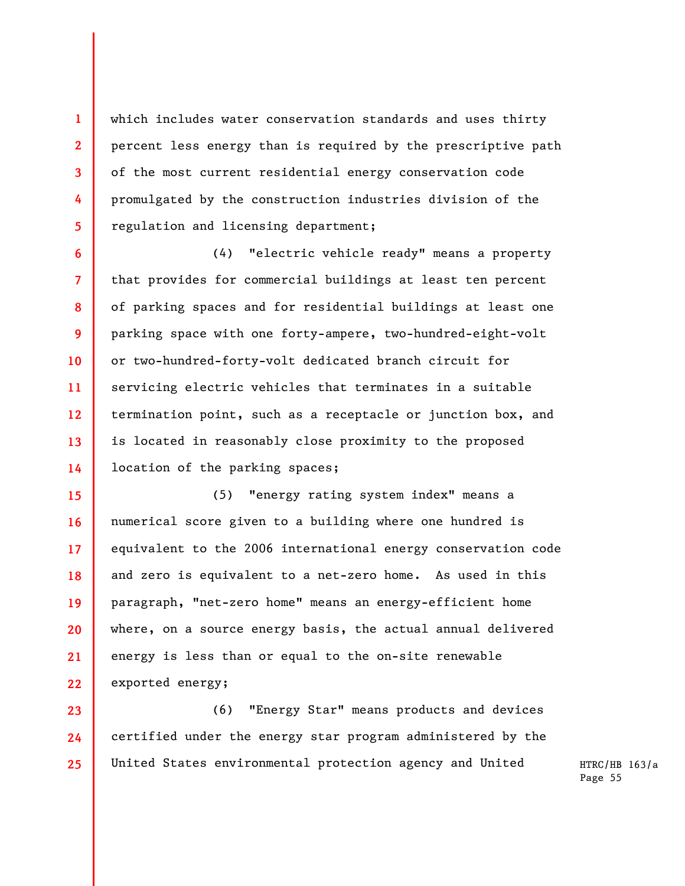which includes water conservation standards and uses thirty percent less energy than is required by the prescriptive path of the most current residential energy conservation code promulgated by the construction industries division of the regulation and licensing department;

(4) "electric vehicle ready" means a property that provides for commercial buildings at least ten percent of parking spaces and for residential buildings at least one parking space with one forty-ampere, two-hundred-eight-volt or two-hundred-forty-volt dedicated branch circuit for servicing electric vehicles that terminates in a suitable termination point, such as a receptacle or junction box, and is located in reasonably close proximity to the proposed location of the parking spaces;

(5) "energy rating system index" means a numerical score given to a building where one hundred is equivalent to the 2006 international energy conservation code and zero is equivalent to a net-zero home. As used in this paragraph, "net-zero home" means an energy-efficient home where, on a source energy basis, the actual annual delivered energy is less than or equal to the on-site renewable exported energy;

(6) "Energy Star" means products and devices certified under the energy star program administered by the United States environmental protection agency and United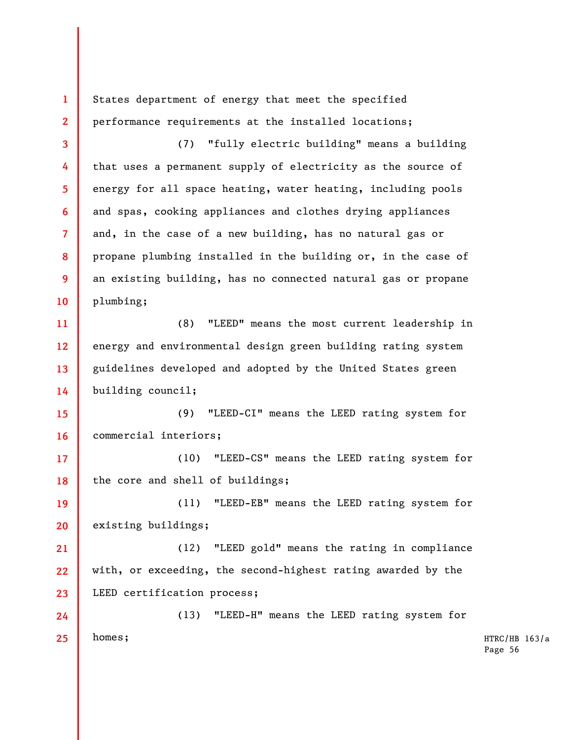States department of energy that meet the specified performance requirements at the installed locations;

(7) "fully electric building" means a building that uses a permanent supply of electricity as the source of energy for all space heating, water heating, including pools and spas, cooking appliances and clothes drying appliances and, in the case of a new building, has no natural gas or propane plumbing installed in the building or, in the case of an existing building, has no connected natural gas or propane plumbing;

(8) "LEED" means the most current leadership in energy and environmental design green building rating system guidelines developed and adopted by the United States green building council;

(9) "LEED-CI" means the LEED rating system for commercial interiors;

(10) "LEED-CS" means the LEED rating system for the core and shell of buildings;

(11) "LEED-EB" means the LEED rating system for existing buildings;

(12) "LEED gold" means the rating in compliance with, or exceeding, the second-highest rating awarded by the LEED certification process;

(13) "LEED-H" means the LEED rating system for homes;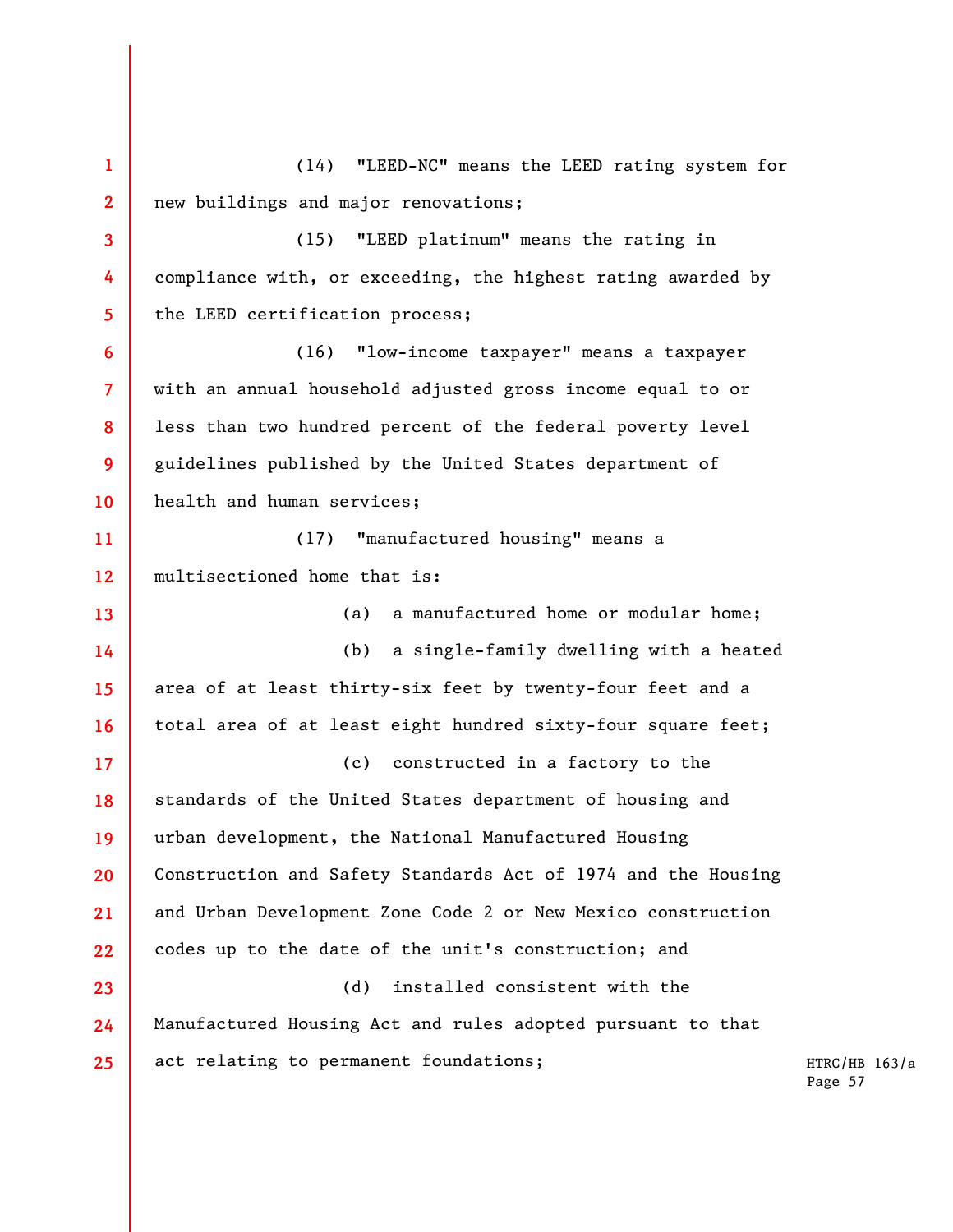(14) "LEED-NC" means the LEED rating system for new buildings and major renovations;

(15) "LEED platinum" means the rating in compliance with, or exceeding, the highest rating awarded by the LEED certification process;

(16) "low-income taxpayer" means a taxpayer with an annual household adjusted gross income equal to or less than two hundred percent of the federal poverty level guidelines published by the United States department of health and human services;

(17) "manufactured housing" means a multisectioned home that is:

(a) a manufactured home or modular home;

(b) a single-family dwelling with a heated area of at least thirty-six feet by twenty-four feet and a total area of at least eight hundred sixty-four square feet;

(c) constructed in a factory to the standards of the United States department of housing and urban development, the National Manufactured Housing Construction and Safety Standards Act of 1974 and the Housing and Urban Development Zone Code 2 or New Mexico construction codes up to the date of the unit's construction; and

(d) installed consistent with the Manufactured Housing Act and rules adopted pursuant to that act relating to permanent foundations;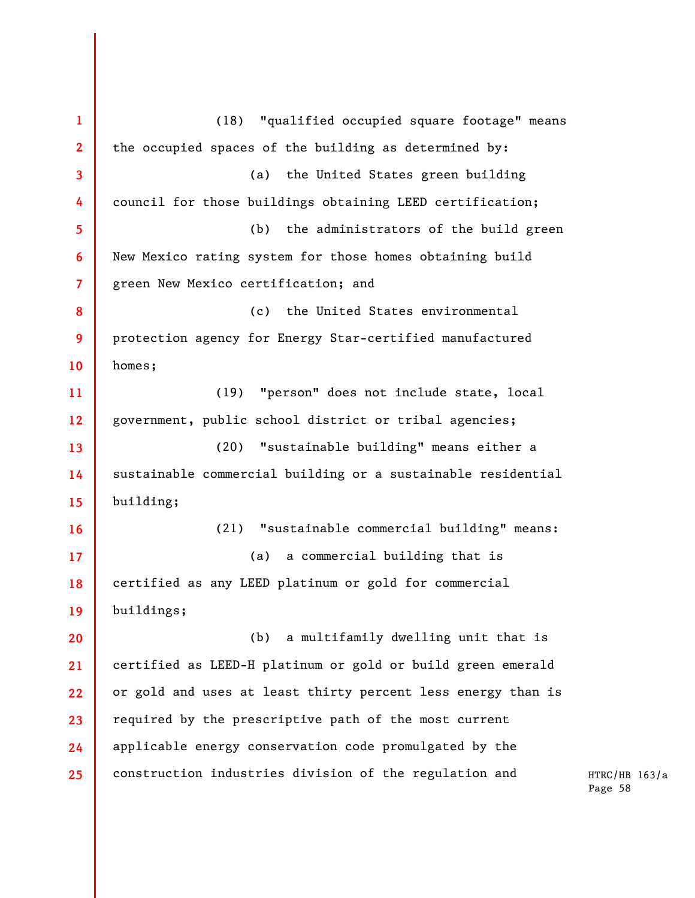(18) "qualified occupied square footage" means the occupied spaces of the building as determined by:

(a) the United States green building council for those buildings obtaining LEED certification;

(b) the administrators of the build green New Mexico rating system for those homes obtaining build green New Mexico certification; and

(c) the United States environmental protection agency for Energy Star-certified manufactured homes;

(19) "person" does not include state, local government, public school district or tribal agencies;

(20) "sustainable building" means either a sustainable commercial building or a sustainable residential building;

(21) "sustainable commercial building" means:

(a) a commercial building that is certified as any LEED platinum or gold for commercial buildings;

(b) a multifamily dwelling unit that is certified as LEED-H platinum or gold or build green emerald or gold and uses at least thirty percent less energy than is required by the prescriptive path of the most current applicable energy conservation code promulgated by the construction industries division of the regulation and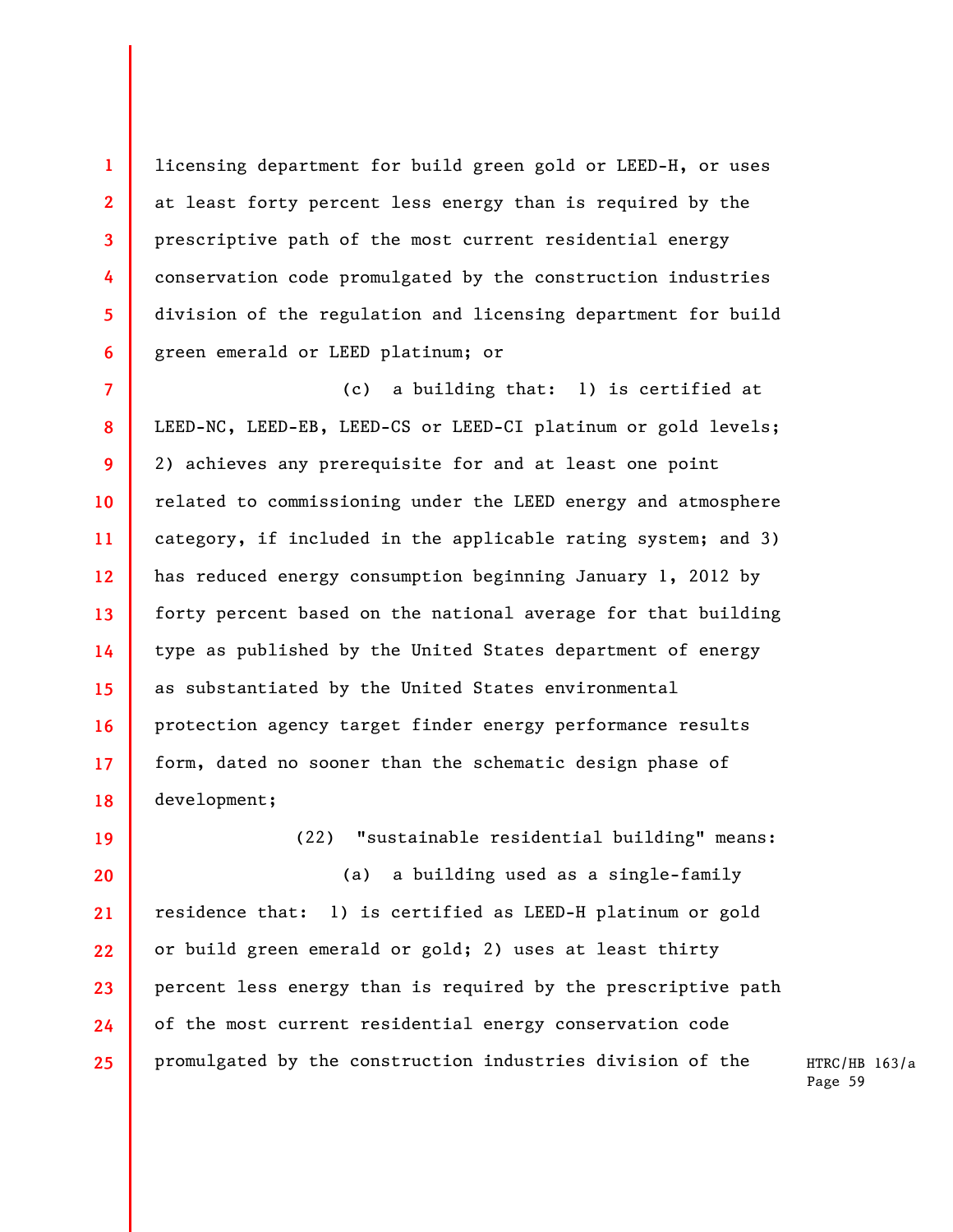licensing department for build green gold or LEED-H, or uses at least forty percent less energy than is required by the prescriptive path of the most current residential energy conservation code promulgated by the construction industries division of the regulation and licensing department for build green emerald or LEED platinum; or

(c) a building that: 1) is certified at LEED-NC, LEED-EB, LEED-CS or LEED-CI platinum or gold levels; 2) achieves any prerequisite for and at least one point related to commissioning under the LEED energy and atmosphere category, if included in the applicable rating system; and 3) has reduced energy consumption beginning January 1, 2012 by forty percent based on the national average for that building type as published by the United States department of energy as substantiated by the United States environmental protection agency target finder energy performance results form, dated no sooner than the schematic design phase of development;

(22) "sustainable residential building" means:

(a) a building used as a single-family residence that: 1) is certified as LEED-H platinum or gold or build green emerald or gold; 2) uses at least thirty percent less energy than is required by the prescriptive path of the most current residential energy conservation code promulgated by the construction industries division of the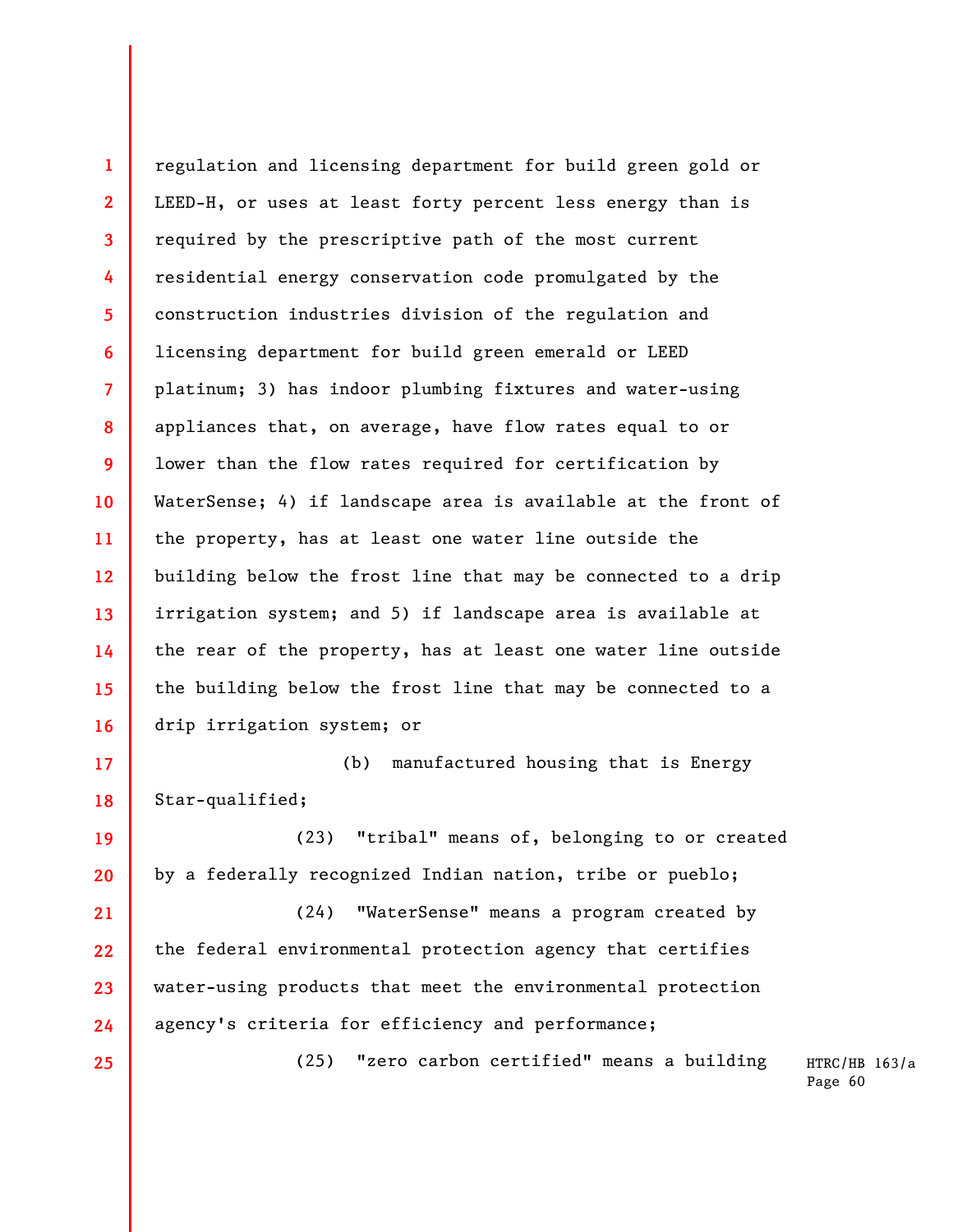regulation and licensing department for build green gold or LEED-H, or uses at least forty percent less energy than is required by the prescriptive path of the most current residential energy conservation code promulgated by the construction industries division of the regulation and licensing department for build green emerald or LEED platinum; 3) has indoor plumbing fixtures and water-using appliances that, on average, have flow rates equal to or lower than the flow rates required for certification by WaterSense; 4) if landscape area is available at the front of the property, has at least one water line outside the building below the frost line that may be connected to a drip irrigation system; and 5) if landscape area is available at the rear of the property, has at least one water line outside the building below the frost line that may be connected to a drip irrigation system; or

(b) manufactured housing that is Energy Star-qualified;

(23) "tribal" means of, belonging to or created by a federally recognized Indian nation, tribe or pueblo;

(24) "WaterSense" means a program created by the federal environmental protection agency that certifies water-using products that meet the environmental protection agency's criteria for efficiency and performance;

(25) "zero carbon certified" means a building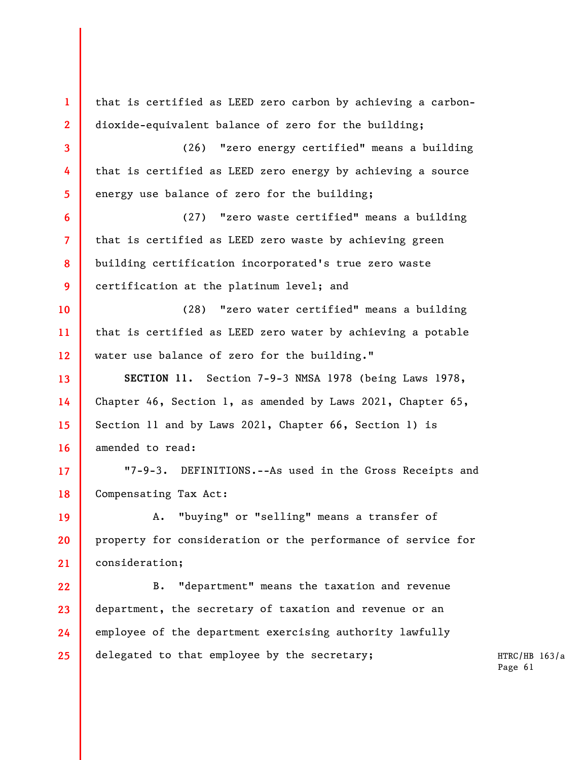that is certified as LEED zero carbon by achieving a carbon-dioxide-equivalent balance of zero for the building;

(26) "zero energy certified" means a building that is certified as LEED zero energy by achieving a source energy use balance of zero for the building;

(27) "zero waste certified" means a building that is certified as LEED zero waste by achieving green building certification incorporated's true zero waste certification at the platinum level; and

(28) "zero water certified" means a building that is certified as LEED zero water by achieving a potable water use balance of zero for the building."

**SECTION 11.** Section 7-9-3 NMSA 1978 (being Laws 1978, Chapter 46, Section 1, as amended by Laws 2021, Chapter 65, Section 11 and by Laws 2021, Chapter 66, Section 1) is amended to read:

"7-9-3. DEFINITIONS.--As used in the Gross Receipts and Compensating Tax Act:

A. "buying" or "selling" means a transfer of property for consideration or the performance of service for consideration;

B. "department" means the taxation and revenue department, the secretary of taxation and revenue or an employee of the department exercising authority lawfully delegated to that employee by the secretary;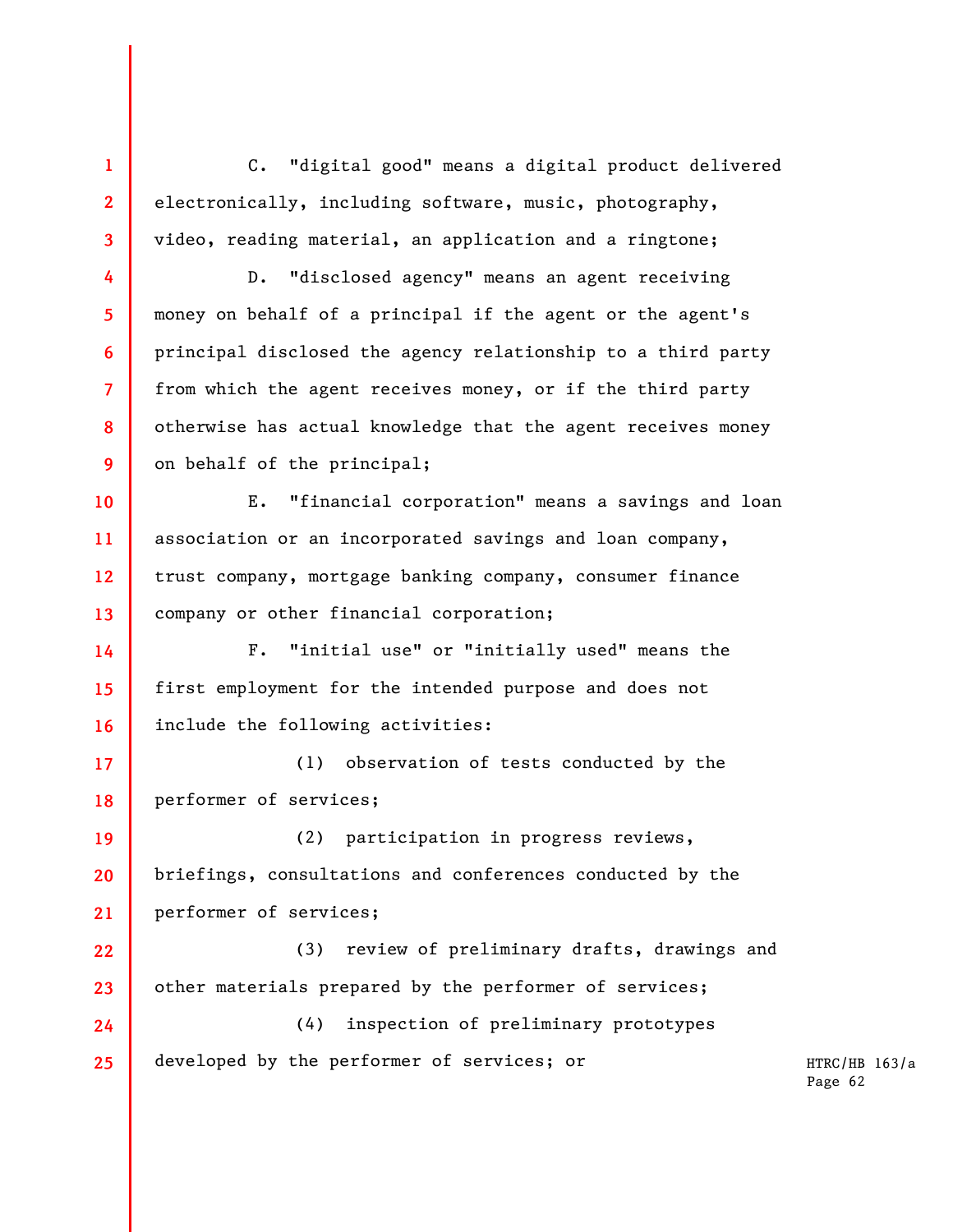C. "digital good" means a digital product delivered electronically, including software, music, photography, video, reading material, an application and a ringtone;

D. "disclosed agency" means an agent receiving money on behalf of a principal if the agent or the agent's principal disclosed the agency relationship to a third party from which the agent receives money, or if the third party otherwise has actual knowledge that the agent receives money on behalf of the principal;

E. "financial corporation" means a savings and loan association or an incorporated savings and loan company, trust company, mortgage banking company, consumer finance company or other financial corporation;

F. "initial use" or "initially used" means the first employment for the intended purpose and does not include the following activities:

(1) observation of tests conducted by the performer of services;

(2) participation in progress reviews, briefings, consultations and conferences conducted by the performer of services;

(3) review of preliminary drafts, drawings and other materials prepared by the performer of services;

(4) inspection of preliminary prototypes developed by the performer of services; or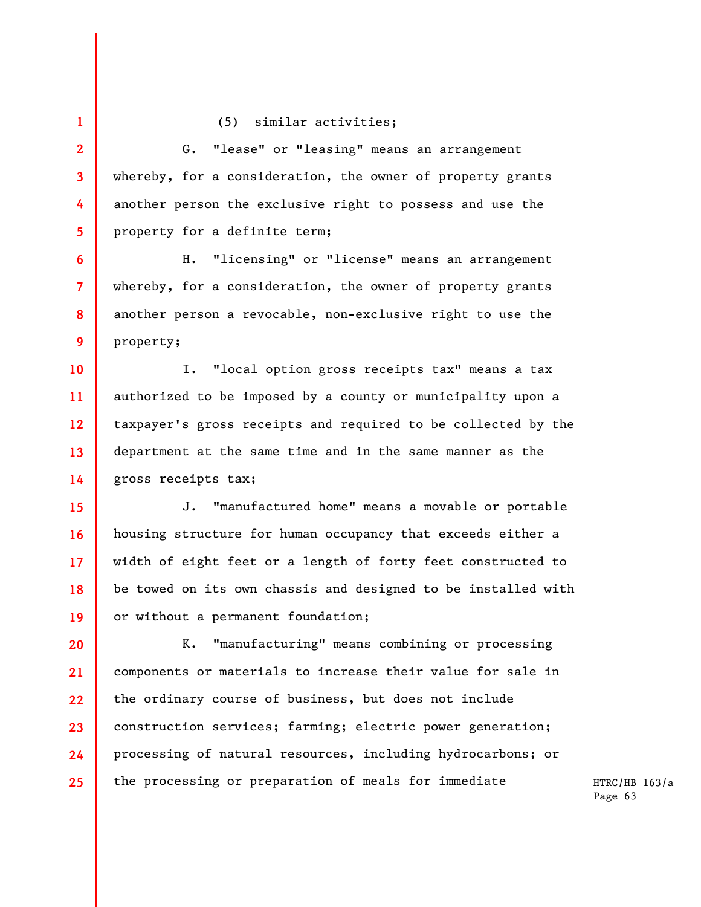(5) similar activities;

G. "lease" or "leasing" means an arrangement whereby, for a consideration, the owner of property grants another person the exclusive right to possess and use the property for a definite term;

H. "licensing" or "license" means an arrangement whereby, for a consideration, the owner of property grants another person a revocable, non-exclusive right to use the property;

I. "local option gross receipts tax" means a tax authorized to be imposed by a county or municipality upon a taxpayer's gross receipts and required to be collected by the department at the same time and in the same manner as the gross receipts tax;

J. "manufactured home" means a movable or portable housing structure for human occupancy that exceeds either a width of eight feet or a length of forty feet constructed to be towed on its own chassis and designed to be installed with or without a permanent foundation;

K. "manufacturing" means combining or processing components or materials to increase their value for sale in the ordinary course of business, but does not include construction services; farming; electric power generation; processing of natural resources, including hydrocarbons; or the processing or preparation of meals for immediate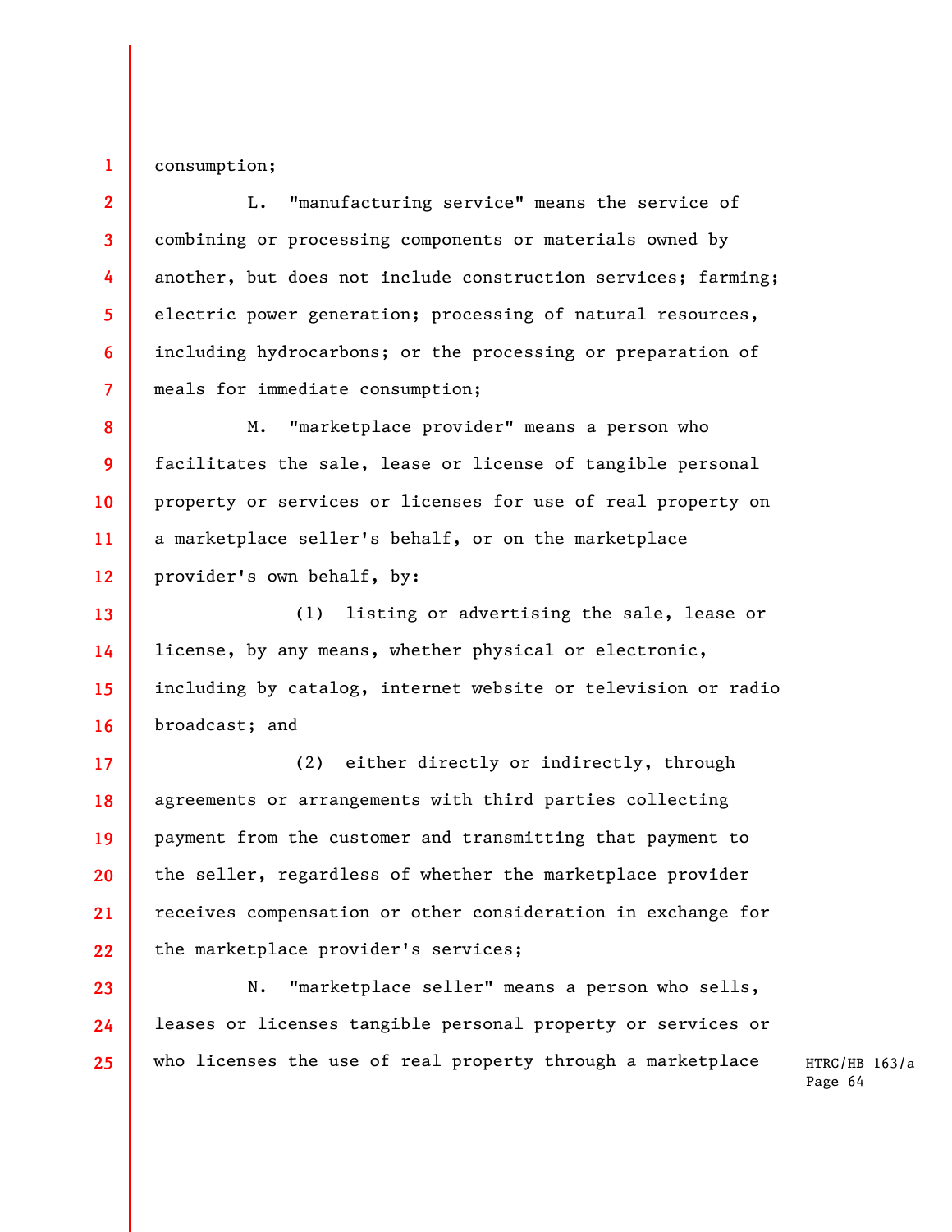consumption;

L. "manufacturing service" means the service of combining or processing components or materials owned by another, but does not include construction services; farming; electric power generation; processing of natural resources, including hydrocarbons; or the processing or preparation of meals for immediate consumption;

M. "marketplace provider" means a person who facilitates the sale, lease or license of tangible personal property or services or licenses for use of real property on a marketplace seller's behalf, or on the marketplace provider's own behalf, by:

(1) listing or advertising the sale, lease or license, by any means, whether physical or electronic, including by catalog, internet website or television or radio broadcast; and

(2) either directly or indirectly, through agreements or arrangements with third parties collecting payment from the customer and transmitting that payment to the seller, regardless of whether the marketplace provider receives compensation or other consideration in exchange for the marketplace provider's services;

N. "marketplace seller" means a person who sells, leases or licenses tangible personal property or services or who licenses the use of real property through a marketplace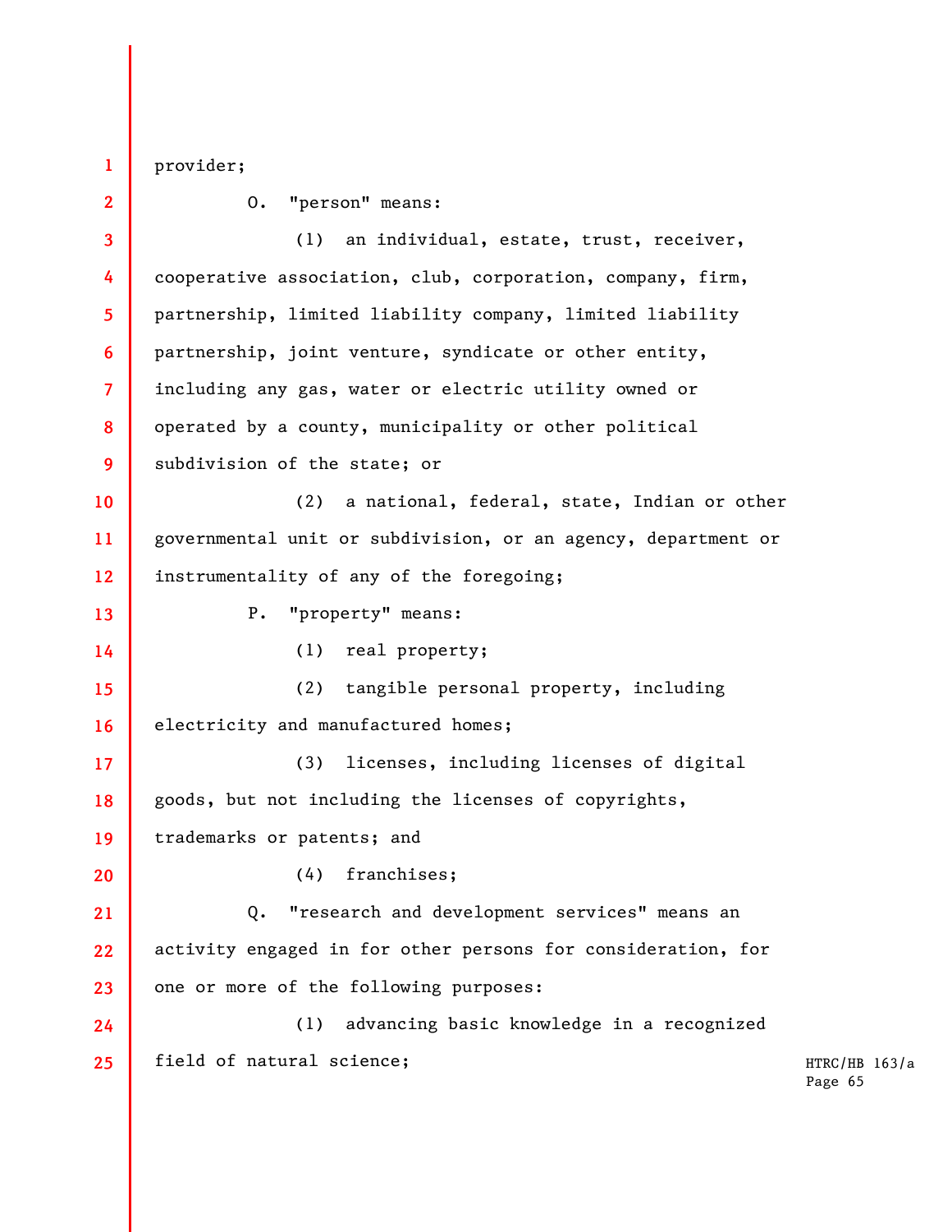provider;

O. "person" means:

(1) an individual, estate, trust, receiver, cooperative association, club, corporation, company, firm, partnership, limited liability company, limited liability partnership, joint venture, syndicate or other entity, including any gas, water or electric utility owned or operated by a county, municipality or other political subdivision of the state; or

(2) a national, federal, state, Indian or other governmental unit or subdivision, or an agency, department or instrumentality of any of the foregoing;

P. "property" means:

(1) real property;

(2) tangible personal property, including electricity and manufactured homes;

(3) licenses, including licenses of digital goods, but not including the licenses of copyrights, trademarks or patents; and

(4) franchises;

Q. "research and development services" means an activity engaged in for other persons for consideration, for one or more of the following purposes:

(1) advancing basic knowledge in a recognized field of natural science;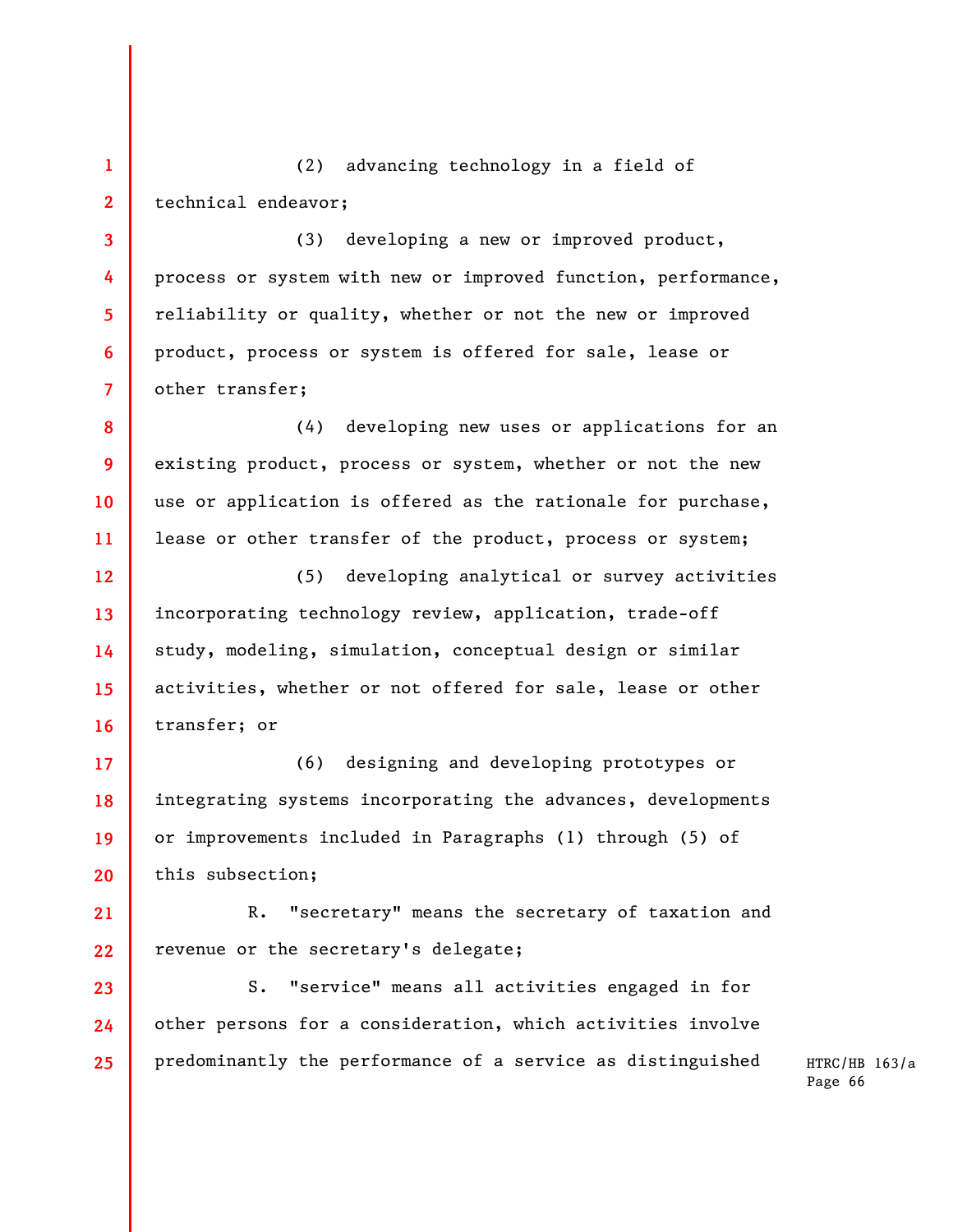(2) advancing technology in a field of technical endeavor;

(3) developing a new or improved product, process or system with new or improved function, performance, reliability or quality, whether or not the new or improved product, process or system is offered for sale, lease or other transfer;

(4) developing new uses or applications for an existing product, process or system, whether or not the new use or application is offered as the rationale for purchase, lease or other transfer of the product, process or system;

(5) developing analytical or survey activities incorporating technology review, application, trade-off study, modeling, simulation, conceptual design or similar activities, whether or not offered for sale, lease or other transfer; or

(6) designing and developing prototypes or integrating systems incorporating the advances, developments or improvements included in Paragraphs (1) through (5) of this subsection;

R. "secretary" means the secretary of taxation and revenue or the secretary's delegate;

S. "service" means all activities engaged in for other persons for a consideration, which activities involve predominantly the performance of a service as distinguished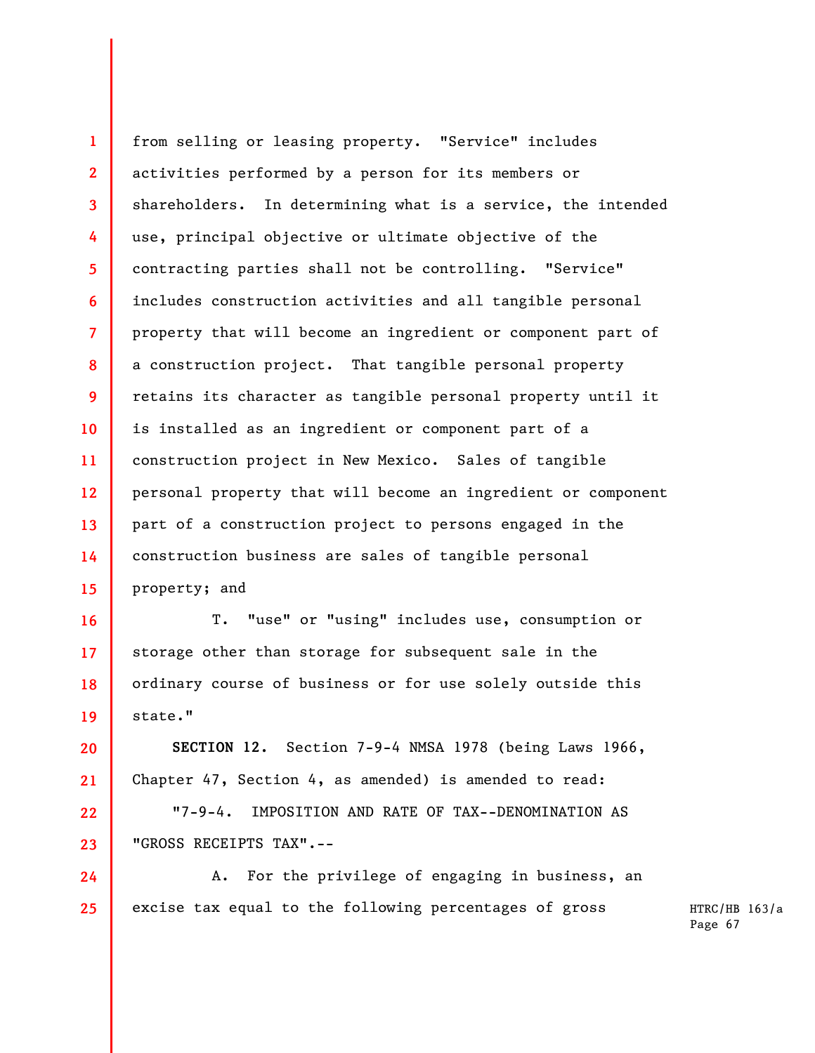from selling or leasing property. "Service" includes activities performed by a person for its members or shareholders. In determining what is a service, the intended use, principal objective or ultimate objective of the contracting parties shall not be controlling. "Service" includes construction activities and all tangible personal property that will become an ingredient or component part of a construction project. That tangible personal property retains its character as tangible personal property until it is installed as an ingredient or component part of a construction project in New Mexico. Sales of tangible personal property that will become an ingredient or component part of a construction project to persons engaged in the construction business are sales of tangible personal property; and

T. "use" or "using" includes use, consumption or storage other than storage for subsequent sale in the ordinary course of business or for use solely outside this state."

**SECTION 12.** Section 7-9-4 NMSA 1978 (being Laws 1966, Chapter 47, Section 4, as amended) is amended to read:

"7-9-4. IMPOSITION AND RATE OF TAX--DENOMINATION AS "GROSS RECEIPTS TAX".--

A. For the privilege of engaging in business, an excise tax equal to the following percentages of gross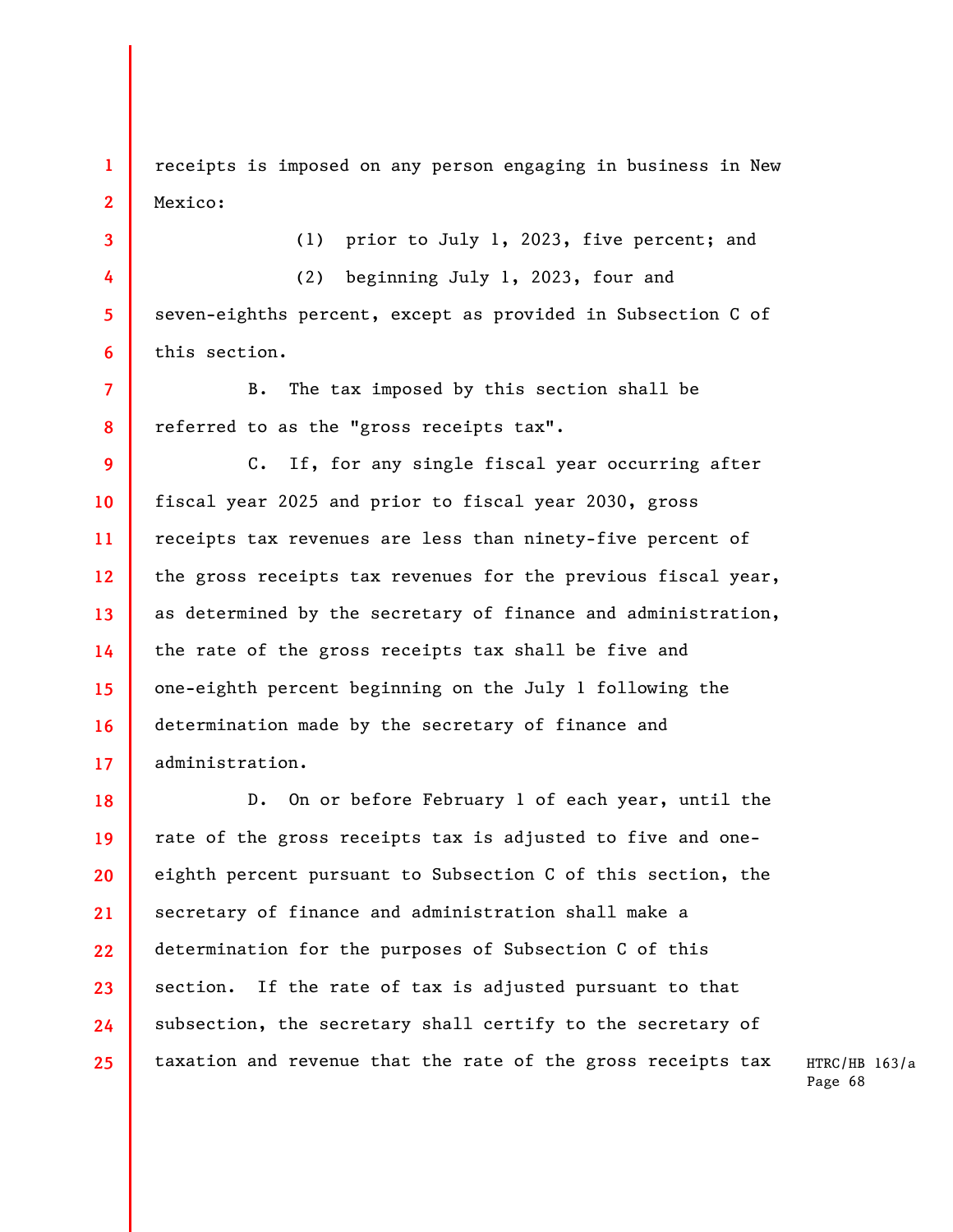receipts is imposed on any person engaging in business in New Mexico:

(1) prior to July 1, 2023, five percent; and

(2) beginning July 1, 2023, four and seven-eighths percent, except as provided in Subsection C of this section.

B. The tax imposed by this section shall be referred to as the "gross receipts tax".

C. If, for any single fiscal year occurring after fiscal year 2025 and prior to fiscal year 2030, gross receipts tax revenues are less than ninety-five percent of the gross receipts tax revenues for the previous fiscal year, as determined by the secretary of finance and administration, the rate of the gross receipts tax shall be five and one-eighth percent beginning on the July 1 following the determination made by the secretary of finance and administration.

D. On or before February 1 of each year, until the rate of the gross receipts tax is adjusted to five and one-eighth percent pursuant to Subsection C of this section, the secretary of finance and administration shall make a determination for the purposes of Subsection C of this section. If the rate of tax is adjusted pursuant to that subsection, the secretary shall certify to the secretary of taxation and revenue that the rate of the gross receipts tax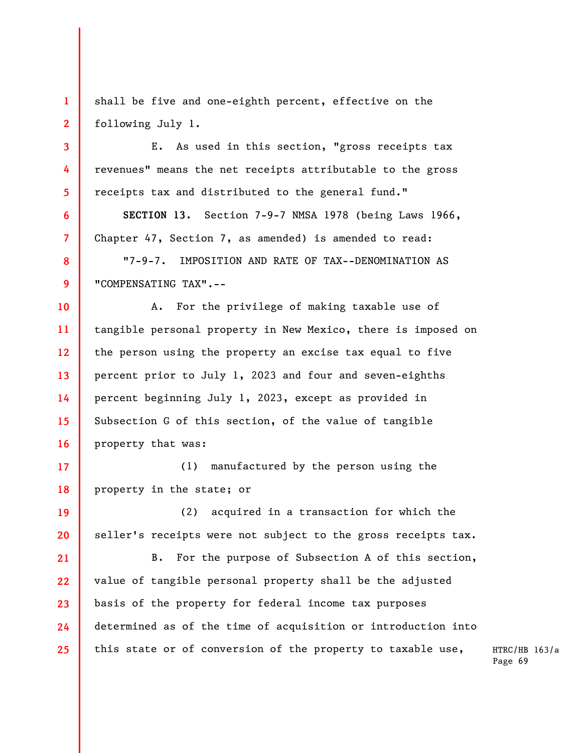shall be five and one-eighth percent, effective on the following July 1.

E. As used in this section, "gross receipts tax revenues" means the net receipts attributable to the gross receipts tax and distributed to the general fund."

**SECTION 13.** Section 7-9-7 NMSA 1978 (being Laws 1966, Chapter 47, Section 7, as amended) is amended to read:

"7-9-7. IMPOSITION AND RATE OF TAX--DENOMINATION AS "COMPENSATING TAX".--

A. For the privilege of making taxable use of tangible personal property in New Mexico, there is imposed on the person using the property an excise tax equal to five percent prior to July 1, 2023 and four and seven-eighths percent beginning July 1, 2023, except as provided in Subsection G of this section, of the value of tangible property that was:

(1) manufactured by the person using the property in the state; or

(2) acquired in a transaction for which the seller's receipts were not subject to the gross receipts tax.

B. For the purpose of Subsection A of this section, value of tangible personal property shall be the adjusted basis of the property for federal income tax purposes determined as of the time of acquisition or introduction into this state or of conversion of the property to taxable use,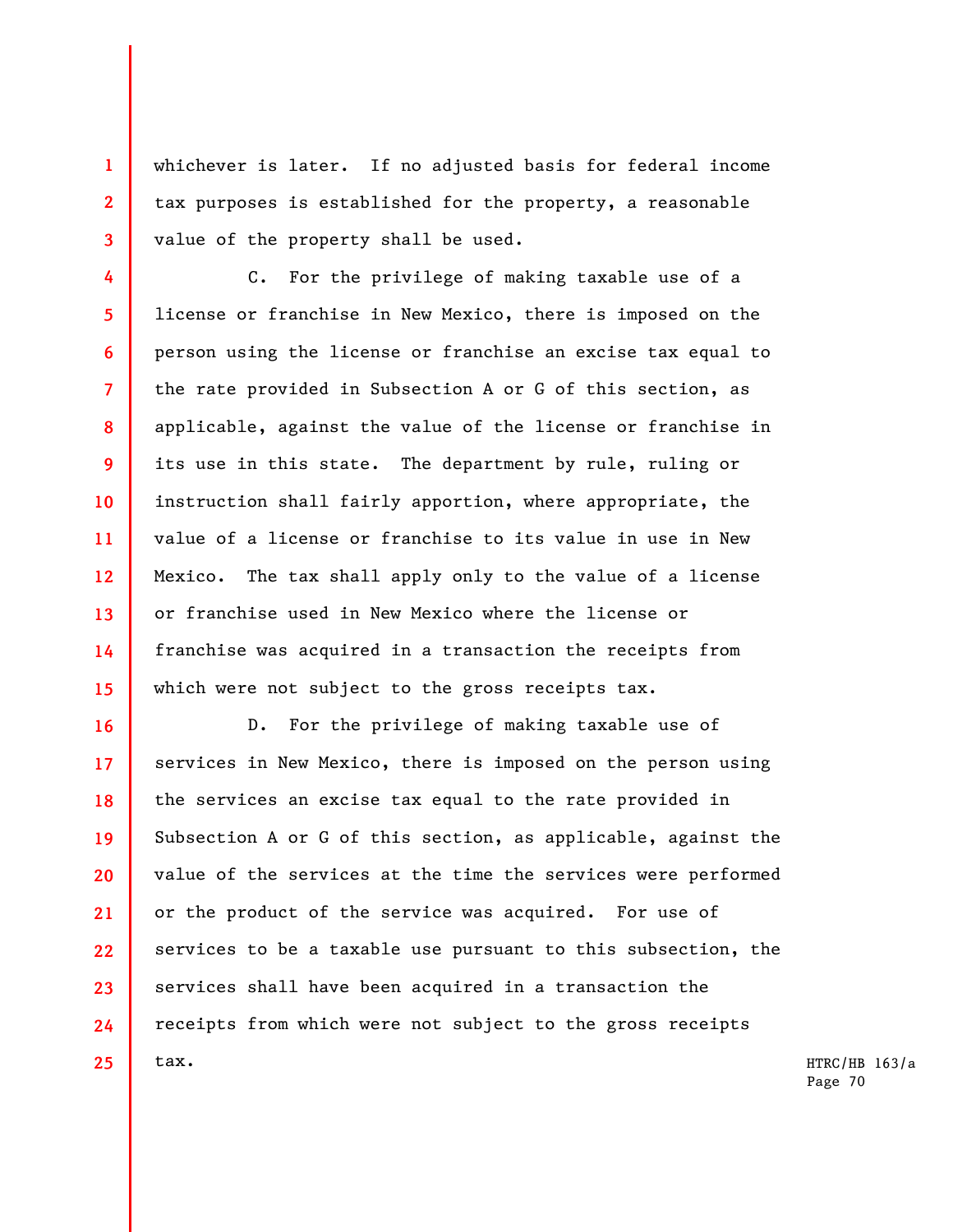whichever is later. If no adjusted basis for federal income tax purposes is established for the property, a reasonable value of the property shall be used.

C. For the privilege of making taxable use of a license or franchise in New Mexico, there is imposed on the person using the license or franchise an excise tax equal to the rate provided in Subsection A or G of this section, as applicable, against the value of the license or franchise in its use in this state. The department by rule, ruling or instruction shall fairly apportion, where appropriate, the value of a license or franchise to its value in use in New Mexico. The tax shall apply only to the value of a license or franchise used in New Mexico where the license or franchise was acquired in a transaction the receipts from which were not subject to the gross receipts tax.

D. For the privilege of making taxable use of services in New Mexico, there is imposed on the person using the services an excise tax equal to the rate provided in Subsection A or G of this section, as applicable, against the value of the services at the time the services were performed or the product of the service was acquired. For use of services to be a taxable use pursuant to this subsection, the services shall have been acquired in a transaction the receipts from which were not subject to the gross receipts tax.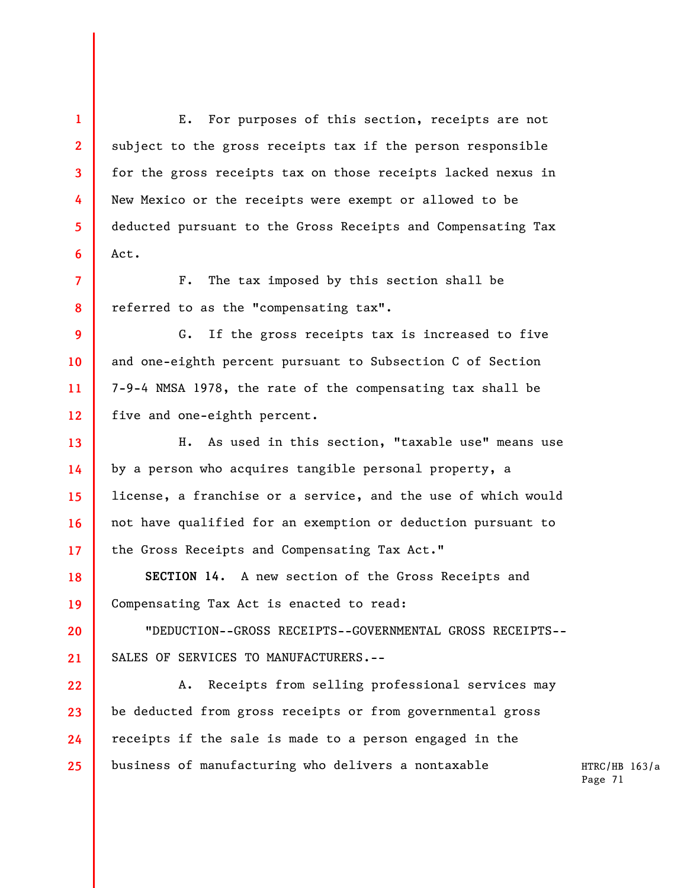E. For purposes of this section, receipts are not subject to the gross receipts tax if the person responsible for the gross receipts tax on those receipts lacked nexus in New Mexico or the receipts were exempt or allowed to be deducted pursuant to the Gross Receipts and Compensating Tax Act.

F. The tax imposed by this section shall be referred to as the "compensating tax".

G. If the gross receipts tax is increased to five and one-eighth percent pursuant to Subsection C of Section 7-9-4 NMSA 1978, the rate of the compensating tax shall be five and one-eighth percent.

H. As used in this section, "taxable use" means use by a person who acquires tangible personal property, a license, a franchise or a service, and the use of which would not have qualified for an exemption or deduction pursuant to the Gross Receipts and Compensating Tax Act."

**SECTION 14.** A new section of the Gross Receipts and Compensating Tax Act is enacted to read:

"DEDUCTION--GROSS RECEIPTS--GOVERNMENTAL GROSS RECEIPTS--SALES OF SERVICES TO MANUFACTURERS.--

A. Receipts from selling professional services may be deducted from gross receipts or from governmental gross receipts if the sale is made to a person engaged in the business of manufacturing who delivers a nontaxable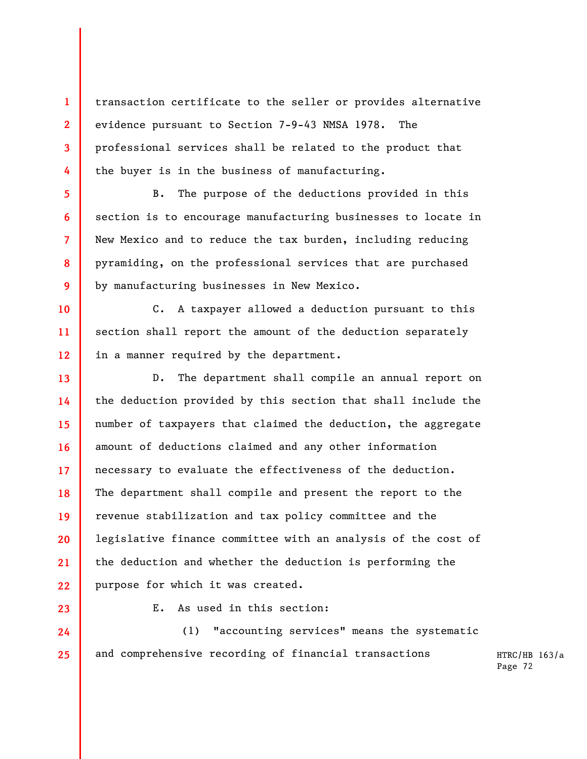transaction certificate to the seller or provides alternative evidence pursuant to Section 7-9-43 NMSA 1978. The professional services shall be related to the product that the buyer is in the business of manufacturing.

B. The purpose of the deductions provided in this section is to encourage manufacturing businesses to locate in New Mexico and to reduce the tax burden, including reducing pyramiding, on the professional services that are purchased by manufacturing businesses in New Mexico.

C. A taxpayer allowed a deduction pursuant to this section shall report the amount of the deduction separately in a manner required by the department.

D. The department shall compile an annual report on the deduction provided by this section that shall include the number of taxpayers that claimed the deduction, the aggregate amount of deductions claimed and any other information necessary to evaluate the effectiveness of the deduction. The department shall compile and present the report to the revenue stabilization and tax policy committee and the legislative finance committee with an analysis of the cost of the deduction and whether the deduction is performing the purpose for which it was created.

E. As used in this section:

(1) "accounting services" means the systematic and comprehensive recording of financial transactions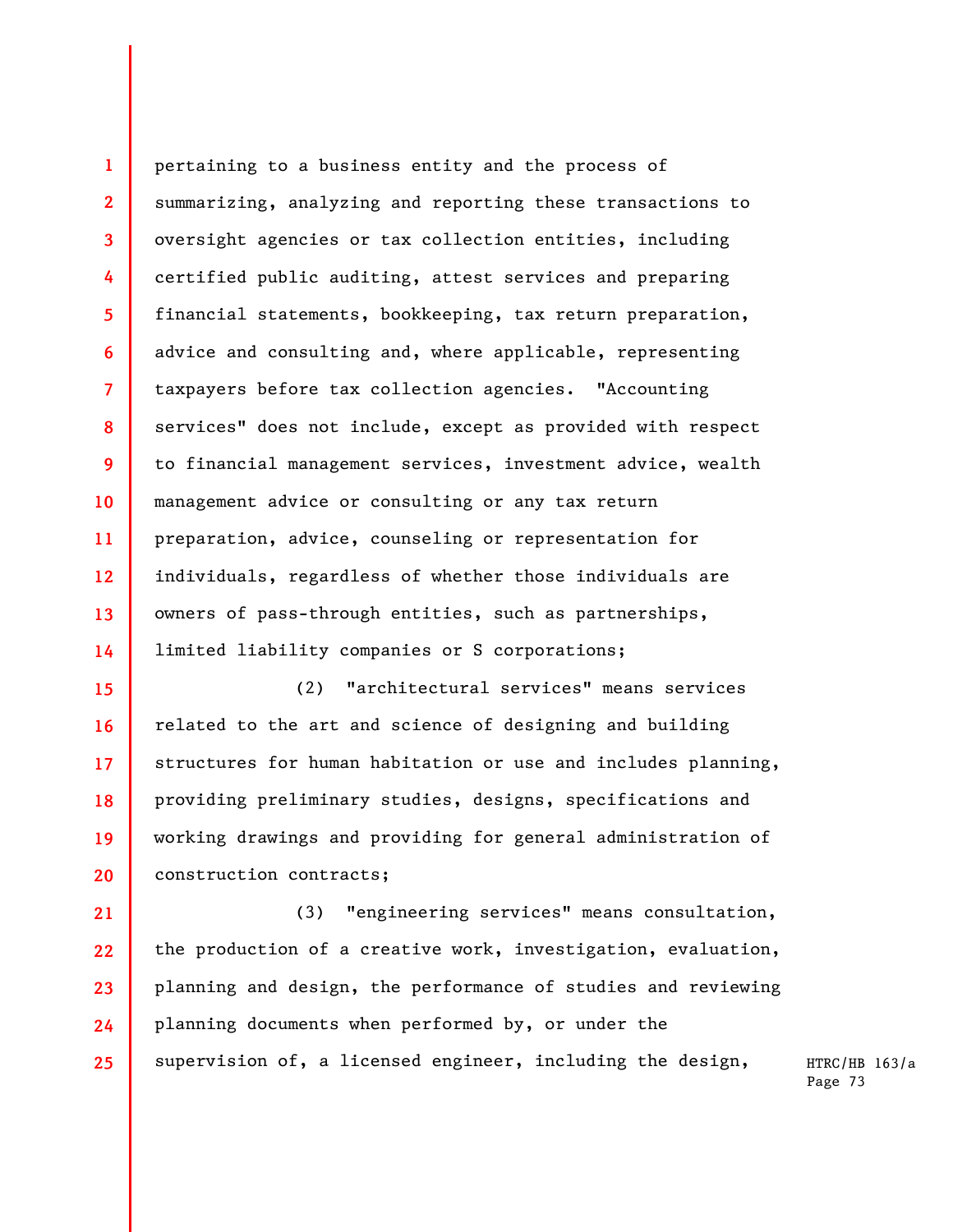pertaining to a business entity and the process of summarizing, analyzing and reporting these transactions to oversight agencies or tax collection entities, including certified public auditing, attest services and preparing financial statements, bookkeeping, tax return preparation, advice and consulting and, where applicable, representing taxpayers before tax collection agencies. "Accounting services" does not include, except as provided with respect to financial management services, investment advice, wealth management advice or consulting or any tax return preparation, advice, counseling or representation for individuals, regardless of whether those individuals are owners of pass-through entities, such as partnerships, limited liability companies or S corporations;

(2) "architectural services" means services related to the art and science of designing and building structures for human habitation or use and includes planning, providing preliminary studies, designs, specifications and working drawings and providing for general administration of construction contracts;

(3) "engineering services" means consultation, the production of a creative work, investigation, evaluation, planning and design, the performance of studies and reviewing planning documents when performed by, or under the supervision of, a licensed engineer, including the design,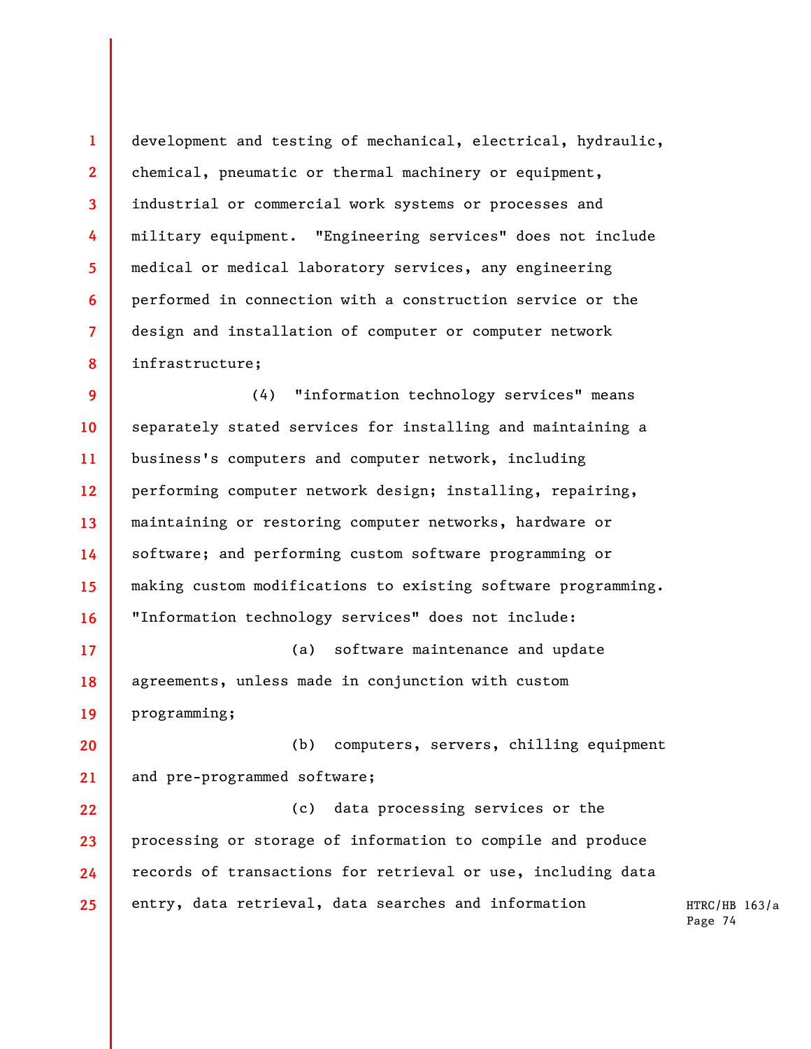development and testing of mechanical, electrical, hydraulic, chemical, pneumatic or thermal machinery or equipment, industrial or commercial work systems or processes and military equipment. "Engineering services" does not include medical or medical laboratory services, any engineering performed in connection with a construction service or the design and installation of computer or computer network infrastructure;

(4) "information technology services" means separately stated services for installing and maintaining a business's computers and computer network, including performing computer network design; installing, repairing, maintaining or restoring computer networks, hardware or software; and performing custom software programming or making custom modifications to existing software programming. "Information technology services" does not include:

(a) software maintenance and update agreements, unless made in conjunction with custom programming;

(b) computers, servers, chilling equipment and pre-programmed software;

(c) data processing services or the processing or storage of information to compile and produce records of transactions for retrieval or use, including data entry, data retrieval, data searches and information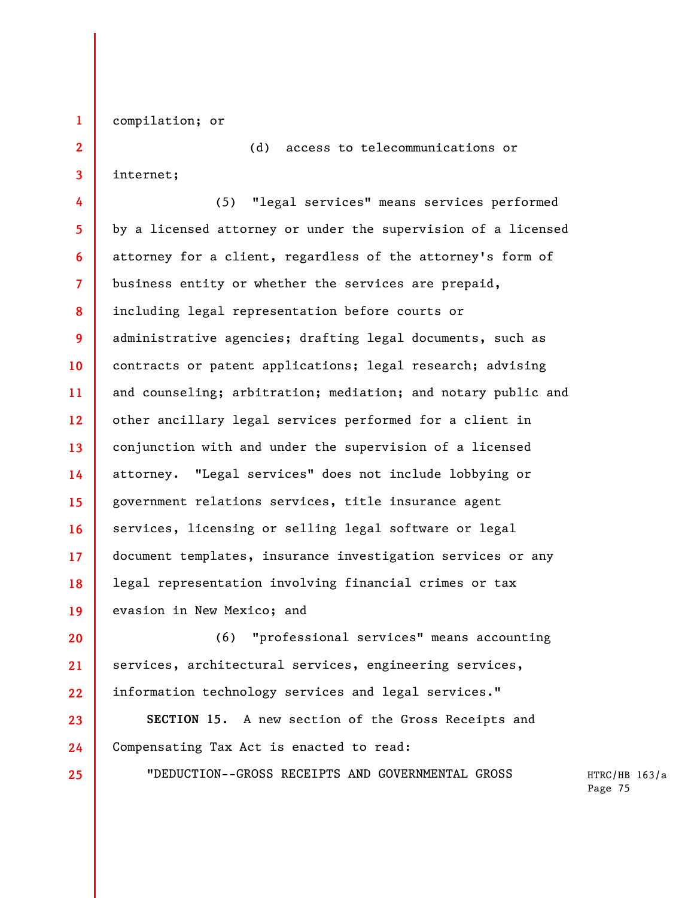compilation; or

(d) access to telecommunications or internet;

(5) "legal services" means services performed by a licensed attorney or under the supervision of a licensed attorney for a client, regardless of the attorney's form of business entity or whether the services are prepaid, including legal representation before courts or administrative agencies; drafting legal documents, such as contracts or patent applications; legal research; advising and counseling; arbitration; mediation; and notary public and other ancillary legal services performed for a client in conjunction with and under the supervision of a licensed attorney. "Legal services" does not include lobbying or government relations services, title insurance agent services, licensing or selling legal software or legal document templates, insurance investigation services or any legal representation involving financial crimes or tax evasion in New Mexico; and

(6) "professional services" means accounting services, architectural services, engineering services, information technology services and legal services."

**SECTION 15.** A new section of the Gross Receipts and Compensating Tax Act is enacted to read:

"DEDUCTION--GROSS RECEIPTS AND GOVERNMENTAL GROSS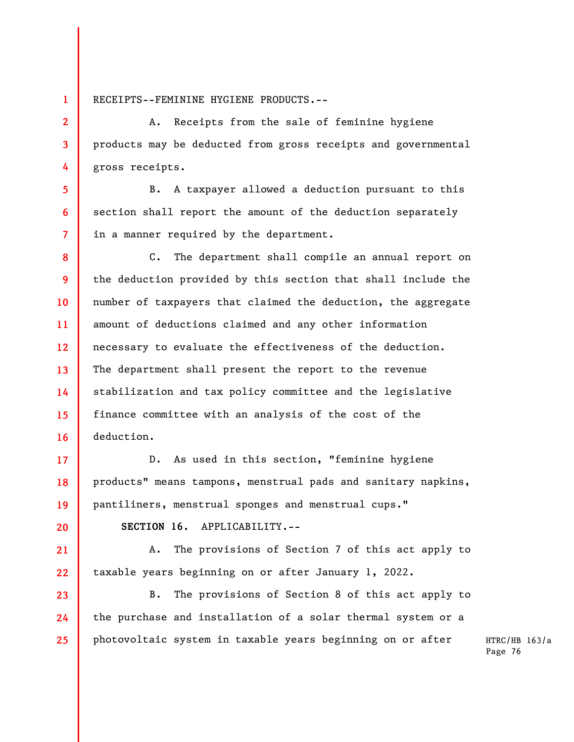RECEIPTS--FEMININE HYGIENE PRODUCTS.--

A. Receipts from the sale of feminine hygiene products may be deducted from gross receipts and governmental gross receipts.

B. A taxpayer allowed a deduction pursuant to this section shall report the amount of the deduction separately in a manner required by the department.

C. The department shall compile an annual report on the deduction provided by this section that shall include the number of taxpayers that claimed the deduction, the aggregate amount of deductions claimed and any other information necessary to evaluate the effectiveness of the deduction. The department shall present the report to the revenue stabilization and tax policy committee and the legislative finance committee with an analysis of the cost of the deduction.

D. As used in this section, "feminine hygiene products" means tampons, menstrual pads and sanitary napkins, pantiliners, menstrual sponges and menstrual cups."

**SECTION 16.** APPLICABILITY.--

A. The provisions of Section 7 of this act apply to taxable years beginning on or after January 1, 2022.

B. The provisions of Section 8 of this act apply to the purchase and installation of a solar thermal system or a photovoltaic system in taxable years beginning on or after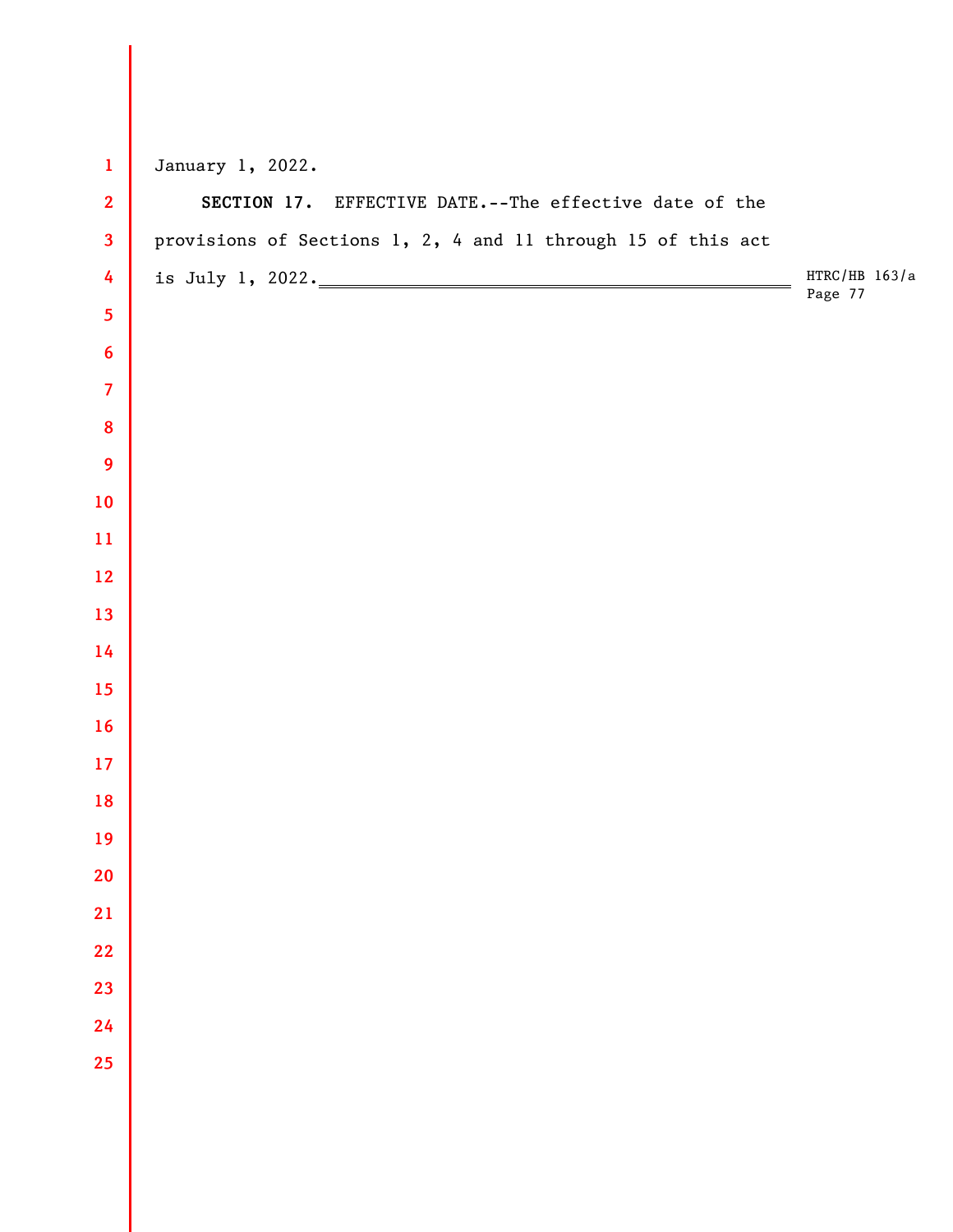January 1, 2022.

**SECTION 17.** EFFECTIVE DATE.--The effective date of the provisions of Sections 1, 2, 4 and 11 through 15 of this act is July 1, 2022.

HTRC/HB 163/a